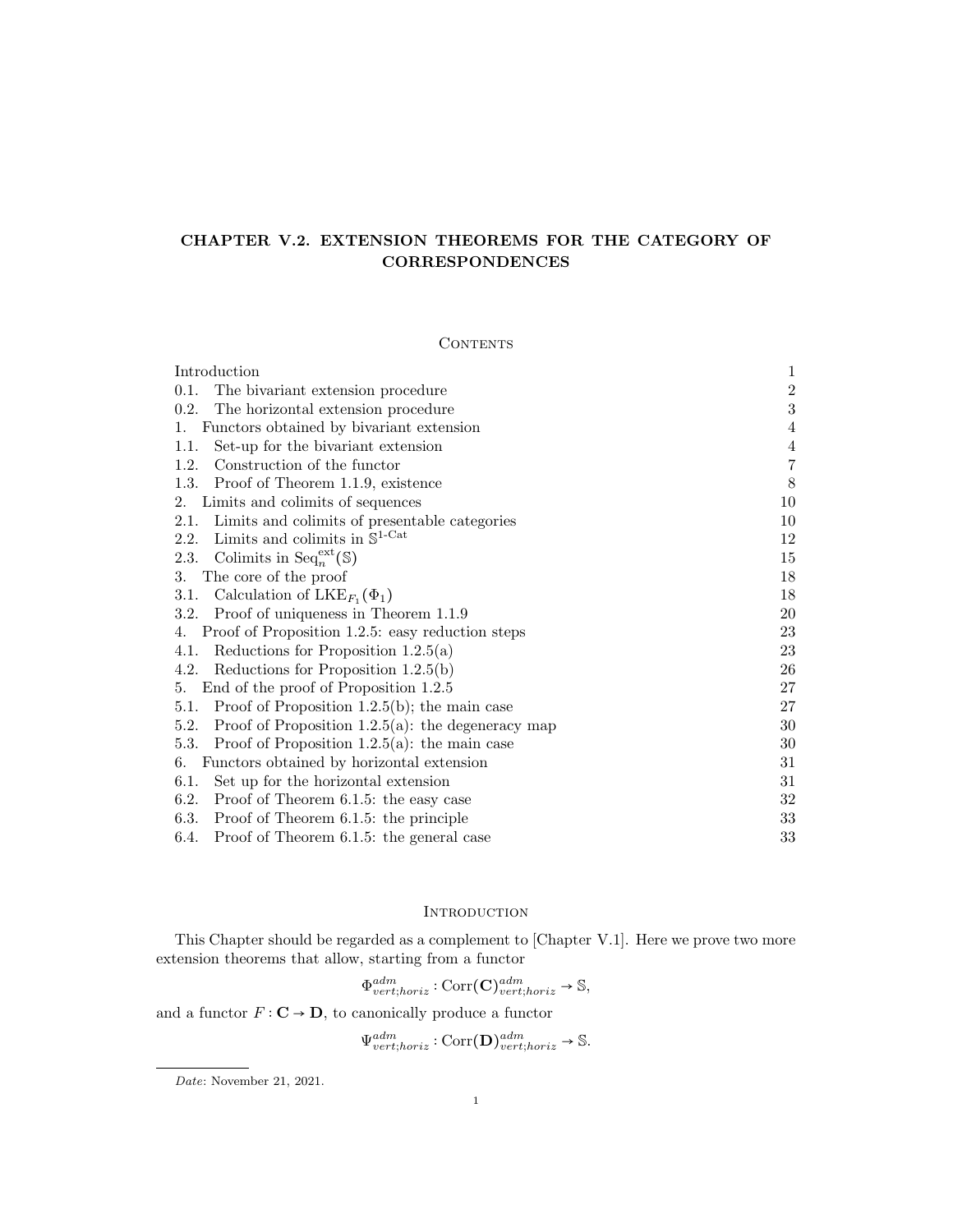# CHAPTER V.2. EXTENSION THEOREMS FOR THE CATEGORY OF CORRESPONDENCES

## Contents

| | |
|---|---|
| Introduction | 1 |
| 0.1. The bivariant extension procedure | 2 |
| 0.2. The horizontal extension procedure | 3 |
| 1. Functors obtained by bivariant extension | 4 |
| 1.1. Set-up for the bivariant extension | 4 |
| 1.2. Construction of the functor | 7 |
| 1.3. Proof of Theorem 1.1.9, existence | 8 |
| 2. Limits and colimits of sequences | 10 |
| 2.1. Limits and colimits of presentable categories | 10 |
| 2.2. Limits and colimits in $\mathbb{S}^{\text{1-Cat}}$ | 12 |
| 2.3. Colimits in $\mathrm{Seq}_n^{\mathrm{ext}}(\mathbb{S})$ | 15 |
| 3. The core of the proof | 18 |
| 3.1. Calculation of $\mathrm{LKE}_{F_1}(\Phi_1)$ | 18 |
| 3.2. Proof of uniqueness in Theorem 1.1.9 | 20 |
| 4. Proof of Proposition 1.2.5: easy reduction steps | 23 |
| 4.1. Reductions for Proposition 1.2.5(a) | 23 |
| 4.2. Reductions for Proposition 1.2.5(b) | 26 |
| 5. End of the proof of Proposition 1.2.5 | 27 |
| 5.1. Proof of Proposition 1.2.5(b); the main case | 27 |
| 5.2. Proof of Proposition 1.2.5(a): the degeneracy map | 30 |
| 5.3. Proof of Proposition 1.2.5(a): the main case | 30 |
| 6. Functors obtained by horizontal extension | 31 |
| 6.1. Set up for the horizontal extension | 31 |
| 6.2. Proof of Theorem 6.1.5: the easy case | 32 |
| 6.3. Proof of Theorem 6.1.5: the principle | 33 |
| 6.4. Proof of Theorem 6.1.5: the general case | 33 |

## Introduction

This Chapter should be regarded as a complement to [Chapter V.1]. Here we prove two more extension theorems that allow, starting from a functor

$$\Phi^{adm}_{vert;horiz} : \mathrm{Corr}(\mathbf{C})^{adm}_{vert;horiz} \to \mathbb{S},$$

and a functor $F : \mathbf{C} \to \mathbf{D}$, to canonically produce a functor

$$\Psi^{adm}_{vert;horiz} : \mathrm{Corr}(\mathbf{D})^{adm}_{vert;horiz} \to \mathbb{S}.$$

*Date*: November 21, 2021.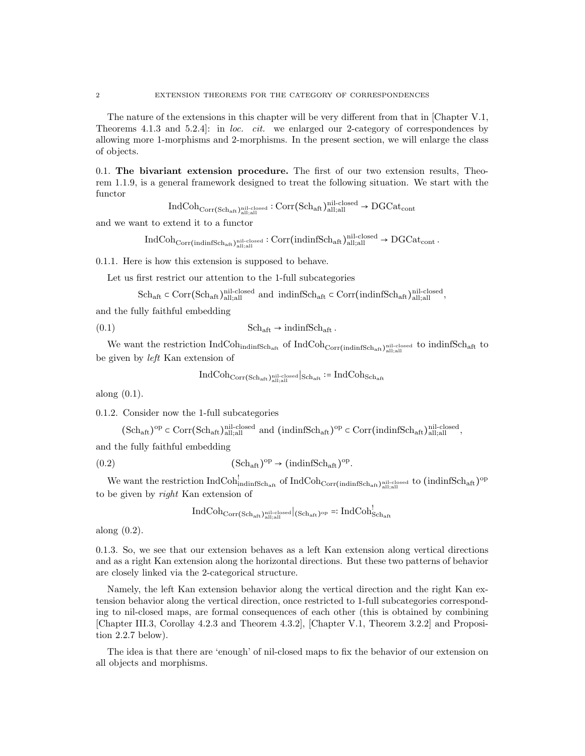The nature of the extensions in this chapter will be very different from that in [Chapter V.1, Theorems 4.1.3 and 5.2.4]: in *loc. cit.* we enlarged our 2-category of correspondences by allowing more 1-morphisms and 2-morphisms. In the present section, we will enlarge the class of objects.

0.1. **The bivariant extension procedure.** The first of our two extension results, Theorem 1.1.9, is a general framework designed to treat the following situation. We start with the functor

$$\mathrm{IndCoh}_{\mathrm{Corr}(\mathrm{Sch}_{\mathrm{aft}})^{\mathrm{nil\text{-}closed}}_{\mathrm{all;all}}} : \mathrm{Corr}(\mathrm{Sch}_{\mathrm{aft}})^{\mathrm{nil\text{-}closed}}_{\mathrm{all;all}} \to \mathrm{DGCat}_{\mathrm{cont}}$$

and we want to extend it to a functor

$$\mathrm{IndCoh}_{\mathrm{Corr}(\mathrm{indinfSch}_{\mathrm{aft}})^{\mathrm{nil\text{-}closed}}_{\mathrm{all;all}}} : \mathrm{Corr}(\mathrm{indinfSch}_{\mathrm{aft}})^{\mathrm{nil\text{-}closed}}_{\mathrm{all;all}} \to \mathrm{DGCat}_{\mathrm{cont}}.$$

0.1.1. Here is how this extension is supposed to behave.

Let us first restrict our attention to the 1-full subcategories

$$\mathrm{Sch}_{\mathrm{aft}} \subset \mathrm{Corr}(\mathrm{Sch}_{\mathrm{aft}})^{\mathrm{nil\text{-}closed}}_{\mathrm{all;all}} \text{ and } \mathrm{indinfSch}_{\mathrm{aft}} \subset \mathrm{Corr}(\mathrm{indinfSch}_{\mathrm{aft}})^{\mathrm{nil\text{-}closed}}_{\mathrm{all;all}},$$

and the fully faithful embedding

$$\mathrm{Sch}_{\mathrm{aft}} \to \mathrm{indinfSch}_{\mathrm{aft}}. \tag{0.1}$$

We want the restriction $\mathrm{IndCoh}_{\mathrm{indinfSch}_{\mathrm{aft}}}$ of $\mathrm{IndCoh}_{\mathrm{Corr}(\mathrm{indinfSch}_{\mathrm{aft}})^{\mathrm{nil\text{-}closed}}_{\mathrm{all;all}}}$ to $\mathrm{indinfSch}_{\mathrm{aft}}$ to be given by *left* Kan extension of

$$\mathrm{IndCoh}_{\mathrm{Corr}(\mathrm{Sch}_{\mathrm{aft}})^{\mathrm{nil\text{-}closed}}_{\mathrm{all;all}}}|_{\mathrm{Sch}_{\mathrm{aft}}} := \mathrm{IndCoh}_{\mathrm{Sch}_{\mathrm{aft}}}$$

along (0.1).

0.1.2. Consider now the 1-full subcategories

$$(\mathrm{Sch}_{\mathrm{aft}})^{\mathrm{op}} \subset \mathrm{Corr}(\mathrm{Sch}_{\mathrm{aft}})^{\mathrm{nil\text{-}closed}}_{\mathrm{all;all}} \text{ and } (\mathrm{indinfSch}_{\mathrm{aft}})^{\mathrm{op}} \subset \mathrm{Corr}(\mathrm{indinfSch}_{\mathrm{aft}})^{\mathrm{nil\text{-}closed}}_{\mathrm{all;all}},$$

and the fully faithful embedding

$$(\mathrm{Sch}_{\mathrm{aft}})^{\mathrm{op}} \to (\mathrm{indinfSch}_{\mathrm{aft}})^{\mathrm{op}}. \tag{0.2}$$

We want the restriction $\mathrm{IndCoh}^!_{\mathrm{indinfSch}_{\mathrm{aft}}}$ of $\mathrm{IndCoh}_{\mathrm{Corr}(\mathrm{indinfSch}_{\mathrm{aft}})^{\mathrm{nil\text{-}closed}}_{\mathrm{all;all}}}$ to $(\mathrm{indinfSch}_{\mathrm{aft}})^{\mathrm{op}}$ to be given by *right* Kan extension of

$$\mathrm{IndCoh}_{\mathrm{Corr}(\mathrm{Sch}_{\mathrm{aft}})^{\mathrm{nil\text{-}closed}}_{\mathrm{all;all}}}|_{(\mathrm{Sch}_{\mathrm{aft}})^{\mathrm{op}}} =: \mathrm{IndCoh}^!_{\mathrm{Sch}_{\mathrm{aft}}}$$

along (0.2).

0.1.3. So, we see that our extension behaves as a left Kan extension along vertical directions and as a right Kan extension along the horizontal directions. But these two patterns of behavior are closely linked via the 2-categorical structure.

Namely, the left Kan extension behavior along the vertical direction and the right Kan extension behavior along the vertical direction, once restricted to 1-full subcategories corresponding to nil-closed maps, are formal consequences of each other (this is obtained by combining [Chapter III.3, Corollay 4.2.3 and Theorem 4.3.2], [Chapter V.1, Theorem 3.2.2] and Proposition 2.2.7 below).

The idea is that there are 'enough' of nil-closed maps to fix the behavior of our extension on all objects and morphisms.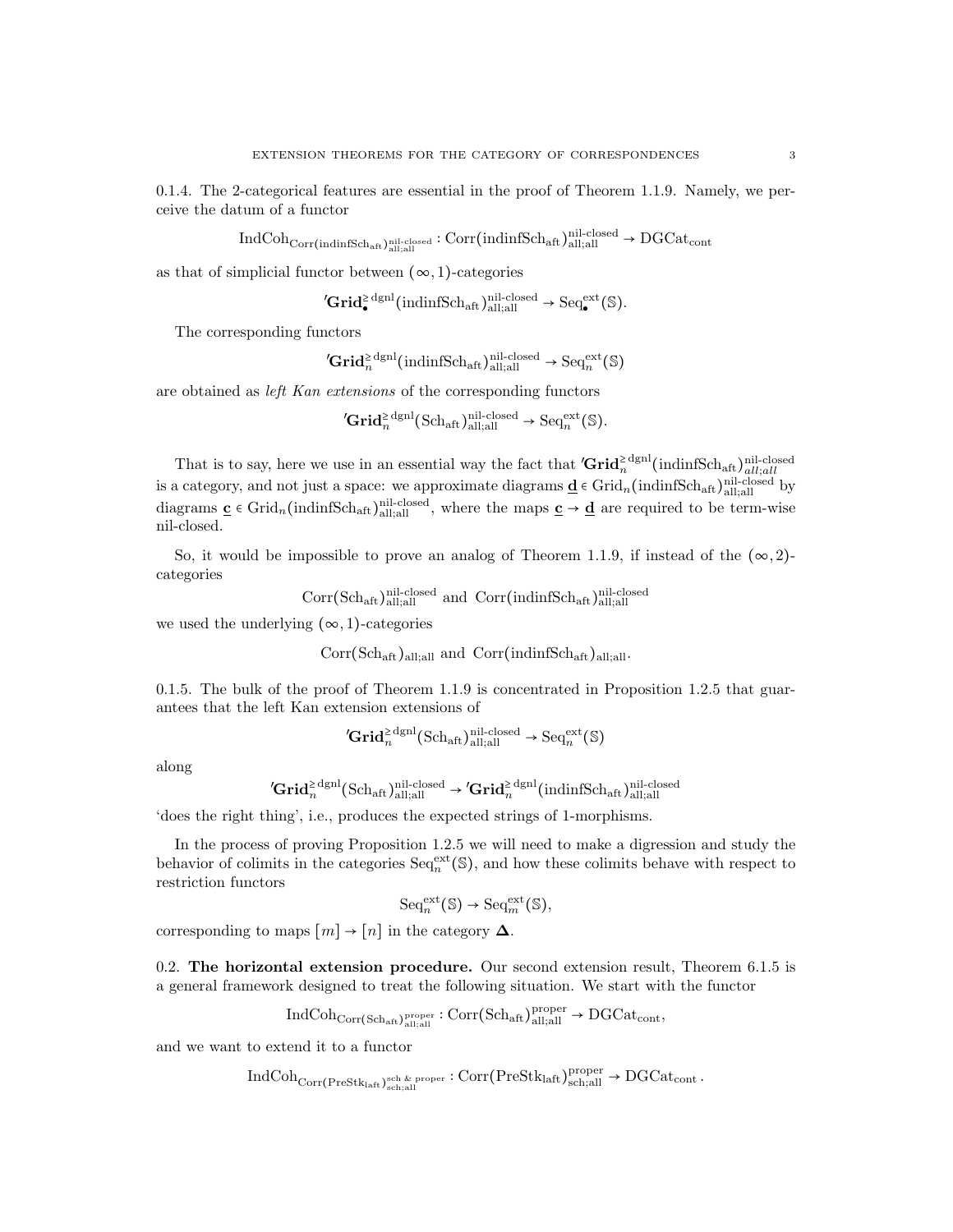0.1.4. The 2-categorical features are essential in the proof of Theorem 1.1.9. Namely, we perceive the datum of a functor

$$\mathrm{IndCoh}_{\mathrm{Corr}(\mathrm{indinfSch}_{\mathrm{aft}})^{\mathrm{nil\text{-}closed}}_{\mathrm{all;all}}} : \mathrm{Corr}(\mathrm{indinfSch}_{\mathrm{aft}})^{\mathrm{nil\text{-}closed}}_{\mathrm{all;all}} \to \mathrm{DGCat}_{\mathrm{cont}}$$

as that of simplicial functor between $(\infty,1)$-categories

$$'\mathbf{Grid}^{\geq\,\mathrm{dgnl}}_{\bullet}(\mathrm{indinfSch}_{\mathrm{aft}})^{\mathrm{nil\text{-}closed}}_{\mathrm{all;all}} \to \mathrm{Seq}^{\mathrm{ext}}_{\bullet}(\mathbb{S}).$$

The corresponding functors

$$'\mathbf{Grid}^{\geq\,\mathrm{dgnl}}_{n}(\mathrm{indinfSch}_{\mathrm{aft}})^{\mathrm{nil\text{-}closed}}_{\mathrm{all;all}} \to \mathrm{Seq}^{\mathrm{ext}}_{n}(\mathbb{S})$$

are obtained as *left Kan extensions* of the corresponding functors

$$'\mathbf{Grid}^{\geq\,\mathrm{dgnl}}_{n}(\mathrm{Sch}_{\mathrm{aft}})^{\mathrm{nil\text{-}closed}}_{\mathrm{all;all}} \to \mathrm{Seq}^{\mathrm{ext}}_{n}(\mathbb{S}).$$

That is to say, here we use in an essential way the fact that $'\mathbf{Grid}^{\geq\,\mathrm{dgnl}}_{n}(\mathrm{indinfSch}_{\mathrm{aft}})^{\mathrm{nil\text{-}closed}}_{all;all}$ is a category, and not just a space: we approximate diagrams $\underline{\mathbf{d}} \in \mathrm{Grid}_n(\mathrm{indinfSch}_{\mathrm{aft}})^{\mathrm{nil\text{-}closed}}_{\mathrm{all;all}}$ by diagrams $\underline{\mathbf{c}} \in \mathrm{Grid}_n(\mathrm{indinfSch}_{\mathrm{aft}})^{\mathrm{nil\text{-}closed}}_{\mathrm{all;all}}$, where the maps $\underline{\mathbf{c}} \to \underline{\mathbf{d}}$ are required to be term-wise nil-closed.

So, it would be impossible to prove an analog of Theorem 1.1.9, if instead of the $(\infty,2)$-categories

$$\mathrm{Corr}(\mathrm{Sch}_{\mathrm{aft}})^{\mathrm{nil\text{-}closed}}_{\mathrm{all;all}} \text{ and } \mathrm{Corr}(\mathrm{indinfSch}_{\mathrm{aft}})^{\mathrm{nil\text{-}closed}}_{\mathrm{all;all}}$$

we used the underlying $(\infty,1)$-categories

$$\mathrm{Corr}(\mathrm{Sch}_{\mathrm{aft}})_{\mathrm{all;all}} \text{ and } \mathrm{Corr}(\mathrm{indinfSch}_{\mathrm{aft}})_{\mathrm{all;all}}.$$

0.1.5. The bulk of the proof of Theorem 1.1.9 is concentrated in Proposition 1.2.5 that guarantees that the left Kan extension extensions of

$$'\mathbf{Grid}^{\geq\,\mathrm{dgnl}}_{n}(\mathrm{Sch}_{\mathrm{aft}})^{\mathrm{nil\text{-}closed}}_{\mathrm{all;all}} \to \mathrm{Seq}^{\mathrm{ext}}_{n}(\mathbb{S})$$

along

$$'\mathbf{Grid}^{\geq\,\mathrm{dgnl}}_{n}(\mathrm{Sch}_{\mathrm{aft}})^{\mathrm{nil\text{-}closed}}_{\mathrm{all;all}} \to {}'\mathbf{Grid}^{\geq\,\mathrm{dgnl}}_{n}(\mathrm{indinfSch}_{\mathrm{aft}})^{\mathrm{nil\text{-}closed}}_{\mathrm{all;all}}$$

'does the right thing', i.e., produces the expected strings of 1-morphisms.

In the process of proving Proposition 1.2.5 we will need to make a digression and study the behavior of colimits in the categories $\mathrm{Seq}^{\mathrm{ext}}_{n}(\mathbb{S})$, and how these colimits behave with respect to restriction functors

$$\mathrm{Seq}^{\mathrm{ext}}_{n}(\mathbb{S}) \to \mathrm{Seq}^{\mathrm{ext}}_{m}(\mathbb{S}),$$

corresponding to maps $[m] \to [n]$ in the category $\mathbf{\Delta}$.

0.2. **The horizontal extension procedure.** Our second extension result, Theorem 6.1.5 is a general framework designed to treat the following situation. We start with the functor

$$\mathrm{IndCoh}_{\mathrm{Corr}(\mathrm{Sch}_{\mathrm{aft}})^{\mathrm{proper}}_{\mathrm{all;all}}} : \mathrm{Corr}(\mathrm{Sch}_{\mathrm{aft}})^{\mathrm{proper}}_{\mathrm{all;all}} \to \mathrm{DGCat}_{\mathrm{cont}},$$

and we want to extend it to a functor

$$\mathrm{IndCoh}_{\mathrm{Corr}(\mathrm{PreStk}_{\mathrm{laft}})^{\mathrm{sch}\ \&\ \mathrm{proper}}_{\mathrm{sch;all}}} : \mathrm{Corr}(\mathrm{PreStk}_{\mathrm{laft}})^{\mathrm{proper}}_{\mathrm{sch;all}} \to \mathrm{DGCat}_{\mathrm{cont}}.$$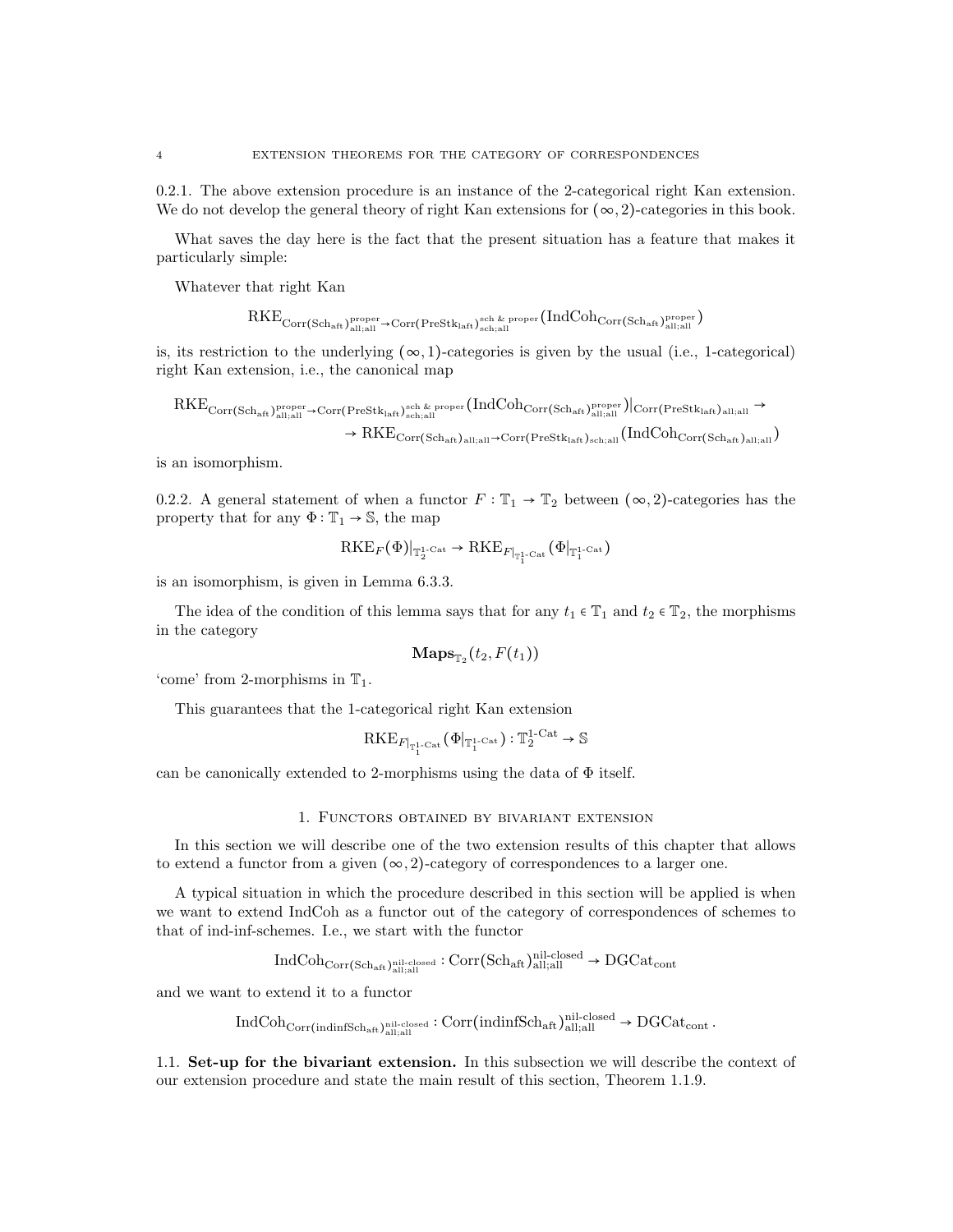0.2.1. The above extension procedure is an instance of the 2-categorical right Kan extension. We do not develop the general theory of right Kan extensions for $(\infty, 2)$-categories in this book.

What saves the day here is the fact that the present situation has a feature that makes it particularly simple:

Whatever that right Kan

$$\mathrm{RKE}_{\mathrm{Corr}(\mathrm{Sch}_{\mathrm{aft}})^{\mathrm{proper}}_{\mathrm{all;all}} \to \mathrm{Corr}(\mathrm{PreStk}_{\mathrm{laft}})^{\mathrm{sch\ \&\ proper}}_{\mathrm{sch;all}}}(\mathrm{IndCoh}_{\mathrm{Corr}(\mathrm{Sch}_{\mathrm{aft}})^{\mathrm{proper}}_{\mathrm{all;all}}})$$

is, its restriction to the underlying $(\infty, 1)$-categories is given by the usual (i.e., 1-categorical) right Kan extension, i.e., the canonical map

$$\mathrm{RKE}_{\mathrm{Corr}(\mathrm{Sch}_{\mathrm{aft}})^{\mathrm{proper}}_{\mathrm{all;all}} \to \mathrm{Corr}(\mathrm{PreStk}_{\mathrm{laft}})^{\mathrm{sch\ \&\ proper}}_{\mathrm{sch;all}}}(\mathrm{IndCoh}_{\mathrm{Corr}(\mathrm{Sch}_{\mathrm{aft}})^{\mathrm{proper}}_{\mathrm{all;all}}})|_{\mathrm{Corr}(\mathrm{PreStk}_{\mathrm{laft}})_{\mathrm{all;all}}} \to$$
$$\to \mathrm{RKE}_{\mathrm{Corr}(\mathrm{Sch}_{\mathrm{aft}})_{\mathrm{all;all}} \to \mathrm{Corr}(\mathrm{PreStk}_{\mathrm{laft}})_{\mathrm{sch;all}}}(\mathrm{IndCoh}_{\mathrm{Corr}(\mathrm{Sch}_{\mathrm{aft}})_{\mathrm{all;all}}})$$

is an isomorphism.

0.2.2. A general statement of when a functor $F : \mathbb{T}_1 \to \mathbb{T}_2$ between $(\infty, 2)$-categories has the property that for any $\Phi : \mathbb{T}_1 \to \mathbb{S}$, the map

$$\mathrm{RKE}_F(\Phi)|_{\mathbb{T}_2^{1\text{-Cat}}} \to \mathrm{RKE}_{F|_{\mathbb{T}_1^{1\text{-Cat}}}}(\Phi|_{\mathbb{T}_1^{1\text{-Cat}}})$$

is an isomorphism, is given in Lemma 6.3.3.

The idea of the condition of this lemma says that for any $t_1 \in \mathbb{T}_1$ and $t_2 \in \mathbb{T}_2$, the morphisms in the category

$$\mathbf{Maps}_{\mathbb{T}_2}(t_2, F(t_1))$$

'come' from 2-morphisms in $\mathbb{T}_1$.

This guarantees that the 1-categorical right Kan extension

$$\mathrm{RKE}_{F|_{\mathbb{T}_1^{1\text{-Cat}}}}(\Phi|_{\mathbb{T}_1^{1\text{-Cat}}}) : \mathbb{T}_2^{1\text{-Cat}} \to \mathbb{S}$$

can be canonically extended to 2-morphisms using the data of $\Phi$ itself.

## 1. Functors obtained by bivariant extension

In this section we will describe one of the two extension results of this chapter that allows to extend a functor from a given $(\infty, 2)$-category of correspondences to a larger one.

A typical situation in which the procedure described in this section will be applied is when we want to extend IndCoh as a functor out of the category of correspondences of schemes to that of ind-inf-schemes. I.e., we start with the functor

$$\mathrm{IndCoh}_{\mathrm{Corr}(\mathrm{Sch}_{\mathrm{aft}})^{\mathrm{nil\text{-}closed}}_{\mathrm{all;all}}} : \mathrm{Corr}(\mathrm{Sch}_{\mathrm{aft}})^{\mathrm{nil\text{-}closed}}_{\mathrm{all;all}} \to \mathrm{DGCat}_{\mathrm{cont}}$$

and we want to extend it to a functor

$$\mathrm{IndCoh}_{\mathrm{Corr}(\mathrm{indinfSch}_{\mathrm{aft}})^{\mathrm{nil\text{-}closed}}_{\mathrm{all;all}}} : \mathrm{Corr}(\mathrm{indinfSch}_{\mathrm{aft}})^{\mathrm{nil\text{-}closed}}_{\mathrm{all;all}} \to \mathrm{DGCat}_{\mathrm{cont}}\,.$$

1.1. **Set-up for the bivariant extension.** In this subsection we will describe the context of our extension procedure and state the main result of this section, Theorem 1.1.9.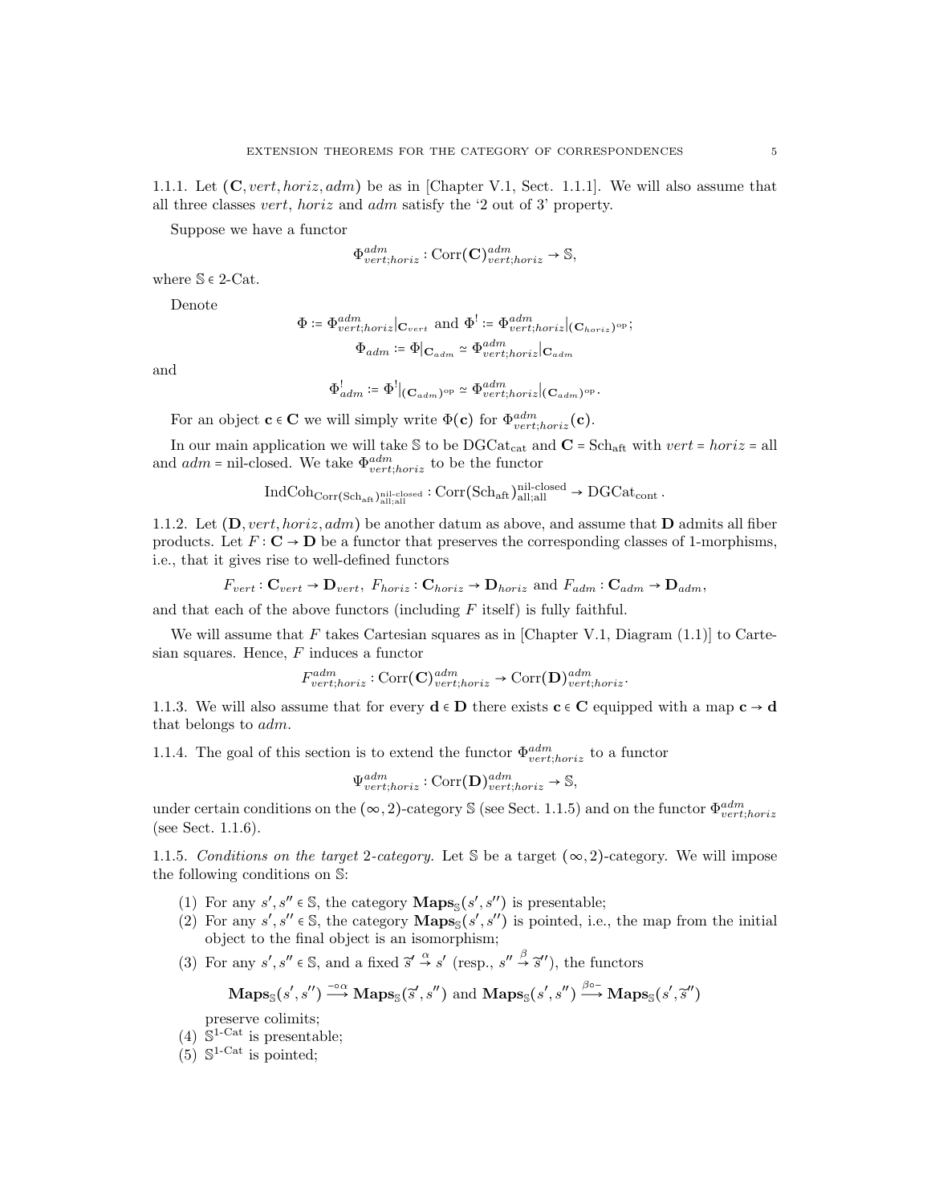1.1.1. Let $(\mathbf{C}, vert, horiz, adm)$ be as in [Chapter V.1, Sect. 1.1.1]. We will also assume that all three classes $vert$, $horiz$ and $adm$ satisfy the '2 out of 3' property.

Suppose we have a functor

$$\Phi^{adm}_{vert;horiz} : \mathrm{Corr}(\mathbf{C})^{adm}_{vert;horiz} \to \mathbb{S},$$

where $\mathbb{S} \in 2\text{-Cat}$.

Denote

$$\Phi := \Phi^{adm}_{vert;horiz}|_{\mathbf{C}_{vert}} \text{ and } \Phi^! := \Phi^{adm}_{vert;horiz}|_{(\mathbf{C}_{horiz})^{\mathrm{op}}};$$

$$\Phi_{adm} := \Phi|_{\mathbf{C}_{adm}} \simeq \Phi^{adm}_{vert;horiz}|_{\mathbf{C}_{adm}}$$

and

$$\Phi^!_{adm} := \Phi^!|_{(\mathbf{C}_{adm})^{\mathrm{op}}} \simeq \Phi^{adm}_{vert;horiz}|_{(\mathbf{C}_{adm})^{\mathrm{op}}}.$$

For an object $\mathbf{c} \in \mathbf{C}$ we will simply write $\Phi(\mathbf{c})$ for $\Phi^{adm}_{vert;horiz}(\mathbf{c})$.

In our main application we will take $\mathbb{S}$ to be $\mathrm{DGCat}_{\mathrm{cat}}$ and $\mathbf{C} = \mathrm{Sch}_{\mathrm{aft}}$ with $vert = horiz = \mathrm{all}$ and $adm = \text{nil-closed}$. We take $\Phi^{adm}_{vert;horiz}$ to be the functor

$$\mathrm{IndCoh}_{\mathrm{Corr}(\mathrm{Sch}_{\mathrm{aft}})^{\text{nil-closed}}_{\mathrm{all;all}}} : \mathrm{Corr}(\mathrm{Sch}_{\mathrm{aft}})^{\text{nil-closed}}_{\mathrm{all;all}} \to \mathrm{DGCat}_{\mathrm{cont}}.$$

1.1.2. Let $(\mathbf{D}, vert, horiz, adm)$ be another datum as above, and assume that $\mathbf{D}$ admits all fiber products. Let $F : \mathbf{C} \to \mathbf{D}$ be a functor that preserves the corresponding classes of 1-morphisms, i.e., that it gives rise to well-defined functors

$$F_{vert} : \mathbf{C}_{vert} \to \mathbf{D}_{vert},\ F_{horiz} : \mathbf{C}_{horiz} \to \mathbf{D}_{horiz} \text{ and } F_{adm} : \mathbf{C}_{adm} \to \mathbf{D}_{adm},$$

and that each of the above functors (including $F$ itself) is fully faithful.

We will assume that $F$ takes Cartesian squares as in [Chapter V.1, Diagram (1.1)] to Cartesian squares. Hence, $F$ induces a functor

$$F^{adm}_{vert;horiz} : \mathrm{Corr}(\mathbf{C})^{adm}_{vert;horiz} \to \mathrm{Corr}(\mathbf{D})^{adm}_{vert;horiz}.$$

1.1.3. We will also assume that for every $\mathbf{d} \in \mathbf{D}$ there exists $\mathbf{c} \in \mathbf{C}$ equipped with a map $\mathbf{c} \to \mathbf{d}$ that belongs to $adm$.

1.1.4. The goal of this section is to extend the functor $\Phi^{adm}_{vert;horiz}$ to a functor

$$\Psi^{adm}_{vert;horiz} : \mathrm{Corr}(\mathbf{D})^{adm}_{vert;horiz} \to \mathbb{S},$$

under certain conditions on the $(\infty, 2)$-category $\mathbb{S}$ (see Sect. 1.1.5) and on the functor $\Phi^{adm}_{vert;horiz}$ (see Sect. 1.1.6).

1.1.5. *Conditions on the target 2-category.* Let $\mathbb{S}$ be a target $(\infty, 2)$-category. We will impose the following conditions on $\mathbb{S}$:

(1) For any $s', s'' \in \mathbb{S}$, the category $\mathbf{Maps}_{\mathbb{S}}(s', s'')$ is presentable;
(2) For any $s', s'' \in \mathbb{S}$, the category $\mathbf{Maps}_{\mathbb{S}}(s', s'')$ is pointed, i.e., the map from the initial object to the final object is an isomorphism;
(3) For any $s', s'' \in \mathbb{S}$, and a fixed $\widetilde{s}' \overset{\alpha}{\to} s'$ (resp., $s'' \overset{\beta}{\to} \widetilde{s}''$), the functors

$$\mathbf{Maps}_{\mathbb{S}}(s', s'') \xrightarrow{-\circ\alpha} \mathbf{Maps}_{\mathbb{S}}(\widetilde{s}', s'') \text{ and } \mathbf{Maps}_{\mathbb{S}}(s', s'') \xrightarrow{\beta\circ-} \mathbf{Maps}_{\mathbb{S}}(s', \widetilde{s}'')$$

preserve colimits;
(4) $\mathbb{S}^{1\text{-Cat}}$ is presentable;
(5) $\mathbb{S}^{1\text{-Cat}}$ is pointed;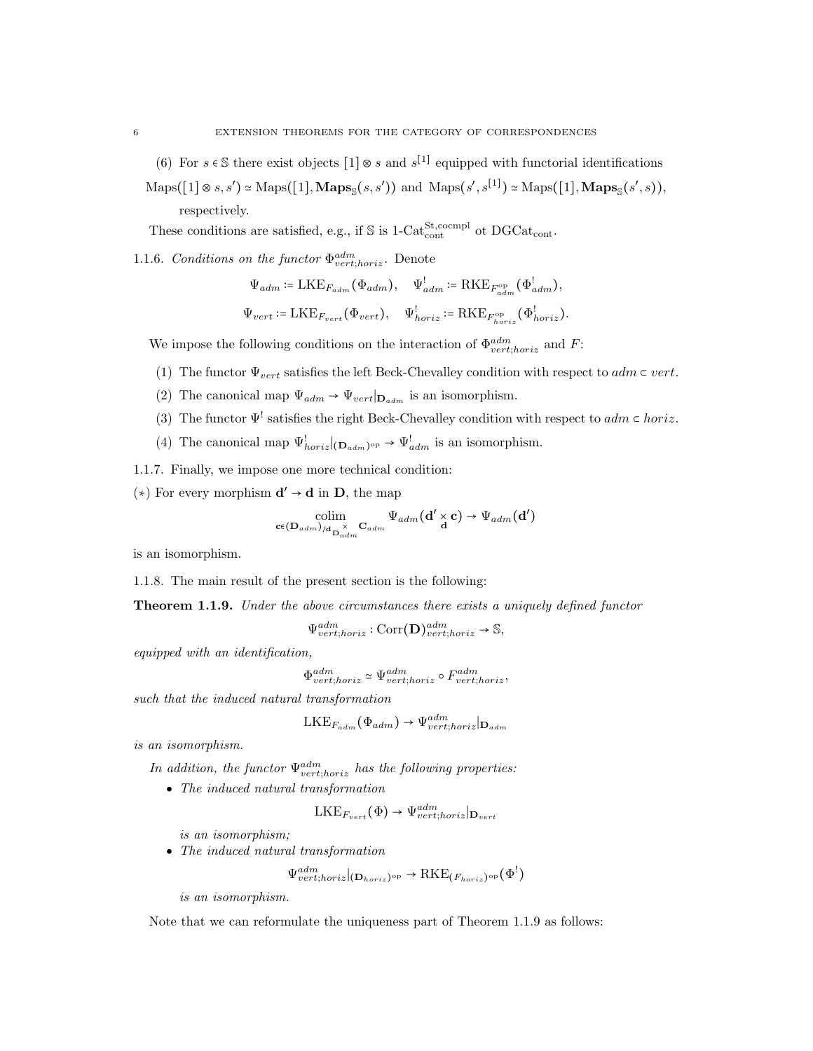(6) For $s \in \mathbb{S}$ there exist objects $[1] \otimes s$ and $s^{[1]}$ equipped with functorial identifications

$$\mathrm{Maps}([1] \otimes s, s') \simeq \mathrm{Maps}([1], \mathbf{Maps}_{\mathbb{S}}(s, s')) \text{ and } \mathrm{Maps}(s', s^{[1]}) \simeq \mathrm{Maps}([1], \mathbf{Maps}_{\mathbb{S}}(s', s)),$$

respectively.

These conditions are satisfied, e.g., if $\mathbb{S}$ is $1\text{-}\mathrm{Cat}^{\mathrm{St,cocmpl}}_{\mathrm{cont}}$ ot $\mathrm{DGCat}_{\mathrm{cont}}$.

1.1.6. *Conditions on the functor* $\Phi^{adm}_{vert;horiz}$. Denote

$$\Psi_{adm} := \mathrm{LKE}_{F_{adm}}(\Phi_{adm}), \quad \Psi^!_{adm} := \mathrm{RKE}_{F^{\mathrm{op}}_{adm}}(\Phi^!_{adm}),$$

$$\Psi_{vert} := \mathrm{LKE}_{F_{vert}}(\Phi_{vert}), \quad \Psi^!_{horiz} := \mathrm{RKE}_{F^{\mathrm{op}}_{horiz}}(\Phi^!_{horiz}).$$

We impose the following conditions on the interaction of $\Phi^{adm}_{vert;horiz}$ and $F$:

1. The functor $\Psi_{vert}$ satisfies the left Beck-Chevalley condition with respect to $adm \subset vert$.
2. The canonical map $\Psi_{adm} \to \Psi_{vert}|_{\mathbf{D}_{adm}}$ is an isomorphism.
3. The functor $\Psi^!$ satisfies the right Beck-Chevalley condition with respect to $adm \subset horiz$.
4. The canonical map $\Psi^!_{horiz}|_{(\mathbf{D}_{adm})^{\mathrm{op}}} \to \Psi^!_{adm}$ is an isomorphism.

1.1.7. Finally, we impose one more technical condition:

(*) For every morphism $\mathbf{d}' \to \mathbf{d}$ in $\mathbf{D}$, the map

$$\underset{\mathbf{c} \in (\mathbf{D}_{adm})_{/\mathbf{d}} \underset{\mathbf{D}_{adm}}{\times} \mathbf{C}_{adm}}{\mathrm{colim}} \Psi_{adm}(\mathbf{d}' \underset{\mathbf{d}}{\times} \mathbf{c}) \to \Psi_{adm}(\mathbf{d}')$$

is an isomorphism.

1.1.8. The main result of the present section is the following:

**Theorem 1.1.9.** *Under the above circumstances there exists a uniquely defined functor*

$$\Psi^{adm}_{vert;horiz} : \mathrm{Corr}(\mathbf{D})^{adm}_{vert;horiz} \to \mathbb{S},$$

*equipped with an identification,*

$$\Phi^{adm}_{vert;horiz} \simeq \Psi^{adm}_{vert;horiz} \circ F^{adm}_{vert;horiz},$$

*such that the induced natural transformation*

$$\mathrm{LKE}_{F_{adm}}(\Phi_{adm}) \to \Psi^{adm}_{vert;horiz}|_{\mathbf{D}_{adm}}$$

*is an isomorphism.*

*In addition, the functor* $\Psi^{adm}_{vert;horiz}$ *has the following properties:*

- *The induced natural transformation*

$$\mathrm{LKE}_{F_{vert}}(\Phi) \to \Psi^{adm}_{vert;horiz}|_{\mathbf{D}_{vert}}$$

*is an isomorphism;*

- *The induced natural transformation*

$$\Psi^{adm}_{vert;horiz}|_{(\mathbf{D}_{horiz})^{\mathrm{op}}} \to \mathrm{RKE}_{(F_{horiz})^{\mathrm{op}}}(\Phi^!)$$

*is an isomorphism.*

Note that we can reformulate the uniqueness part of Theorem 1.1.9 as follows: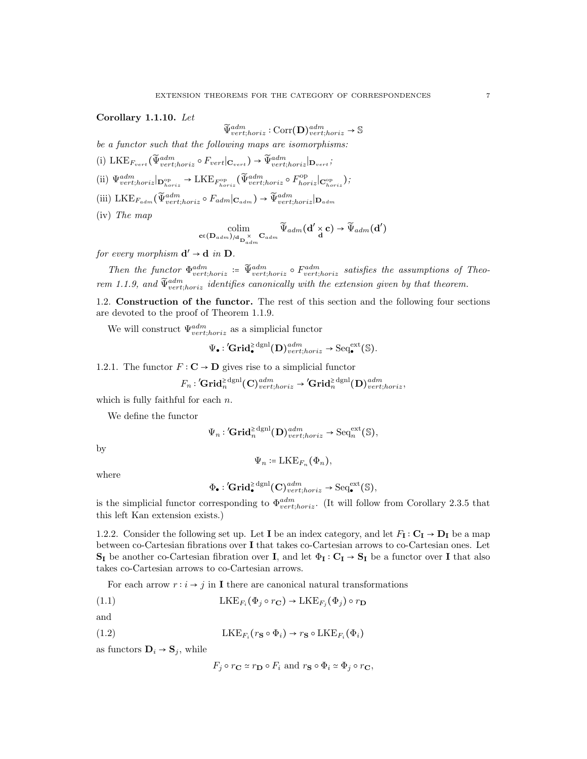**Corollary 1.1.10.** *Let*

$$\widetilde{\Psi}^{adm}_{vert;horiz} : \mathrm{Corr}(\mathbf{D})^{adm}_{vert;horiz} \to \mathbb{S}$$

*be a functor such that the following maps are isomorphisms:*

(i) $\mathrm{LKE}_{F_{vert}}(\widetilde{\Psi}^{adm}_{vert;horiz} \circ F_{vert}|_{\mathbf{C}_{vert}}) \to \widetilde{\Psi}^{adm}_{vert;horiz}|_{\mathbf{D}_{vert}}$;

(ii) $\Psi^{adm}_{vert;horiz}|_{\mathbf{D}^{\mathrm{op}}_{horiz}} \to \mathrm{LKE}_{F^{\mathrm{op}}_{horiz}}(\widetilde{\Psi}^{adm}_{vert;horiz} \circ F^{\mathrm{op}}_{horiz}|_{\mathbf{C}^{\mathrm{op}}_{horiz}})$;

(iii) $\mathrm{LKE}_{F_{adm}}(\widetilde{\Psi}^{adm}_{vert;horiz} \circ F_{adm}|_{\mathbf{C}_{adm}}) \to \widetilde{\Psi}^{adm}_{vert;horiz}|_{\mathbf{D}_{adm}}$

(iv) *The map*

$$\underset{\mathbf{c} \in (\mathbf{D}_{adm})_{/\mathbf{d}} \underset{\mathbf{D}_{adm}}{\times} \mathbf{C}_{adm}}{\mathrm{colim}} \widetilde{\Psi}_{adm}(\mathbf{d}' \underset{\mathbf{d}}{\times} \mathbf{c}) \to \widetilde{\Psi}_{adm}(\mathbf{d}')$$

*for every morphism $\mathbf{d}' \to \mathbf{d}$ in $\mathbf{D}$.*

*Then the functor $\Phi^{adm}_{vert;horiz} := \widetilde{\Psi}^{adm}_{vert;horiz} \circ F^{adm}_{vert;horiz}$ satisfies the assumptions of Theorem 1.1.9, and $\widetilde{\Psi}^{adm}_{vert;horiz}$ identifies canonically with the extension given by that theorem.*

## 1.2. Construction of the functor.

The rest of this section and the following four sections are devoted to the proof of Theorem 1.1.9.

We will construct $\Psi^{adm}_{vert;horiz}$ as a simplicial functor

$$\Psi_\bullet : {}'\mathbf{Grid}^{\geq \mathrm{dgnl}}_\bullet(\mathbf{D})^{adm}_{vert;horiz} \to \mathrm{Seq}^{\mathrm{ext}}_\bullet(\mathbb{S}).$$

1.2.1. The functor $F : \mathbf{C} \to \mathbf{D}$ gives rise to a simplicial functor

$$F_n : {}'\mathbf{Grid}^{\geq \mathrm{dgnl}}_n(\mathbf{C})^{adm}_{vert;horiz} \to {}'\mathbf{Grid}^{\geq \mathrm{dgnl}}_n(\mathbf{D})^{adm}_{vert;horiz},$$

which is fully faithful for each $n$.

We define the functor

$$\Psi_n : {}'\mathbf{Grid}^{\geq \mathrm{dgnl}}_n(\mathbf{D})^{adm}_{vert;horiz} \to \mathrm{Seq}^{\mathrm{ext}}_n(\mathbb{S}),$$

by

$$\Psi_n := \mathrm{LKE}_{F_n}(\Phi_n),$$

where

$$\Phi_\bullet : {}'\mathbf{Grid}^{\geq \mathrm{dgnl}}_\bullet(\mathbf{C})^{adm}_{vert;horiz} \to \mathrm{Seq}^{\mathrm{ext}}_\bullet(\mathbb{S}),$$

is the simplicial functor corresponding to $\Phi^{adm}_{vert;horiz}$. (It will follow from Corollary 2.3.5 that this left Kan extension exists.)

1.2.2. Consider the following set up. Let $\mathbf{I}$ be an index category, and let $F_\mathbf{I} : \mathbf{C}_\mathbf{I} \to \mathbf{D}_\mathbf{I}$ be a map between co-Cartesian fibrations over $\mathbf{I}$ that takes co-Cartesian arrows to co-Cartesian ones. Let $\mathbf{S}_\mathbf{I}$ be another co-Cartesian fibration over $\mathbf{I}$, and let $\Phi_\mathbf{I} : \mathbf{C}_\mathbf{I} \to \mathbf{S}_\mathbf{I}$ be a functor over $\mathbf{I}$ that also takes co-Cartesian arrows to co-Cartesian arrows.

For each arrow $r : i \to j$ in $\mathbf{I}$ there are canonical natural transformations

$$\mathrm{LKE}_{F_i}(\Phi_j \circ r_\mathbf{C}) \to \mathrm{LKE}_{F_j}(\Phi_j) \circ r_\mathbf{D} \tag{1.1}$$

and

$$\mathrm{LKE}_{F_i}(r_\mathbf{S} \circ \Phi_i) \to r_\mathbf{S} \circ \mathrm{LKE}_{F_i}(\Phi_i) \tag{1.2}$$

as functors $\mathbf{D}_i \to \mathbf{S}_j$, while

$$F_j \circ r_\mathbf{C} \simeq r_\mathbf{D} \circ F_i \text{ and } r_\mathbf{S} \circ \Phi_i \simeq \Phi_j \circ r_\mathbf{C},$$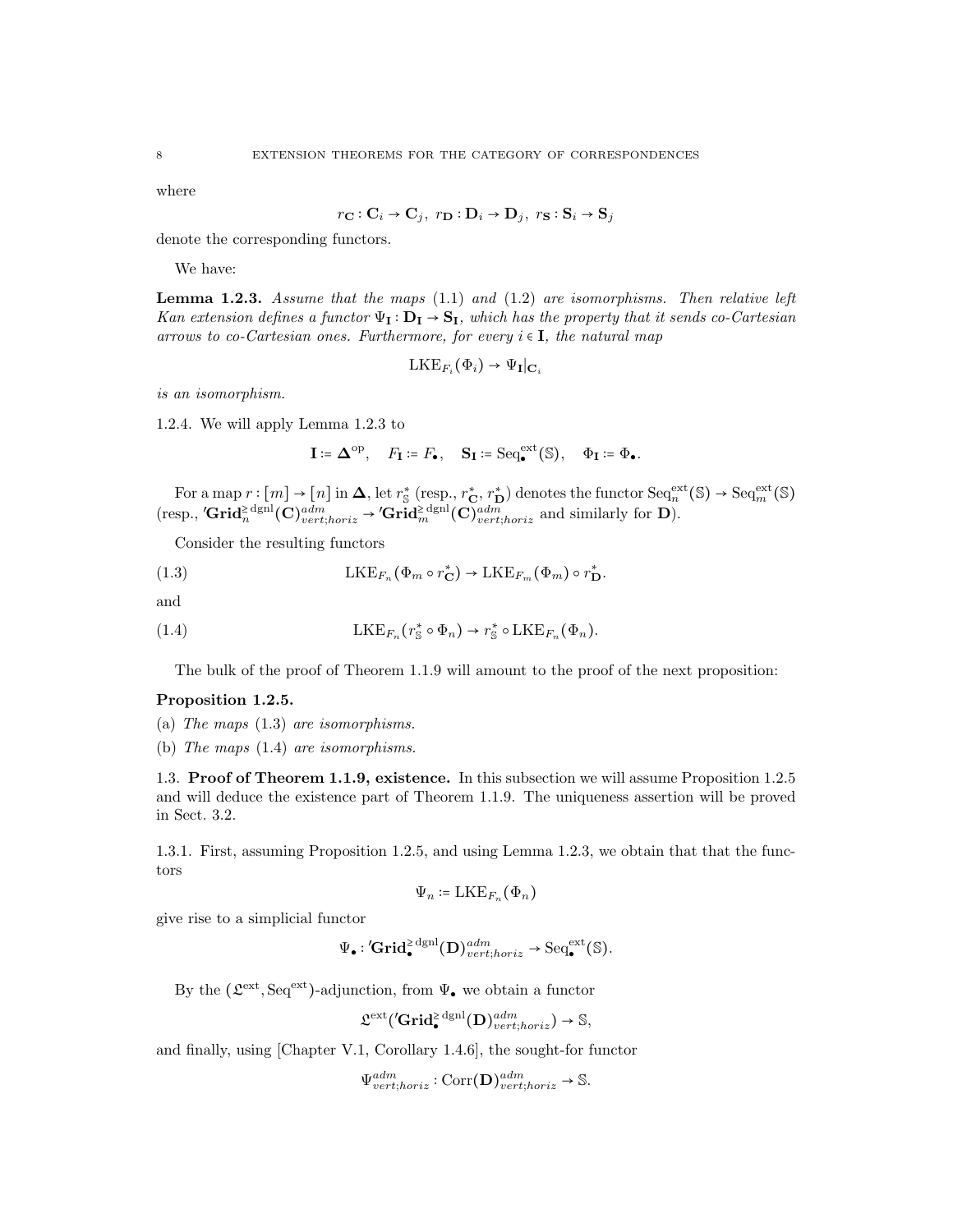where

$$r_{\mathbf{C}} : \mathbf{C}_i \to \mathbf{C}_j,\ r_{\mathbf{D}} : \mathbf{D}_i \to \mathbf{D}_j,\ r_{\mathbf{S}} : \mathbf{S}_i \to \mathbf{S}_j$$

denote the corresponding functors.

We have:

**Lemma 1.2.3.** *Assume that the maps (1.1) and (1.2) are isomorphisms. Then relative left Kan extension defines a functor $\Psi_{\mathbf{I}} : \mathbf{D}_{\mathbf{I}} \to \mathbf{S}_{\mathbf{I}}$, which has the property that it sends co-Cartesian arrows to co-Cartesian ones. Furthermore, for every $i \in \mathbf{I}$, the natural map*

$$\mathrm{LKE}_{F_i}(\Phi_i) \to \Psi_{\mathbf{I}}|_{\mathbf{C}_i}$$

*is an isomorphism.*

1.2.4. We will apply Lemma 1.2.3 to

$$\mathbf{I} := \mathbf{\Delta}^{\mathrm{op}}, \quad F_{\mathbf{I}} := F_\bullet, \quad \mathbf{S}_{\mathbf{I}} := \mathrm{Seq}^{\mathrm{ext}}_\bullet(\mathbb{S}), \quad \Phi_{\mathbf{I}} := \Phi_\bullet.$$

For a map $r : [m] \to [n]$ in $\mathbf{\Delta}$, let $r^*_{\mathbb{S}}$ (resp., $r^*_{\mathbf{C}}$, $r^*_{\mathbf{D}}$) denotes the functor $\mathrm{Seq}^{\mathrm{ext}}_n(\mathbb{S}) \to \mathrm{Seq}^{\mathrm{ext}}_m(\mathbb{S})$ (resp., $'\mathbf{Grid}^{\geq\mathrm{dgnl}}_n(\mathbf{C})^{adm}_{vert;horiz} \to {'\mathbf{Grid}}^{\geq\mathrm{dgnl}}_m(\mathbf{C})^{adm}_{vert;horiz}$ and similarly for $\mathbf{D}$).

Consider the resulting functors

$$\mathrm{LKE}_{F_n}(\Phi_m \circ r^*_{\mathbf{C}}) \to \mathrm{LKE}_{F_m}(\Phi_m) \circ r^*_{\mathbf{D}}. \tag{1.3}$$

and

$$\mathrm{LKE}_{F_n}(r^*_{\mathbb{S}} \circ \Phi_n) \to r^*_{\mathbb{S}} \circ \mathrm{LKE}_{F_n}(\Phi_n). \tag{1.4}$$

The bulk of the proof of Theorem 1.1.9 will amount to the proof of the next proposition:

**Proposition 1.2.5.**

(a) *The maps (1.3) are isomorphisms.*

(b) *The maps (1.4) are isomorphisms.*

1.3. **Proof of Theorem 1.1.9, existence.** In this subsection we will assume Proposition 1.2.5 and will deduce the existence part of Theorem 1.1.9. The uniqueness assertion will be proved in Sect. 3.2.

1.3.1. First, assuming Proposition 1.2.5, and using Lemma 1.2.3, we obtain that that the functors

$$\Psi_n := \mathrm{LKE}_{F_n}(\Phi_n)$$

give rise to a simplicial functor

$$\Psi_\bullet : {'\mathbf{Grid}}^{\geq\mathrm{dgnl}}_\bullet(\mathbf{D})^{adm}_{vert;horiz} \to \mathrm{Seq}^{\mathrm{ext}}_\bullet(\mathbb{S}).$$

By the $(\mathfrak{L}^{\mathrm{ext}}, \mathrm{Seq}^{\mathrm{ext}})$-adjunction, from $\Psi_\bullet$ we obtain a functor

$$\mathfrak{L}^{\mathrm{ext}}({'\mathbf{Grid}}^{\geq\mathrm{dgnl}}_\bullet(\mathbf{D})^{adm}_{vert;horiz}) \to \mathbb{S},$$

and finally, using [Chapter V.1, Corollary 1.4.6], the sought-for functor

$$\Psi^{adm}_{vert;horiz} : \mathrm{Corr}(\mathbf{D})^{adm}_{vert;horiz} \to \mathbb{S}.$$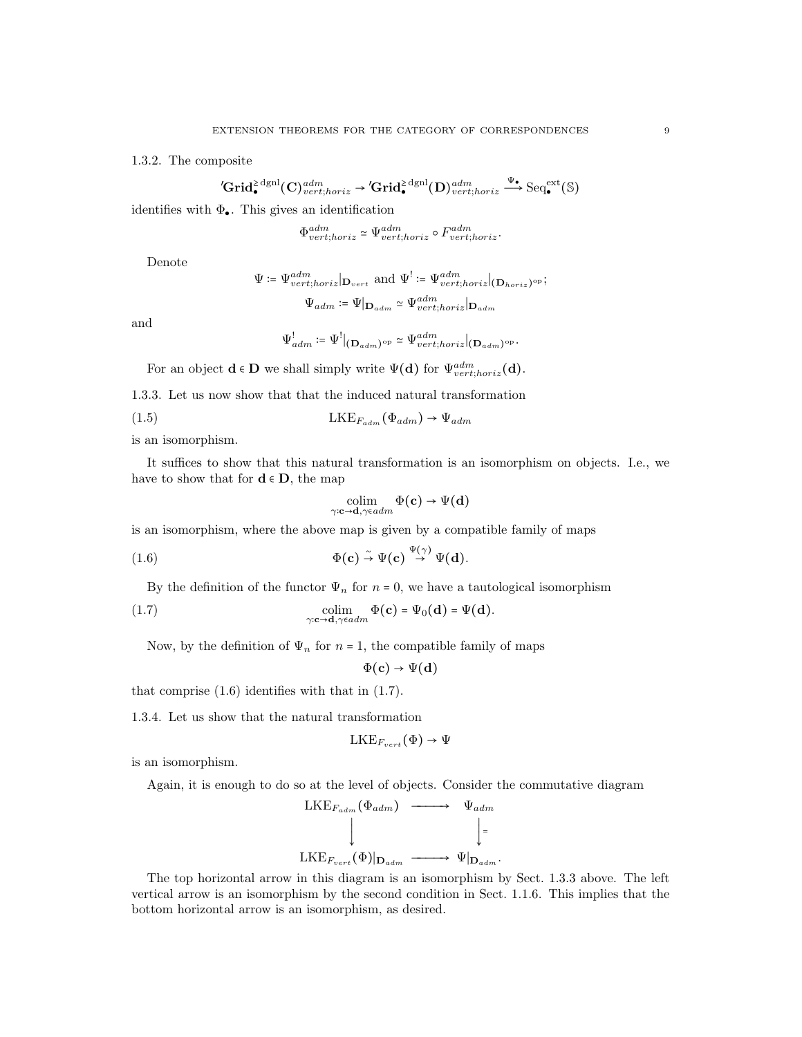1.3.2. The composite

$$'\mathbf{Grid}_\bullet^{\geq \mathrm{dgnl}}(\mathbf{C})^{adm}_{vert;horiz} \to {}'\mathbf{Grid}_\bullet^{\geq \mathrm{dgnl}}(\mathbf{D})^{adm}_{vert;horiz} \xrightarrow{\Psi_\bullet} \mathrm{Seq}_\bullet^{\mathrm{ext}}(\mathbb{S})$$

identifies with $\Phi_\bullet$. This gives an identification

$$\Phi^{adm}_{vert;horiz} \simeq \Psi^{adm}_{vert;horiz} \circ F^{adm}_{vert;horiz}.$$

Denote

$$\Psi := \Psi^{adm}_{vert;horiz}|_{\mathbf{D}_{vert}} \text{ and } \Psi^! := \Psi^{adm}_{vert;horiz}|_{(\mathbf{D}_{horiz})^{\mathrm{op}}};$$

$$\Psi_{adm} := \Psi|_{\mathbf{D}_{adm}} \simeq \Psi^{adm}_{vert;horiz}|_{\mathbf{D}_{adm}}$$

and

$$\Psi^!_{adm} := \Psi^!|_{(\mathbf{D}_{adm})^{\mathrm{op}}} \simeq \Psi^{adm}_{vert;horiz}|_{(\mathbf{D}_{adm})^{\mathrm{op}}}.$$

For an object $\mathbf{d} \in \mathbf{D}$ we shall simply write $\Psi(\mathbf{d})$ for $\Psi^{adm}_{vert;horiz}(\mathbf{d})$.

1.3.3. Let us now show that that the induced natural transformation

$$\mathrm{LKE}_{F_{adm}}(\Phi_{adm}) \to \Psi_{adm} \tag{1.5}$$

is an isomorphism.

It suffices to show that this natural transformation is an isomorphism on objects. I.e., we have to show that for $\mathbf{d} \in \mathbf{D}$, the map

$$\underset{\gamma:\mathbf{c}\to\mathbf{d},\gamma\in adm}{\mathrm{colim}} \Phi(\mathbf{c}) \to \Psi(\mathbf{d})$$

is an isomorphism, where the above map is given by a compatible family of maps

$$\Phi(\mathbf{c}) \overset{\sim}{\to} \Psi(\mathbf{c}) \overset{\Psi(\gamma)}{\to} \Psi(\mathbf{d}). \tag{1.6}$$

By the definition of the functor $\Psi_n$ for $n = 0$, we have a tautological isomorphism

$$\underset{\gamma:\mathbf{c}\to\mathbf{d},\gamma\in adm}{\mathrm{colim}} \Phi(\mathbf{c}) = \Psi_0(\mathbf{d}) = \Psi(\mathbf{d}). \tag{1.7}$$

Now, by the definition of $\Psi_n$ for $n = 1$, the compatible family of maps

$$\Phi(\mathbf{c}) \to \Psi(\mathbf{d})$$

that comprise (1.6) identifies with that in (1.7).

1.3.4. Let us show that the natural transformation

$$\mathrm{LKE}_{F_{vert}}(\Phi) \to \Psi$$

is an isomorphism.

Again, it is enough to do so at the level of objects. Consider the commutative diagram

$$\begin{array}{ccc} \mathrm{LKE}_{F_{adm}}(\Phi_{adm}) & \longrightarrow & \Psi_{adm} \\ \downarrow & & \downarrow = \\ \mathrm{LKE}_{F_{vert}}(\Phi)|_{\mathbf{D}_{adm}} & \longrightarrow & \Psi|_{\mathbf{D}_{adm}}. \end{array}$$

The top horizontal arrow in this diagram is an isomorphism by Sect. 1.3.3 above. The left vertical arrow is an isomorphism by the second condition in Sect. 1.1.6. This implies that the bottom horizontal arrow is an isomorphism, as desired.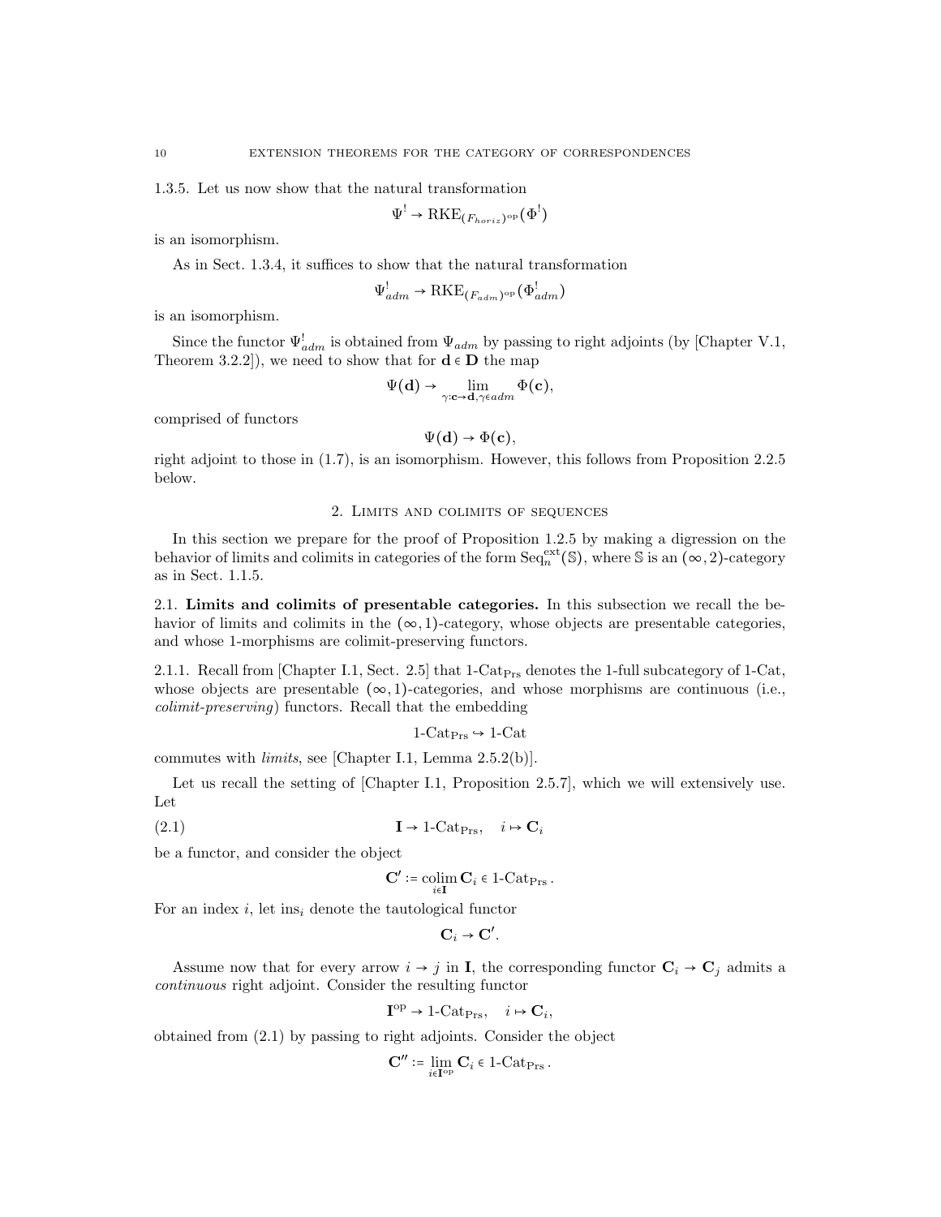1.3.5. Let us now show that the natural transformation

$$\Psi^! \to \mathrm{RKE}_{(F_{horiz})^{\mathrm{op}}}(\Phi^!)$$

is an isomorphism.

As in Sect. 1.3.4, it suffices to show that the natural transformation

$$\Psi^!_{adm} \to \mathrm{RKE}_{(F_{adm})^{\mathrm{op}}}(\Phi^!_{adm})$$

is an isomorphism.

Since the functor $\Psi^!_{adm}$ is obtained from $\Psi_{adm}$ by passing to right adjoints (by [Chapter V.1, Theorem 3.2.2]), we need to show that for $\mathbf{d} \in \mathbf{D}$ the map

$$\Psi(\mathbf{d}) \to \lim_{\gamma:\mathbf{c}\to\mathbf{d}, \gamma\in adm} \Phi(\mathbf{c}),$$

comprised of functors

$$\Psi(\mathbf{d}) \to \Phi(\mathbf{c}),$$

right adjoint to those in (1.7), is an isomorphism. However, this follows from Proposition 2.2.5 below.

## 2. Limits and colimits of sequences

In this section we prepare for the proof of Proposition 1.2.5 by making a digression on the behavior of limits and colimits in categories of the form $\mathrm{Seq}^{\mathrm{ext}}_n(\mathbb{S})$, where $\mathbb{S}$ is an $(\infty,2)$-category as in Sect. 1.1.5.

**2.1. Limits and colimits of presentable categories.** In this subsection we recall the behavior of limits and colimits in the $(\infty,1)$-category, whose objects are presentable categories, and whose 1-morphisms are colimit-preserving functors.

2.1.1. Recall from [Chapter I.1, Sect. 2.5] that $1\text{-}\mathrm{Cat}_{\mathrm{Prs}}$ denotes the 1-full subcategory of 1-Cat, whose objects are presentable $(\infty,1)$-categories, and whose morphisms are continuous (i.e., *colimit-preserving*) functors. Recall that the embedding

$$1\text{-}\mathrm{Cat}_{\mathrm{Prs}} \hookrightarrow 1\text{-}\mathrm{Cat}$$

commutes with *limits*, see [Chapter I.1, Lemma 2.5.2(b)].

Let us recall the setting of [Chapter I.1, Proposition 2.5.7], which we will extensively use. Let

$$\mathbf{I} \to 1\text{-}\mathrm{Cat}_{\mathrm{Prs}}, \quad i \mapsto \mathbf{C}_i \tag{2.1}$$

be a functor, and consider the object

$$\mathbf{C}' := \operatorname*{colim}_{i\in\mathbf{I}} \mathbf{C}_i \in 1\text{-}\mathrm{Cat}_{\mathrm{Prs}}.$$

For an index $i$, let $\mathrm{ins}_i$ denote the tautological functor

$$\mathbf{C}_i \to \mathbf{C}'.$$

Assume now that for every arrow $i \to j$ in $\mathbf{I}$, the corresponding functor $\mathbf{C}_i \to \mathbf{C}_j$ admits a *continuous* right adjoint. Consider the resulting functor

$$\mathbf{I}^{\mathrm{op}} \to 1\text{-}\mathrm{Cat}_{\mathrm{Prs}}, \quad i \mapsto \mathbf{C}_i,$$

obtained from (2.1) by passing to right adjoints. Consider the object

$$\mathbf{C}'' := \lim_{i\in\mathbf{I}^{\mathrm{op}}} \mathbf{C}_i \in 1\text{-}\mathrm{Cat}_{\mathrm{Prs}}.$$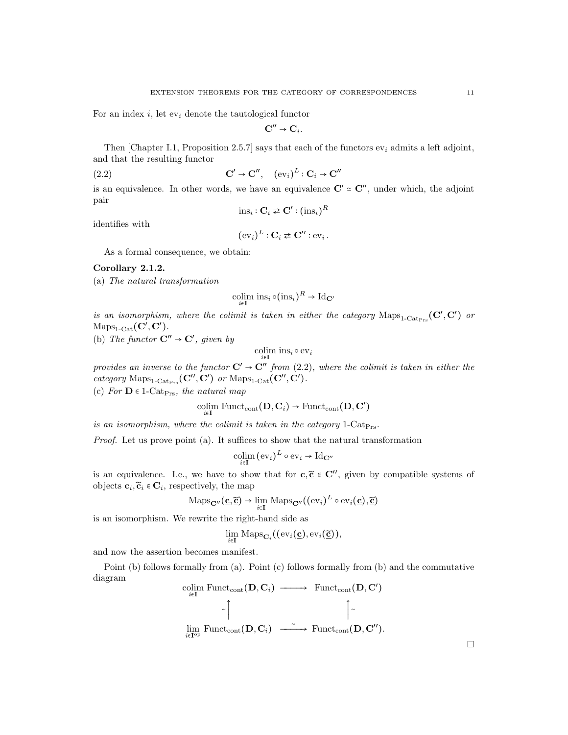For an index $i$, let $\mathrm{ev}_i$ denote the tautological functor

$$\mathbf{C}'' \to \mathbf{C}_i.$$

Then [Chapter I.1, Proposition 2.5.7] says that each of the functors $\mathrm{ev}_i$ admits a left adjoint, and that the resulting functor

$$\mathbf{C}' \to \mathbf{C}'', \quad (\mathrm{ev}_i)^L : \mathbf{C}_i \to \mathbf{C}'' \tag{2.2}$$

is an equivalence. In other words, we have an equivalence $\mathbf{C}' \simeq \mathbf{C}''$, under which, the adjoint pair

$$\mathrm{ins}_i : \mathbf{C}_i \rightleftarrows \mathbf{C}' : (\mathrm{ins}_i)^R$$

identifies with

$$(\mathrm{ev}_i)^L : \mathbf{C}_i \rightleftarrows \mathbf{C}'' : \mathrm{ev}_i\,.$$

As a formal consequence, we obtain:

**Corollary 2.1.2.**
(a) *The natural transformation*

$$\underset{i \in \mathbf{I}}{\mathrm{colim}}\ \mathrm{ins}_i \circ (\mathrm{ins}_i)^R \to \mathrm{Id}_{\mathbf{C}'}$$

*is an isomorphism, where the colimit is taken in either the category* $\mathrm{Maps}_{1\text{-}\mathrm{Cat}_{\mathrm{Prs}}}(\mathbf{C}', \mathbf{C}')$ *or* $\mathrm{Maps}_{1\text{-}\mathrm{Cat}}(\mathbf{C}', \mathbf{C}')$.
(b) *The functor* $\mathbf{C}'' \to \mathbf{C}'$, *given by*

$$\underset{i \in \mathbf{I}}{\mathrm{colim}}\ \mathrm{ins}_i \circ \mathrm{ev}_i$$

*provides an inverse to the functor* $\mathbf{C}' \to \mathbf{C}''$ *from* (2.2), *where the colimit is taken in either the category* $\mathrm{Maps}_{1\text{-}\mathrm{Cat}_{\mathrm{Prs}}}(\mathbf{C}'', \mathbf{C}')$ *or* $\mathrm{Maps}_{1\text{-}\mathrm{Cat}}(\mathbf{C}'', \mathbf{C}')$.
(c) *For* $\mathbf{D} \in 1\text{-}\mathrm{Cat}_{\mathrm{Prs}}$, *the natural map*

$$\underset{i \in \mathbf{I}}{\mathrm{colim}}\ \mathrm{Funct}_{\mathrm{cont}}(\mathbf{D}, \mathbf{C}_i) \to \mathrm{Funct}_{\mathrm{cont}}(\mathbf{D}, \mathbf{C}')$$

*is an isomorphism, where the colimit is taken in the category* $1\text{-}\mathrm{Cat}_{\mathrm{Prs}}$.

*Proof.* Let us prove point (a). It suffices to show that the natural transformation

$$\underset{i \in \mathbf{I}}{\mathrm{colim}}\ (\mathrm{ev}_i)^L \circ \mathrm{ev}_i \to \mathrm{Id}_{\mathbf{C}''}$$

is an equivalence. I.e., we have to show that for $\underline{\mathbf{c}}, \underline{\widetilde{\mathbf{c}}} \in \mathbf{C}''$, given by compatible systems of objects $\mathbf{c}_i, \widetilde{\mathbf{c}}_i \in \mathbf{C}_i$, respectively, the map

$$\mathrm{Maps}_{\mathbf{C}''}(\underline{\mathbf{c}}, \underline{\widetilde{\mathbf{c}}}) \to \underset{i \in \mathbf{I}}{\lim}\ \mathrm{Maps}_{\mathbf{C}''}((\mathrm{ev}_i)^L \circ \mathrm{ev}_i(\underline{\mathbf{c}}), \underline{\widetilde{\mathbf{c}}})$$

is an isomorphism. We rewrite the right-hand side as

$$\underset{i \in \mathbf{I}}{\lim}\ \mathrm{Maps}_{\mathbf{C}_i}((\mathrm{ev}_i(\underline{\mathbf{c}}), \mathrm{ev}_i(\underline{\widetilde{\mathbf{c}}})),$$

and now the assertion becomes manifest.

Point (b) follows formally from (a). Point (c) follows formally from (b) and the commutative diagram

$$\begin{array}{ccc}
\underset{i \in \mathbf{I}}{\mathrm{colim}}\ \mathrm{Funct}_{\mathrm{cont}}(\mathbf{D}, \mathbf{C}_i) & \longrightarrow & \mathrm{Funct}_{\mathrm{cont}}(\mathbf{D}, \mathbf{C}') \\
\sim \big\uparrow & & \big\uparrow \sim \\
\underset{i \in \mathbf{I}^{\mathrm{op}}}{\lim}\ \mathrm{Funct}_{\mathrm{cont}}(\mathbf{D}, \mathbf{C}_i) & \xrightarrow{\ \sim\ } & \mathrm{Funct}_{\mathrm{cont}}(\mathbf{D}, \mathbf{C}'').
\end{array}$$

□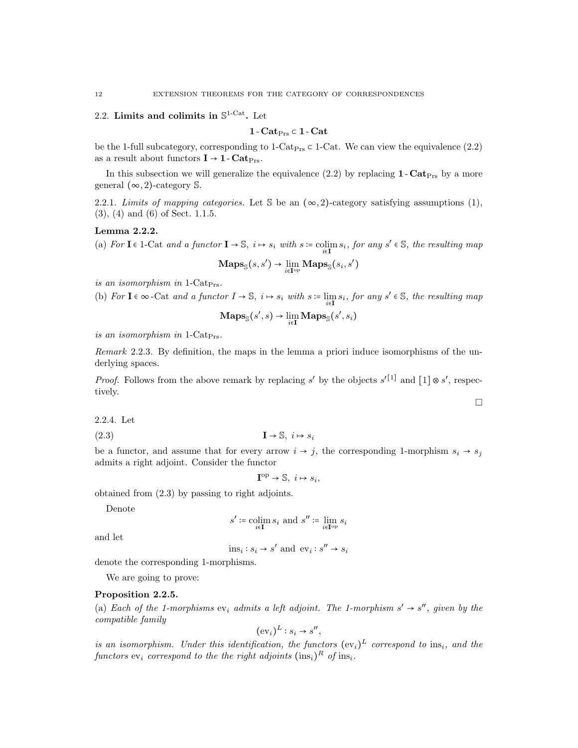## 2.2. Limits and colimits in $\mathbb{S}^{\text{1-Cat}}$.

Let

$$\mathbf{1\text{-}Cat}_{\text{Prs}} \subset \mathbf{1\text{-}Cat}$$

be the 1-full subcategory, corresponding to $\text{1-Cat}_{\text{Prs}} \subset \text{1-Cat}$. We can view the equivalence (2.2) as a result about functors $\mathbf{I} \to \mathbf{1\text{-}Cat}_{\text{Prs}}$.

In this subsection we will generalize the equivalence (2.2) by replacing $\mathbf{1\text{-}Cat}_{\text{Prs}}$ by a more general $(\infty, 2)$-category $\mathbb{S}$.

2.2.1. *Limits of mapping categories.* Let $\mathbb{S}$ be an $(\infty, 2)$-category satisfying assumptions (1), (3), (4) and (6) of Sect. 1.1.5.

**Lemma 2.2.2.**

(a) *For $\mathbf{I} \in$ 1-Cat and a functor $\mathbf{I} \to \mathbb{S}$, $i \mapsto s_i$ with $s := \underset{i \in \mathbf{I}}{\text{colim}}\, s_i$, for any $s' \in \mathbb{S}$, the resulting map*

$$\mathbf{Maps}_{\mathbb{S}}(s, s') \to \lim_{i \in \mathbf{I}^{\text{op}}} \mathbf{Maps}_{\mathbb{S}}(s_i, s')$$

*is an isomorphism in* $\text{1-Cat}_{\text{Prs}}$.

(b) *For $\mathbf{I} \in \infty$-Cat and a functor $I \to \mathbb{S}$, $i \mapsto s_i$ with $s := \lim_{i \in \mathbf{I}} s_i$, for any $s' \in \mathbb{S}$, the resulting map*

$$\mathbf{Maps}_{\mathbb{S}}(s', s) \to \lim_{i \in \mathbf{I}} \mathbf{Maps}_{\mathbb{S}}(s', s_i)$$

*is an isomorphism in* $\text{1-Cat}_{\text{Prs}}$.

*Remark* 2.2.3. By definition, the maps in the lemma a priori induce isomorphisms of the underlying spaces.

*Proof.* Follows from the above remark by replacing $s'$ by the objects $s'^{[1]}$ and $[1] \otimes s'$, respectively.

□

2.2.4. Let

$$\mathbf{I} \to \mathbb{S},\ i \mapsto s_i \tag{2.3}$$

be a functor, and assume that for every arrow $i \to j$, the corresponding 1-morphism $s_i \to s_j$ admits a right adjoint. Consider the functor

$$\mathbf{I}^{\text{op}} \to \mathbb{S},\ i \mapsto s_i,$$

obtained from (2.3) by passing to right adjoints.

Denote

$$s' := \underset{i \in \mathbf{I}}{\text{colim}}\, s_i \text{ and } s'' := \lim_{i \in \mathbf{I}^{\text{op}}} s_i$$

and let

$$\text{ins}_i : s_i \to s' \text{ and } \text{ev}_i : s'' \to s_i$$

denote the corresponding 1-morphisms.

We are going to prove:

**Proposition 2.2.5.**

(a) *Each of the 1-morphisms $\text{ev}_i$ admits a left adjoint. The 1-morphism $s' \to s''$, given by the compatible family*

$$(\text{ev}_i)^L : s_i \to s'',$$

*is an isomorphism. Under this identification, the functors $(\text{ev}_i)^L$ correspond to $\text{ins}_i$, and the functors $\text{ev}_i$ correspond to the the right adjoints $(\text{ins}_i)^R$ of $\text{ins}_i$.*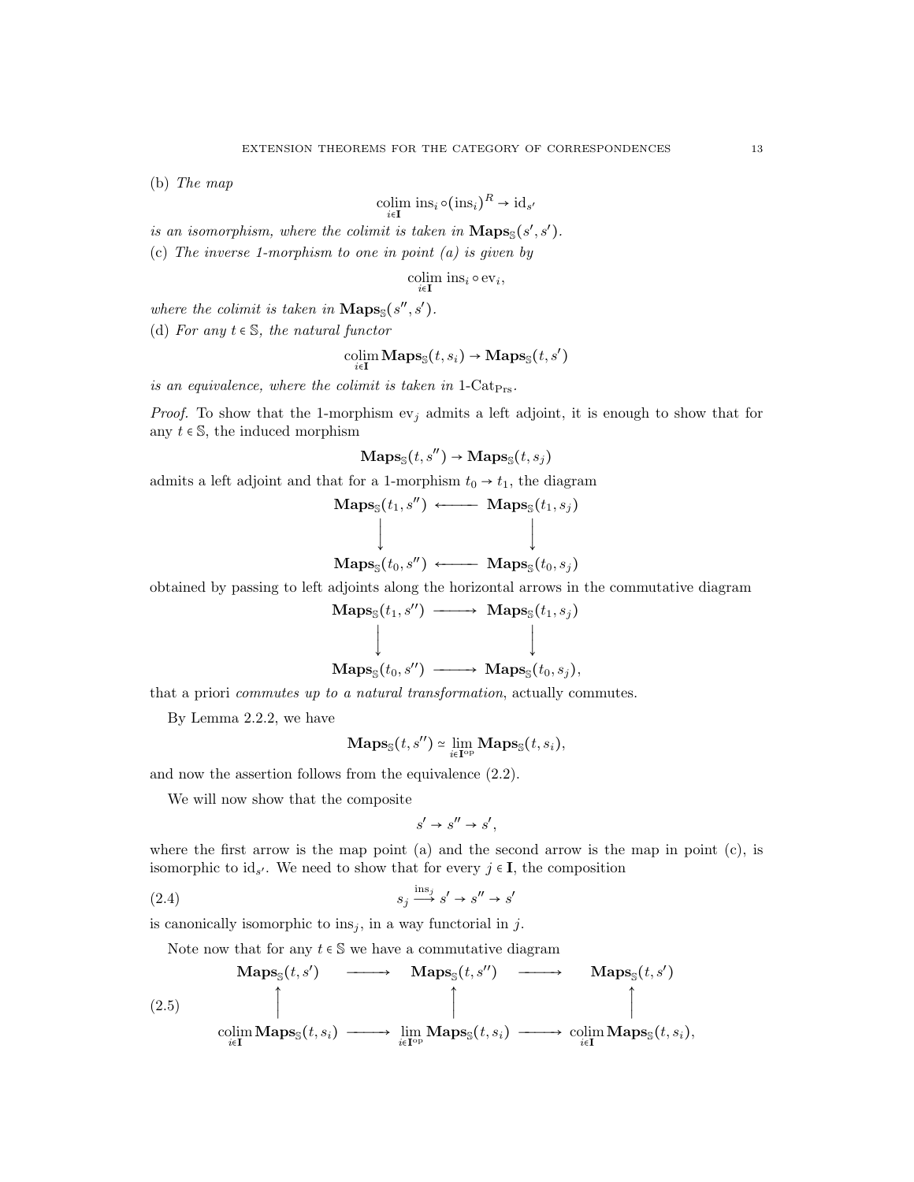(b) *The map*

$$\operatorname*{colim}_{i \in \mathbf{I}} \operatorname{ins}_i \circ (\operatorname{ins}_i)^R \to \operatorname{id}_{s'}$$

*is an isomorphism, where the colimit is taken in* $\mathbf{Maps}_{\mathbb{S}}(s', s')$.

(c) *The inverse 1-morphism to one in point (a) is given by*

$$\operatorname*{colim}_{i \in \mathbf{I}} \operatorname{ins}_i \circ \operatorname{ev}_i,$$

*where the colimit is taken in* $\mathbf{Maps}_{\mathbb{S}}(s'', s')$.

(d) *For any* $t \in \mathbb{S}$*, the natural functor*

$$\operatorname*{colim}_{i \in \mathbf{I}} \mathbf{Maps}_{\mathbb{S}}(t, s_i) \to \mathbf{Maps}_{\mathbb{S}}(t, s')$$

*is an equivalence, where the colimit is taken in* $1\text{-Cat}_{\mathrm{Prs}}$.

*Proof.* To show that the 1-morphism $\operatorname{ev}_j$ admits a left adjoint, it is enough to show that for any $t \in \mathbb{S}$, the induced morphism

$$\mathbf{Maps}_{\mathbb{S}}(t, s'') \to \mathbf{Maps}_{\mathbb{S}}(t, s_j)$$

admits a left adjoint and that for a 1-morphism $t_0 \to t_1$, the diagram

$$\begin{array}{ccc}
\mathbf{Maps}_{\mathbb{S}}(t_1, s'') & \longleftarrow & \mathbf{Maps}_{\mathbb{S}}(t_1, s_j) \\
\big\downarrow & & \big\downarrow \\
\mathbf{Maps}_{\mathbb{S}}(t_0, s'') & \longleftarrow & \mathbf{Maps}_{\mathbb{S}}(t_0, s_j)
\end{array}$$

obtained by passing to left adjoints along the horizontal arrows in the commutative diagram

$$\begin{array}{ccc}
\mathbf{Maps}_{\mathbb{S}}(t_1, s'') & \longrightarrow & \mathbf{Maps}_{\mathbb{S}}(t_1, s_j) \\
\big\downarrow & & \big\downarrow \\
\mathbf{Maps}_{\mathbb{S}}(t_0, s'') & \longrightarrow & \mathbf{Maps}_{\mathbb{S}}(t_0, s_j),
\end{array}$$

that a priori *commutes up to a natural transformation*, actually commutes.

By Lemma 2.2.2, we have

$$\mathbf{Maps}_{\mathbb{S}}(t, s'') \simeq \lim_{i \in \mathbf{I}^{\mathrm{op}}} \mathbf{Maps}_{\mathbb{S}}(t, s_i),$$

and now the assertion follows from the equivalence (2.2).

We will now show that the composite

$$s' \to s'' \to s',$$

where the first arrow is the map point (a) and the second arrow is the map in point (c), is isomorphic to $\operatorname{id}_{s'}$. We need to show that for every $j \in \mathbf{I}$, the composition

$$s_j \xrightarrow{\operatorname{ins}_j} s' \to s'' \to s' \tag{2.4}$$

is canonically isomorphic to $\operatorname{ins}_j$, in a way functorial in $j$.

Note now that for any $t \in \mathbb{S}$ we have a commutative diagram

$$\begin{array}{ccccc}
\mathbf{Maps}_{\mathbb{S}}(t, s') & \longrightarrow & \mathbf{Maps}_{\mathbb{S}}(t, s'') & \longrightarrow & \mathbf{Maps}_{\mathbb{S}}(t, s') \\
\big\uparrow & & \big\uparrow & & \big\uparrow \\
\operatorname*{colim}_{i \in \mathbf{I}} \mathbf{Maps}_{\mathbb{S}}(t, s_i) & \longrightarrow & \lim_{i \in \mathbf{I}^{\mathrm{op}}} \mathbf{Maps}_{\mathbb{S}}(t, s_i) & \longrightarrow & \operatorname*{colim}_{i \in \mathbf{I}} \mathbf{Maps}_{\mathbb{S}}(t, s_i),
\end{array} \tag{2.5}$$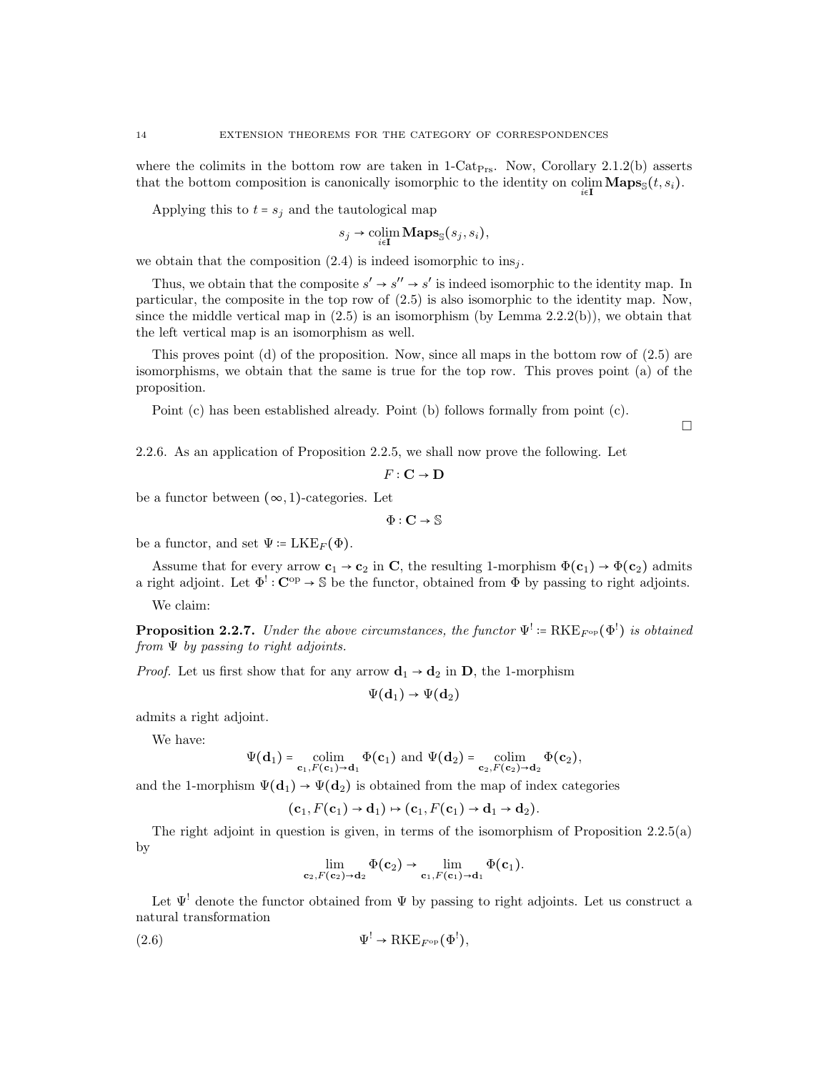where the colimits in the bottom row are taken in $1\text{-Cat}_{\text{Prs}}$. Now, Corollary 2.1.2(b) asserts that the bottom composition is canonically isomorphic to the identity on $\underset{i \in \mathbf{I}}{\text{colim}}\, \mathbf{Maps}_{\mathbb{S}}(t, s_i)$.

Applying this to $t = s_j$ and the tautological map

$$s_j \to \underset{i \in \mathbf{I}}{\text{colim}}\, \mathbf{Maps}_{\mathbb{S}}(s_j, s_i),$$

we obtain that the composition (2.4) is indeed isomorphic to $\text{ins}_j$.

Thus, we obtain that the composite $s' \to s'' \to s'$ is indeed isomorphic to the identity map. In particular, the composite in the top row of (2.5) is also isomorphic to the identity map. Now, since the middle vertical map in (2.5) is an isomorphism (by Lemma 2.2.2(b)), we obtain that the left vertical map is an isomorphism as well.

This proves point (d) of the proposition. Now, since all maps in the bottom row of (2.5) are isomorphisms, we obtain that the same is true for the top row. This proves point (a) of the proposition.

Point (c) has been established already. Point (b) follows formally from point (c).

□

2.2.6. As an application of Proposition 2.2.5, we shall now prove the following. Let

$$F : \mathbf{C} \to \mathbf{D}$$

be a functor between $(\infty, 1)$-categories. Let

$$\Phi : \mathbf{C} \to \mathbb{S}$$

be a functor, and set $\Psi := \text{LKE}_F(\Phi)$.

Assume that for every arrow $\mathbf{c}_1 \to \mathbf{c}_2$ in $\mathbf{C}$, the resulting 1-morphism $\Phi(\mathbf{c}_1) \to \Phi(\mathbf{c}_2)$ admits a right adjoint. Let $\Phi^! : \mathbf{C}^{\text{op}} \to \mathbb{S}$ be the functor, obtained from $\Phi$ by passing to right adjoints.

We claim:

**Proposition 2.2.7.** *Under the above circumstances, the functor $\Psi^! := \text{RKE}_{F^{\text{op}}}(\Phi^!)$ is obtained from $\Psi$ by passing to right adjoints.*

*Proof.* Let us first show that for any arrow $\mathbf{d}_1 \to \mathbf{d}_2$ in $\mathbf{D}$, the 1-morphism

$$\Psi(\mathbf{d}_1) \to \Psi(\mathbf{d}_2)$$

admits a right adjoint.

We have:

$$\Psi(\mathbf{d}_1) = \underset{\mathbf{c}_1, F(\mathbf{c}_1) \to \mathbf{d}_1}{\text{colim}} \Phi(\mathbf{c}_1) \text{ and } \Psi(\mathbf{d}_2) = \underset{\mathbf{c}_2, F(\mathbf{c}_2) \to \mathbf{d}_2}{\text{colim}} \Phi(\mathbf{c}_2),$$

and the 1-morphism $\Psi(\mathbf{d}_1) \to \Psi(\mathbf{d}_2)$ is obtained from the map of index categories

$$(\mathbf{c}_1, F(\mathbf{c}_1) \to \mathbf{d}_1) \mapsto (\mathbf{c}_1, F(\mathbf{c}_1) \to \mathbf{d}_1 \to \mathbf{d}_2).$$

The right adjoint in question is given, in terms of the isomorphism of Proposition 2.2.5(a) by

$$\underset{\mathbf{c}_2, F(\mathbf{c}_2) \to \mathbf{d}_2}{\lim} \Phi(\mathbf{c}_2) \to \underset{\mathbf{c}_1, F(\mathbf{c}_1) \to \mathbf{d}_1}{\lim} \Phi(\mathbf{c}_1).$$

Let $\Psi^!$ denote the functor obtained from $\Psi$ by passing to right adjoints. Let us construct a natural transformation

$$\Psi^! \to \text{RKE}_{F^{\text{op}}}(\Phi^!), \tag{2.6}$$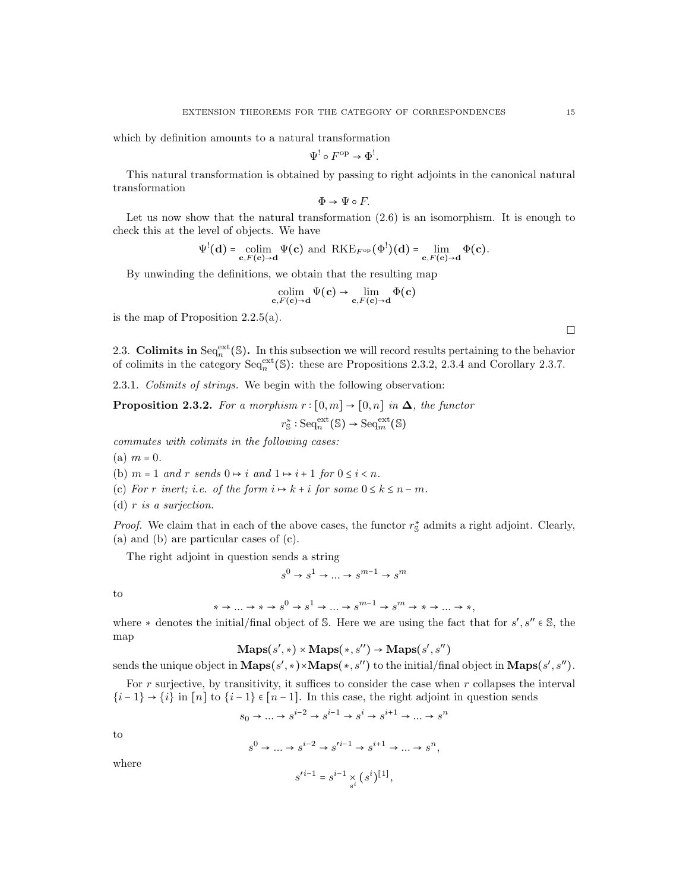which by definition amounts to a natural transformation

$$\Psi^! \circ F^{\mathrm{op}} \to \Phi^!.$$

This natural transformation is obtained by passing to right adjoints in the canonical natural transformation

$$\Phi \to \Psi \circ F.$$

Let us now show that the natural transformation (2.6) is an isomorphism. It is enough to check this at the level of objects. We have

$$\Psi^!(\mathbf{d}) = \underset{\mathbf{c}, F(\mathbf{c}) \to \mathbf{d}}{\mathrm{colim}}\, \Psi(\mathbf{c}) \text{ and } \mathrm{RKE}_{F^{\mathrm{op}}}(\Phi^!)(\mathbf{d}) = \underset{\mathbf{c}, F(\mathbf{c}) \to \mathbf{d}}{\lim}\, \Phi(\mathbf{c}).$$

By unwinding the definitions, we obtain that the resulting map

$$\underset{\mathbf{c}, F(\mathbf{c}) \to \mathbf{d}}{\mathrm{colim}}\, \Psi(\mathbf{c}) \to \underset{\mathbf{c}, F(\mathbf{c}) \to \mathbf{d}}{\lim}\, \Phi(\mathbf{c})$$

is the map of Proposition 2.2.5(a).

□

## 2.3. Colimits in $\mathrm{Seq}_n^{\mathrm{ext}}(\mathbb{S})$.

In this subsection we will record results pertaining to the behavior of colimits in the category $\mathrm{Seq}_n^{\mathrm{ext}}(\mathbb{S})$: these are Propositions 2.3.2, 2.3.4 and Corollary 2.3.7.

### 2.3.1. *Colimits of strings.*

We begin with the following observation:

**Proposition 2.3.2.** *For a morphism $r : [0,m] \to [0,n]$ in $\mathbf{\Delta}$, the functor*

$$r_{\mathbb{S}}^* : \mathrm{Seq}_n^{\mathrm{ext}}(\mathbb{S}) \to \mathrm{Seq}_m^{\mathrm{ext}}(\mathbb{S})$$

*commutes with colimits in the following cases:*

(a) $m = 0$.

(b) $m = 1$ *and $r$ sends $0 \mapsto i$ and $1 \mapsto i+1$ for $0 \le i < n$.*

(c) *For $r$ inert; i.e. of the form $i \mapsto k + i$ for some $0 \le k \le n - m$.*

(d) *$r$ is a surjection.*

*Proof.* We claim that in each of the above cases, the functor $r_{\mathbb{S}}^*$ admits a right adjoint. Clearly, (a) and (b) are particular cases of (c).

The right adjoint in question sends a string

$$s^0 \to s^1 \to \dots \to s^{m-1} \to s^m$$

to

$$* \to \dots \to * \to s^0 \to s^1 \to \dots \to s^{m-1} \to s^m \to * \to \dots \to *,$$

where $*$ denotes the initial/final object of $\mathbb{S}$. Here we are using the fact that for $s', s'' \in \mathbb{S}$, the map

$$\mathbf{Maps}(s', *) \times \mathbf{Maps}(*, s'') \to \mathbf{Maps}(s', s'')$$

sends the unique object in $\mathbf{Maps}(s', *) \times \mathbf{Maps}(*, s'')$ to the initial/final object in $\mathbf{Maps}(s', s'')$.

For $r$ surjective, by transitivity, it suffices to consider the case when $r$ collapses the interval $\{i-1\} \to \{i\}$ in $[n]$ to $\{i-1\} \in [n-1]$. In this case, the right adjoint in question sends

$$s_0 \to \dots \to s^{i-2} \to s^{i-1} \to s^i \to s^{i+1} \to \dots \to s^n$$

to

$$s^0 \to \dots \to s^{i-2} \to s'^{i-1} \to s^{i+1} \to \dots \to s^n,$$

where

$$s'^{i-1} = s^{i-1} \underset{s^i}{\times} (s^i)^{[1]},$$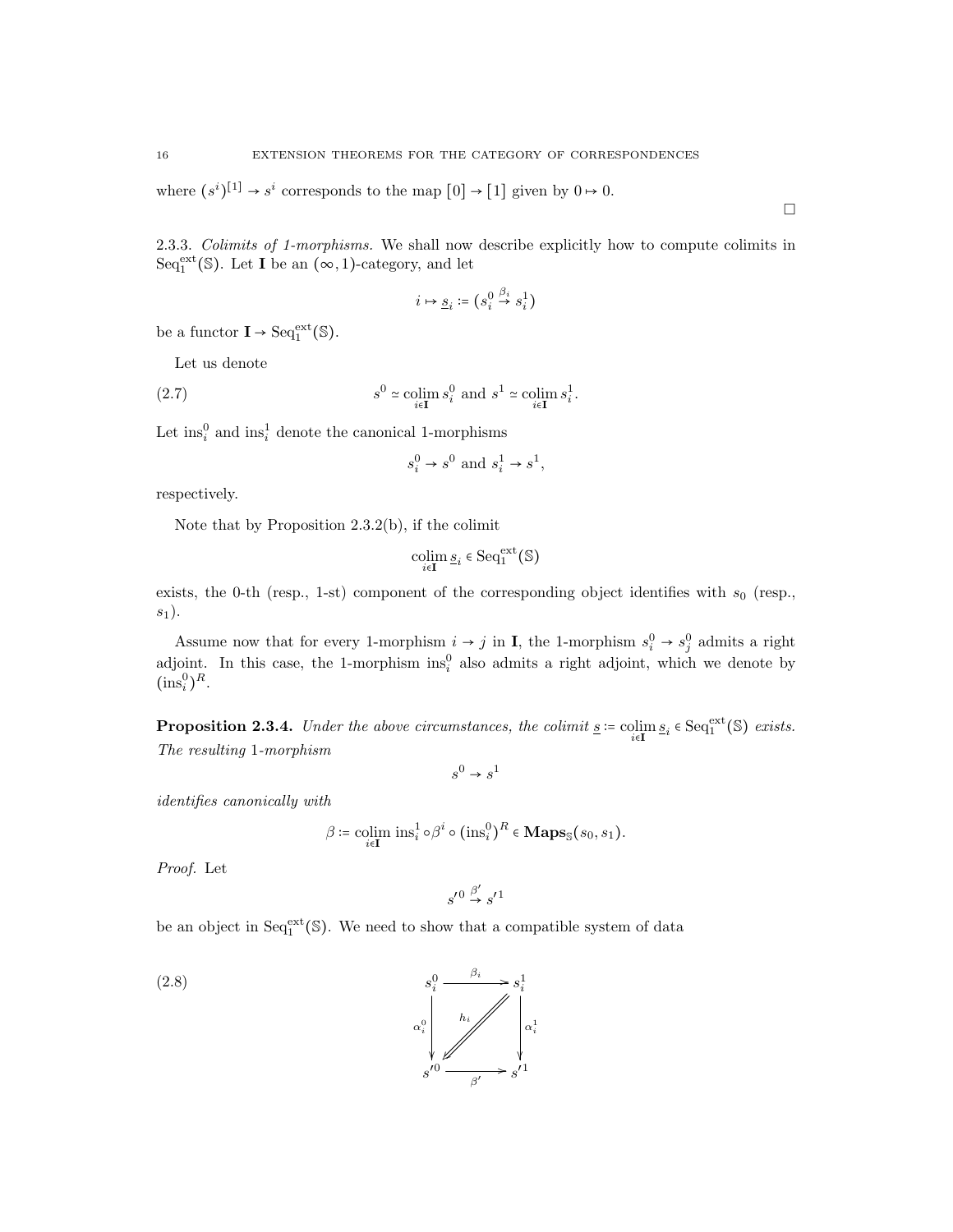where $(s^i)^{[1]} \to s^i$ corresponds to the map $[0] \to [1]$ given by $0 \mapsto 0$.

□

2.3.3. *Colimits of 1-morphisms.* We shall now describe explicitly how to compute colimits in $\mathrm{Seq}_1^{\mathrm{ext}}(\mathbb{S})$. Let $\mathbf{I}$ be an $(\infty,1)$-category, and let

$$i \mapsto \underline{s}_i := (s_i^0 \overset{\beta_i}{\to} s_i^1)$$

be a functor $\mathbf{I} \to \mathrm{Seq}_1^{\mathrm{ext}}(\mathbb{S})$.

Let us denote

$$s^0 \simeq \underset{i \in \mathbf{I}}{\mathrm{colim}}\, s_i^0 \text{ and } s^1 \simeq \underset{i \in \mathbf{I}}{\mathrm{colim}}\, s_i^1. \tag{2.7}$$

Let $\mathrm{ins}_i^0$ and $\mathrm{ins}_i^1$ denote the canonical 1-morphisms

$$s_i^0 \to s^0 \text{ and } s_i^1 \to s^1,$$

respectively.

Note that by Proposition 2.3.2(b), if the colimit

$$\underset{i \in \mathbf{I}}{\mathrm{colim}}\, \underline{s}_i \in \mathrm{Seq}_1^{\mathrm{ext}}(\mathbb{S})$$

exists, the 0-th (resp., 1-st) component of the corresponding object identifies with $s_0$ (resp., $s_1$).

Assume now that for every 1-morphism $i \to j$ in $\mathbf{I}$, the 1-morphism $s_i^0 \to s_j^0$ admits a right adjoint. In this case, the 1-morphism $\mathrm{ins}_i^0$ also admits a right adjoint, which we denote by $(\mathrm{ins}_i^0)^R$.

**Proposition 2.3.4.** *Under the above circumstances, the colimit $\underline{s} := \underset{i \in \mathbf{I}}{\mathrm{colim}}\, \underline{s}_i \in \mathrm{Seq}_1^{\mathrm{ext}}(\mathbb{S})$ exists. The resulting 1-morphism*

$$s^0 \to s^1$$

*identifies canonically with*

$$\beta := \underset{i \in \mathbf{I}}{\mathrm{colim}}\, \mathrm{ins}_i^1 \circ \beta^i \circ (\mathrm{ins}_i^0)^R \in \mathbf{Maps}_{\mathbb{S}}(s_0, s_1).$$

*Proof.* Let

$$s'^0 \overset{\beta'}{\to} s'^1$$

be an object in $\mathrm{Seq}_1^{\mathrm{ext}}(\mathbb{S})$. We need to show that a compatible system of data

$$\begin{array}{ccc} s_i^0 & \xrightarrow{\beta_i} & s_i^1 \\ {\scriptstyle \alpha_i^0}\downarrow & \overset{h_i}{\swarrow\!\!\swarrow} & \downarrow{\scriptstyle \alpha_i^1} \\ s'^0 & \xrightarrow[\beta']{} & s'^1 \end{array} \tag{2.8}$$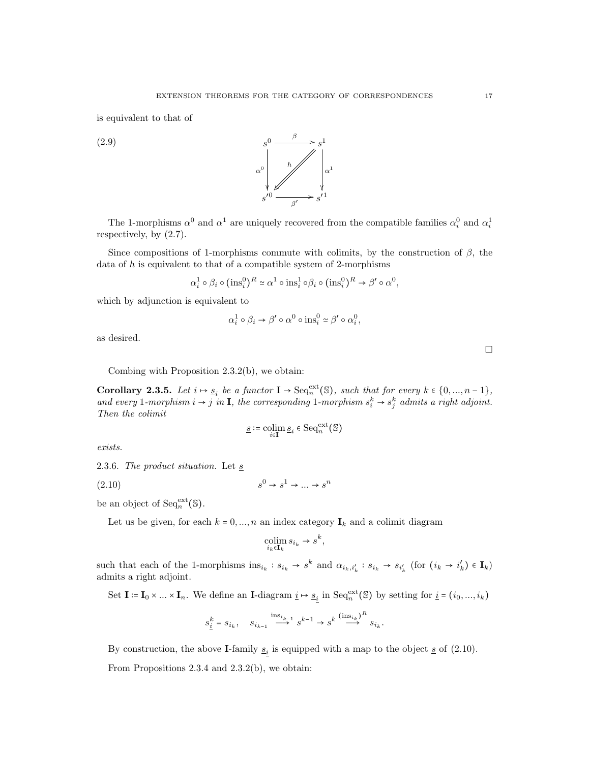is equivalent to that of

$$
\begin{array}{ccc}
s^0 & \xrightarrow{\beta} & s^1 \\
{\scriptstyle \alpha^0}\downarrow & \overset{h}{\swarrow} & \downarrow{\scriptstyle \alpha^1} \\
s'^0 & \xrightarrow[\beta']{} & s'^1
\end{array}
\tag{2.9}
$$

The 1-morphisms $\alpha^0$ and $\alpha^1$ are uniquely recovered from the compatible families $\alpha^0_i$ and $\alpha^1_i$ respectively, by (2.7).

Since compositions of 1-morphisms commute with colimits, by the construction of $\beta$, the data of $h$ is equivalent to that of a compatible system of 2-morphisms

$$\alpha^1_i \circ \beta_i \circ (\mathrm{ins}^0_i)^R \simeq \alpha^1 \circ \mathrm{ins}^1_i \circ \beta_i \circ (\mathrm{ins}^0_i)^R \to \beta' \circ \alpha^0,$$

which by adjunction is equivalent to

$$\alpha^1_i \circ \beta_i \to \beta' \circ \alpha^0 \circ \mathrm{ins}^0_i \simeq \beta' \circ \alpha^0_i,$$

as desired.

□

Combing with Proposition 2.3.2(b), we obtain:

**Corollary 2.3.5.** *Let $i \mapsto \underline{s}_i$ be a functor $\mathbf{I} \to \mathrm{Seq}^{\mathrm{ext}}_n(\mathbb{S})$, such that for every $k \in \{0, ..., n-1\}$, and every 1-morphism $i \to j$ in $\mathbf{I}$, the corresponding 1-morphism $s^k_i \to s^k_j$ admits a right adjoint. Then the colimit*

$$\underline{s} := \underset{i \in \mathbf{I}}{\mathrm{colim}}\, \underline{s}_i \in \mathrm{Seq}^{\mathrm{ext}}_n(\mathbb{S})$$

*exists.*

2.3.6. *The product situation.* Let $\underline{s}$

$$s^0 \to s^1 \to ... \to s^n \tag{2.10}$$

be an object of $\mathrm{Seq}^{\mathrm{ext}}_n(\mathbb{S})$.

Let us be given, for each $k = 0, ..., n$ an index category $\mathbf{I}_k$ and a colimit diagram

$$\underset{i_k \in \mathbf{I}_k}{\mathrm{colim}}\, s_{i_k} \to s^k,$$

such that each of the 1-morphisms $\mathrm{ins}_{i_k} : s_{i_k} \to s^k$ and $\alpha_{i_k, i'_k} : s_{i_k} \to s_{i'_k}$ (for $(i_k \to i'_k) \in \mathbf{I}_k$) admits a right adjoint.

Set $\mathbf{I} := \mathbf{I}_0 \times ... \times \mathbf{I}_n$. We define an $\mathbf{I}$-diagram $\underline{i} \mapsto \underline{s}_{\underline{i}}$ in $\mathrm{Seq}^{\mathrm{ext}}_n(\mathbb{S})$ by setting for $\underline{i} = (i_0, ..., i_k)$

$$s^k_{\underline{i}} = s_{i_k}, \quad s_{i_{k-1}} \overset{\mathrm{ins}_{i_{k-1}}}{\longrightarrow} s^{k-1} \to s^k \overset{(\mathrm{ins}_{i_k})^R}{\longrightarrow} s_{i_k}.$$

By construction, the above $\mathbf{I}$-family $\underline{s}_{\underline{i}}$ is equipped with a map to the object $\underline{s}$ of (2.10).

From Propositions 2.3.4 and 2.3.2(b), we obtain: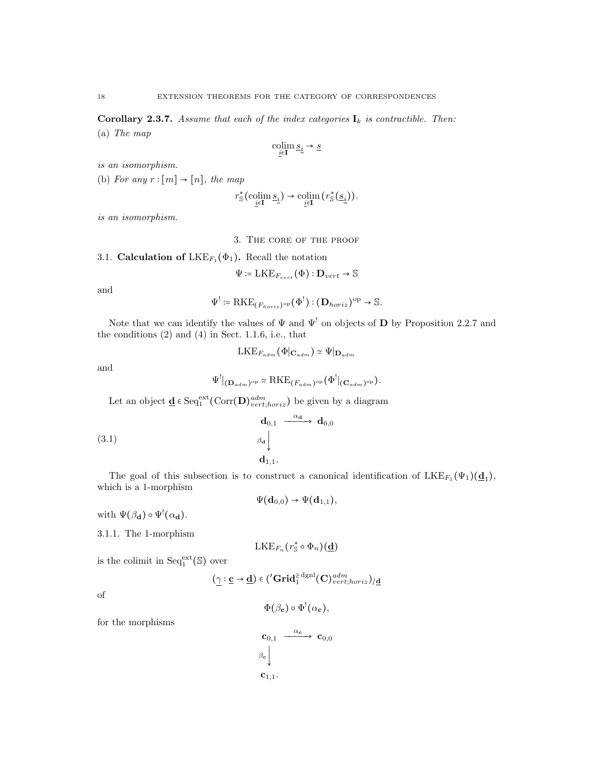**Corollary 2.3.7.** *Assume that each of the index categories $\mathbf{I}_k$ is contractible. Then:*

(a) *The map*

$$\underset{\underline{i}\in\mathbf{I}}{\operatorname{colim}}\, \underline{s}_{\underline{i}} \to \underline{s}$$

*is an isomorphism.*

(b) *For any $r:[m]\to[n]$, the map*

$$r^*_{\mathbb{S}}(\underset{\underline{i}\in\mathbf{I}}{\operatorname{colim}}\, \underline{s}_{\underline{i}}) \to \underset{\underline{i}\in\mathbf{I}}{\operatorname{colim}}\, (r^*_{\mathbb{S}}(\underline{s}_{\underline{i}})).$$

*is an isomorphism.*

## 3. The core of the proof

### 3.1. Calculation of $\mathrm{LKE}_{F_1}(\Phi_1)$.

Recall the notation

$$\Psi := \mathrm{LKE}_{F_{vert}}(\Phi) : \mathbf{D}_{vert} \to \mathbb{S}$$

and

$$\Psi^! := \mathrm{RKE}_{(F_{horiz})^{\mathrm{op}}}(\Phi^!) : (\mathbf{D}_{horiz})^{\mathrm{op}} \to \mathbb{S}.$$

Note that we can identify the values of $\Psi$ and $\Psi^!$ on objects of $\mathbf{D}$ by Proposition 2.2.7 and the conditions (2) and (4) in Sect. 1.1.6, i.e., that

$$\mathrm{LKE}_{F_{adm}}(\Phi|_{\mathbf{C}_{adm}}) \simeq \Psi|_{\mathbf{D}_{adm}}$$

and

$$\Psi^!|_{(\mathbf{D}_{adm})^{\mathrm{op}}} \simeq \mathrm{RKE}_{(F_{adm})^{\mathrm{op}}}(\Phi^!|_{(\mathbf{C}_{adm})^{\mathrm{op}}}).$$

Let an object $\underline{\mathbf{d}} \in \mathrm{Seq}_1^{\mathrm{ext}}(\mathrm{Corr}(\mathbf{D})^{adm}_{vert;horiz})$ be given by a diagram

$$\begin{array}{ccc} \mathbf{d}_{0,1} & \xrightarrow{\alpha_{\mathbf{d}}} & \mathbf{d}_{0,0} \\ {\scriptstyle\beta_{\mathbf{d}}}\big\downarrow & & \\ \mathbf{d}_{1,1}. & & \end{array} \tag{3.1}$$

The goal of this subsection is to construct a canonical identification of $\mathrm{LKE}_{F_1}(\Psi_1)(\underline{\mathbf{d}}_1)$, which is a 1-morphism

$$\Psi(\mathbf{d}_{0,0}) \to \Psi(\mathbf{d}_{1,1}),$$

with $\Psi(\beta_{\mathbf{d}}) \circ \Psi^!(\alpha_{\mathbf{d}})$.

3.1.1. The 1-morphism

$$\mathrm{LKE}_{F_n}(r^*_{\mathbb{S}} \circ \Phi_n)(\underline{\mathbf{d}})$$

is the colimit in $\mathrm{Seq}_1^{\mathrm{ext}}(\mathbb{S})$ over

$$(\underline{\gamma} : \underline{\mathbf{c}} \to \underline{\mathbf{d}}) \in ({}'\mathbf{Grid}_1^{\geq \mathrm{dgnl}}(\mathbf{C})^{adm}_{vert;horiz})_{/\underline{\mathbf{d}}}$$

of

$$\Phi(\beta_{\mathbf{c}}) \circ \Phi^!(\alpha_{\mathbf{c}}),$$

for the morphisms

$$\begin{array}{ccc} \mathbf{c}_{0,1} & \xrightarrow{\alpha_{\mathbf{c}}} & \mathbf{c}_{0,0} \\ {\scriptstyle\beta_{\mathbf{c}}}\big\downarrow & & \\ \mathbf{c}_{1,1}. & & \end{array}$$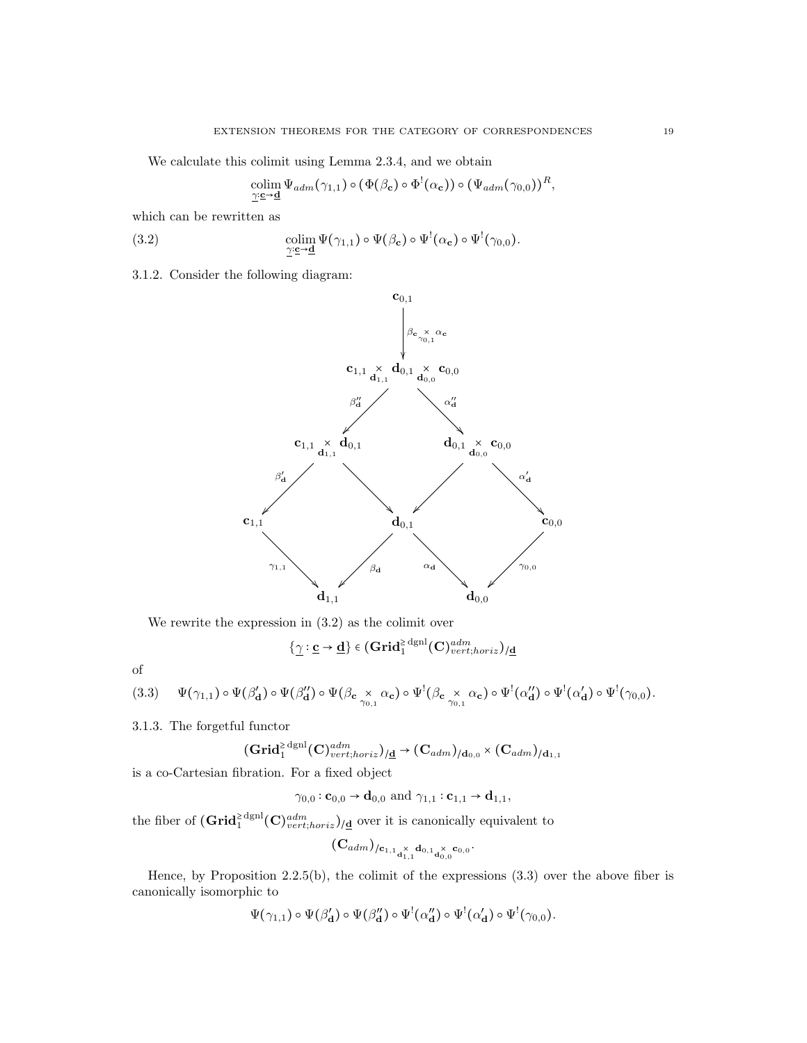We calculate this colimit using Lemma 2.3.4, and we obtain

$$\underset{\underline{\gamma}:\underline{\mathbf{c}}\to\underline{\mathbf{d}}}{\operatorname{colim}} \Psi_{adm}(\gamma_{1,1}) \circ (\Phi(\beta_{\mathbf{c}}) \circ \Phi^!(\alpha_{\mathbf{c}})) \circ (\Psi_{adm}(\gamma_{0,0}))^R,$$

which can be rewritten as

$$\underset{\underline{\gamma}:\underline{\mathbf{c}}\to\underline{\mathbf{d}}}{\operatorname{colim}} \Psi(\gamma_{1,1}) \circ \Psi(\beta_{\mathbf{c}}) \circ \Psi^!(\alpha_{\mathbf{c}}) \circ \Psi^!(\gamma_{0,0}). \tag{3.2}$$

3.1.2. Consider the following diagram:

$$\begin{array}{ccccccc}
 & & & \mathbf{c}_{0,1} & & & \\
 & & & \downarrow {\scriptstyle \beta_{\mathbf{c}} \underset{\gamma_{0,1}}{\times} \alpha_{\mathbf{c}}} & & & \\
 & & & \mathbf{c}_{1,1} \underset{\mathbf{d}_{1,1}}{\times} \mathbf{d}_{0,1} \underset{\mathbf{d}_{0,0}}{\times} \mathbf{c}_{0,0} & & & \\
 & & {\scriptstyle \beta''_{\mathbf{d}}} \swarrow & & \searrow {\scriptstyle \alpha''_{\mathbf{d}}} & & \\
 & \mathbf{c}_{1,1} \underset{\mathbf{d}_{1,1}}{\times} \mathbf{d}_{0,1} & & & & \mathbf{d}_{0,1} \underset{\mathbf{d}_{0,0}}{\times} \mathbf{c}_{0,0} & \\
 {\scriptstyle \beta'_{\mathbf{d}}} \swarrow & & \searrow & & \swarrow & & \searrow {\scriptstyle \alpha'_{\mathbf{d}}} \\
 \mathbf{c}_{1,1} & & & \mathbf{d}_{0,1} & & & \mathbf{c}_{0,0} \\
 & {\scriptstyle \gamma_{1,1}} \searrow & \swarrow {\scriptstyle \beta_{\mathbf{d}}} & & {\scriptstyle \alpha_{\mathbf{d}}} \searrow & \swarrow {\scriptstyle \gamma_{0,0}} & \\
 & & \mathbf{d}_{1,1} & & \mathbf{d}_{0,0} & &
\end{array}$$

We rewrite the expression in (3.2) as the colimit over

$$\{\underline{\gamma} : \underline{\mathbf{c}} \to \underline{\mathbf{d}}\} \in (\mathbf{Grid}_1^{\geq \operatorname{dgnl}}(\mathbf{C})^{adm}_{vert;horiz})_{/\underline{\mathbf{d}}}$$

of

$$\Psi(\gamma_{1,1}) \circ \Psi(\beta'_{\mathbf{d}}) \circ \Psi(\beta''_{\mathbf{d}}) \circ \Psi(\beta_{\mathbf{c}} \underset{\gamma_{0,1}}{\times} \alpha_{\mathbf{c}}) \circ \Psi^!(\beta_{\mathbf{c}} \underset{\gamma_{0,1}}{\times} \alpha_{\mathbf{c}}) \circ \Psi^!(\alpha''_{\mathbf{d}}) \circ \Psi^!(\alpha'_{\mathbf{d}}) \circ \Psi^!(\gamma_{0,0}). \tag{3.3}$$

3.1.3. The forgetful functor

$$(\mathbf{Grid}_1^{\geq \operatorname{dgnl}}(\mathbf{C})^{adm}_{vert;horiz})_{/\underline{\mathbf{d}}} \to (\mathbf{C}_{adm})_{/\mathbf{d}_{0,0}} \times (\mathbf{C}_{adm})_{/\mathbf{d}_{1,1}}$$

is a co-Cartesian fibration. For a fixed object

$$\gamma_{0,0} : \mathbf{c}_{0,0} \to \mathbf{d}_{0,0} \text{ and } \gamma_{1,1} : \mathbf{c}_{1,1} \to \mathbf{d}_{1,1},$$

the fiber of $(\mathbf{Grid}_1^{\geq \operatorname{dgnl}}(\mathbf{C})^{adm}_{vert;horiz})_{/\underline{\mathbf{d}}}$ over it is canonically equivalent to

$$(\mathbf{C}_{adm})_{/\mathbf{c}_{1,1} \underset{\mathbf{d}_{1,1}}{\times} \mathbf{d}_{0,1} \underset{\mathbf{d}_{0,0}}{\times} \mathbf{c}_{0,0}}.$$

Hence, by Proposition 2.2.5(b), the colimit of the expressions (3.3) over the above fiber is canonically isomorphic to

$$\Psi(\gamma_{1,1}) \circ \Psi(\beta'_{\mathbf{d}}) \circ \Psi(\beta''_{\mathbf{d}}) \circ \Psi^!(\alpha''_{\mathbf{d}}) \circ \Psi^!(\alpha'_{\mathbf{d}}) \circ \Psi^!(\gamma_{0,0}).$$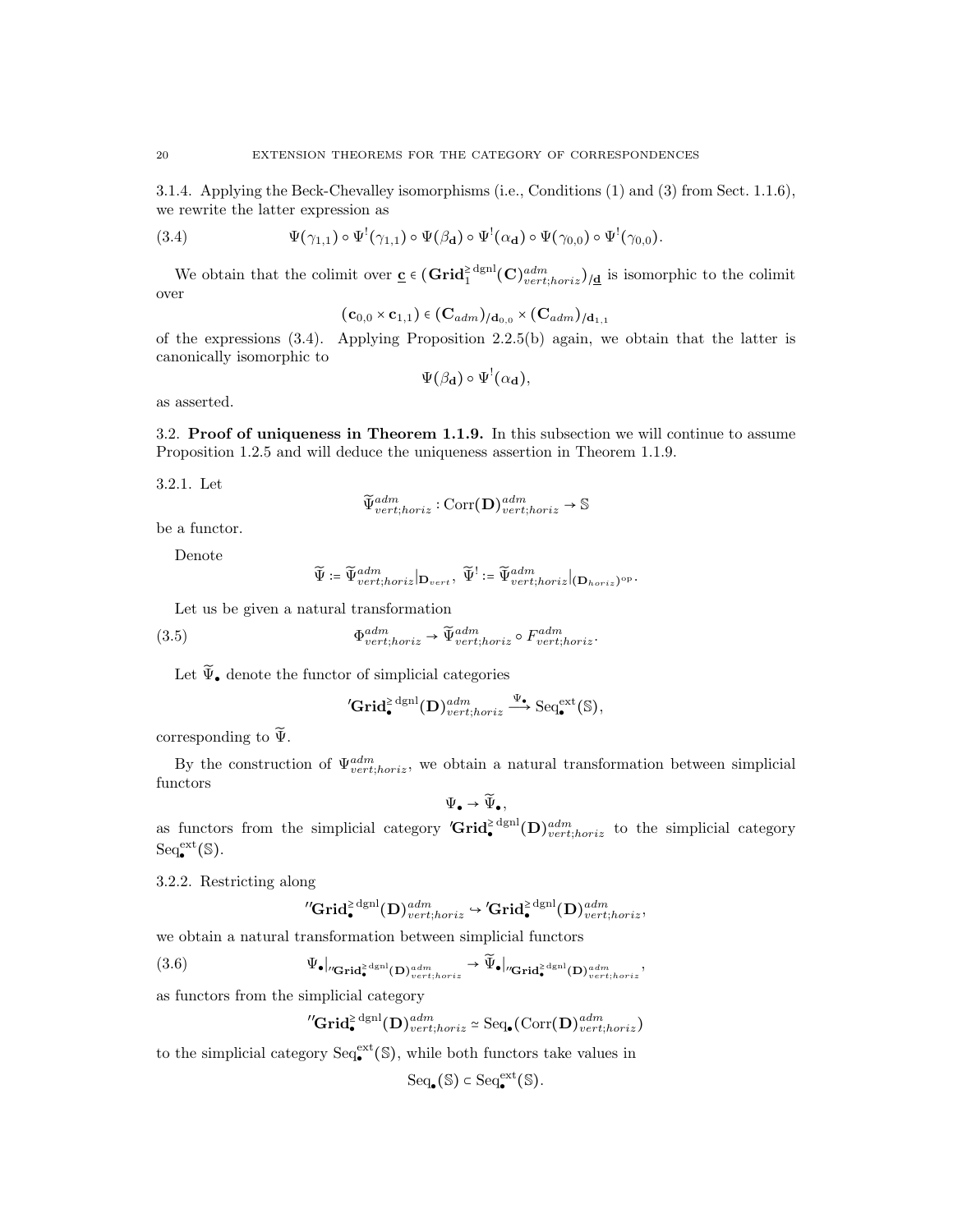3.1.4. Applying the Beck-Chevalley isomorphisms (i.e., Conditions (1) and (3) from Sect. 1.1.6), we rewrite the latter expression as

$$\Psi(\gamma_{1,1}) \circ \Psi^!(\gamma_{1,1}) \circ \Psi(\beta_{\mathbf{d}}) \circ \Psi^!(\alpha_{\mathbf{d}}) \circ \Psi(\gamma_{0,0}) \circ \Psi^!(\gamma_{0,0}). \tag{3.4}$$

We obtain that the colimit over $\underline{\mathbf{c}} \in (\mathbf{Grid}_1^{\geq \mathrm{dgnl}}(\mathbf{C})^{adm}_{vert;horiz})_{/\underline{\mathbf{d}}}$ is isomorphic to the colimit over

$$(\mathbf{c}_{0,0} \times \mathbf{c}_{1,1}) \in (\mathbf{C}_{adm})_{/\mathbf{d}_{0,0}} \times (\mathbf{C}_{adm})_{/\mathbf{d}_{1,1}}$$

of the expressions (3.4). Applying Proposition 2.2.5(b) again, we obtain that the latter is canonically isomorphic to

$$\Psi(\beta_{\mathbf{d}}) \circ \Psi^!(\alpha_{\mathbf{d}}),$$

as asserted.

3.2. **Proof of uniqueness in Theorem 1.1.9.** In this subsection we will continue to assume Proposition 1.2.5 and will deduce the uniqueness assertion in Theorem 1.1.9.

3.2.1. Let

$$\widetilde{\Psi}^{adm}_{vert;horiz} : \mathrm{Corr}(\mathbf{D})^{adm}_{vert;horiz} \to \mathbb{S}$$

be a functor.

Denote

$$\widetilde{\Psi} := \widetilde{\Psi}^{adm}_{vert;horiz}|_{\mathbf{D}_{vert}},\ \widetilde{\Psi}^! := \widetilde{\Psi}^{adm}_{vert;horiz}|_{(\mathbf{D}_{horiz})^{\mathrm{op}}}.$$

Let us be given a natural transformation

$$\Phi^{adm}_{vert;horiz} \to \widetilde{\Psi}^{adm}_{vert;horiz} \circ F^{adm}_{vert;horiz}. \tag{3.5}$$

Let $\widetilde{\Psi}_\bullet$ denote the functor of simplicial categories

$$'\mathbf{Grid}_\bullet^{\geq \mathrm{dgnl}}(\mathbf{D})^{adm}_{vert;horiz} \xrightarrow{\Psi_\bullet} \mathrm{Seq}^{\mathrm{ext}}_\bullet(\mathbb{S}),$$

corresponding to $\widetilde{\Psi}$.

By the construction of $\Psi^{adm}_{vert;horiz}$, we obtain a natural transformation between simplicial functors

$$\Psi_\bullet \to \widetilde{\Psi}_\bullet,$$

as functors from the simplicial category $'\mathbf{Grid}_\bullet^{\geq \mathrm{dgnl}}(\mathbf{D})^{adm}_{vert;horiz}$ to the simplicial category $\mathrm{Seq}^{\mathrm{ext}}_\bullet(\mathbb{S})$.

3.2.2. Restricting along

$$''\mathbf{Grid}_\bullet^{\geq \mathrm{dgnl}}(\mathbf{D})^{adm}_{vert;horiz} \hookrightarrow {}'\mathbf{Grid}_\bullet^{\geq \mathrm{dgnl}}(\mathbf{D})^{adm}_{vert;horiz},$$

we obtain a natural transformation between simplicial functors

$$\Psi_\bullet|_{''\mathbf{Grid}_\bullet^{\geq \mathrm{dgnl}}(\mathbf{D})^{adm}_{vert;horiz}} \to \widetilde{\Psi}_\bullet|_{''\mathbf{Grid}_\bullet^{\geq \mathrm{dgnl}}(\mathbf{D})^{adm}_{vert;horiz}}, \tag{3.6}$$

as functors from the simplicial category

$$''\mathbf{Grid}_\bullet^{\geq \mathrm{dgnl}}(\mathbf{D})^{adm}_{vert;horiz} \simeq \mathrm{Seq}_\bullet(\mathrm{Corr}(\mathbf{D})^{adm}_{vert;horiz})$$

to the simplicial category $\mathrm{Seq}^{\mathrm{ext}}_\bullet(\mathbb{S})$, while both functors take values in

$$\mathrm{Seq}_\bullet(\mathbb{S}) \subset \mathrm{Seq}^{\mathrm{ext}}_\bullet(\mathbb{S}).$$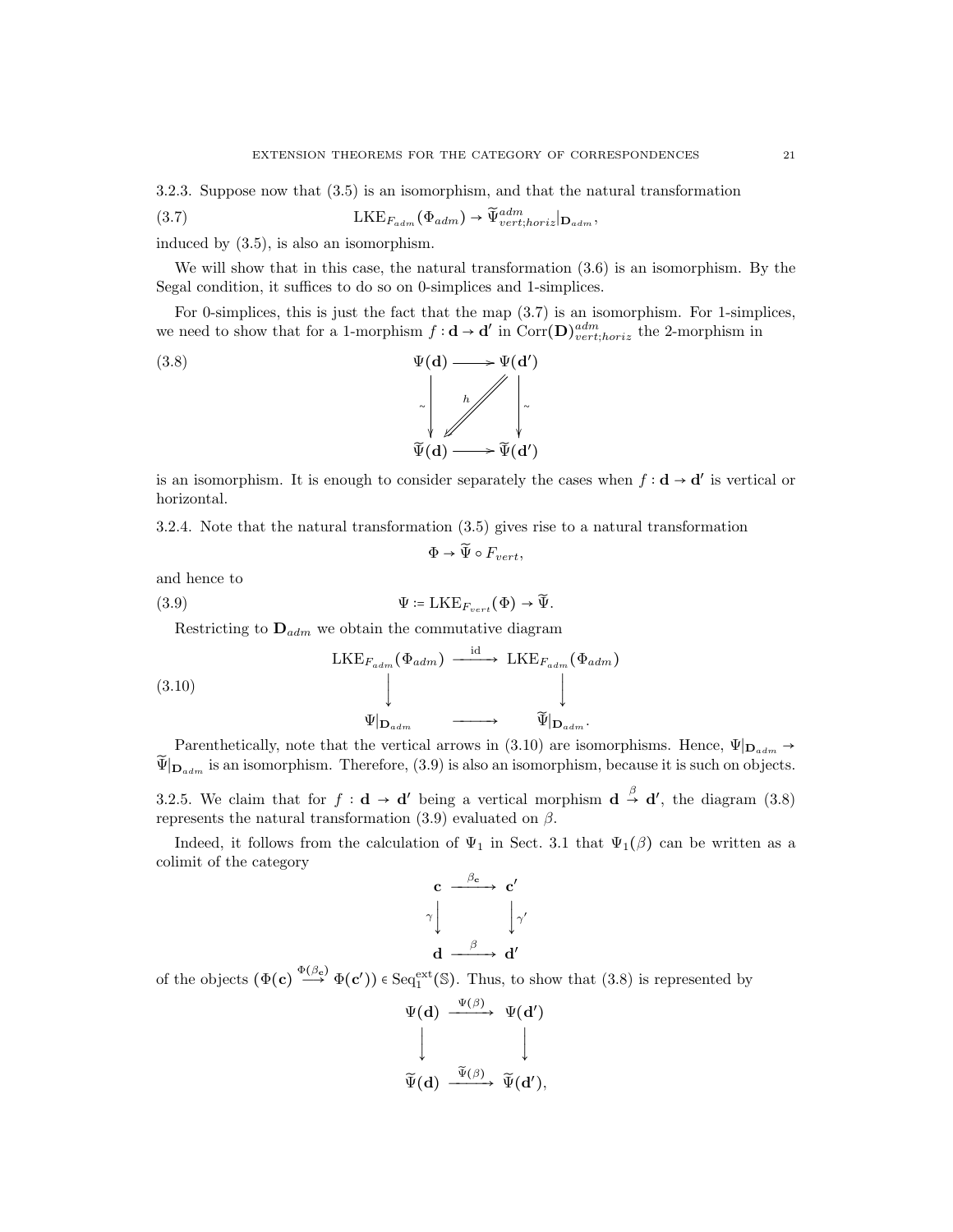3.2.3. Suppose now that (3.5) is an isomorphism, and that the natural transformation

$$\mathrm{LKE}_{F_{adm}}(\Phi_{adm}) \to \widetilde{\Psi}^{adm}_{vert;horiz}|_{\mathbf{D}_{adm}}, \tag{3.7}$$

induced by (3.5), is also an isomorphism.

We will show that in this case, the natural transformation (3.6) is an isomorphism. By the Segal condition, it suffices to do so on 0-simplices and 1-simplices.

For 0-simplices, this is just the fact that the map (3.7) is an isomorphism. For 1-simplices, we need to show that for a 1-morphism $f : \mathbf{d} \to \mathbf{d}'$ in $\mathrm{Corr}(\mathbf{D})^{adm}_{vert;horiz}$ the 2-morphism in

$$\begin{array}{ccc} \Psi(\mathbf{d}) & \longrightarrow & \Psi(\mathbf{d}') \\ \sim\downarrow & \overset{h}{\swarrow} & \downarrow\sim \\ \widetilde{\Psi}(\mathbf{d}) & \longrightarrow & \widetilde{\Psi}(\mathbf{d}') \end{array} \tag{3.8}$$

is an isomorphism. It is enough to consider separately the cases when $f : \mathbf{d} \to \mathbf{d}'$ is vertical or horizontal.

3.2.4. Note that the natural transformation (3.5) gives rise to a natural transformation

$$\Phi \to \widetilde{\Psi} \circ F_{vert},$$

and hence to

$$\Psi := \mathrm{LKE}_{F_{vert}}(\Phi) \to \widetilde{\Psi}. \tag{3.9}$$

Restricting to $\mathbf{D}_{adm}$ we obtain the commutative diagram

$$\begin{array}{ccc} \mathrm{LKE}_{F_{adm}}(\Phi_{adm}) & \xrightarrow{\mathrm{id}} & \mathrm{LKE}_{F_{adm}}(\Phi_{adm}) \\ \downarrow & & \downarrow \\ \Psi|_{\mathbf{D}_{adm}} & \longrightarrow & \widetilde{\Psi}|_{\mathbf{D}_{adm}}. \end{array} \tag{3.10}$$

Parenthetically, note that the vertical arrows in (3.10) are isomorphisms. Hence, $\Psi|_{\mathbf{D}_{adm}} \to \widetilde{\Psi}|_{\mathbf{D}_{adm}}$ is an isomorphism. Therefore, (3.9) is also an isomorphism, because it is such on objects.

3.2.5. We claim that for $f : \mathbf{d} \to \mathbf{d}'$ being a vertical morphism $\mathbf{d} \overset{\beta}{\to} \mathbf{d}'$, the diagram (3.8) represents the natural transformation (3.9) evaluated on $\beta$.

Indeed, it follows from the calculation of $\Psi_1$ in Sect. 3.1 that $\Psi_1(\beta)$ can be written as a colimit of the category

$$\begin{array}{ccc} \mathbf{c} & \xrightarrow{\beta_{\mathbf{c}}} & \mathbf{c}' \\ \gamma\downarrow & & \downarrow\gamma' \\ \mathbf{d} & \xrightarrow{\beta} & \mathbf{d}' \end{array}$$

of the objects $(\Phi(\mathbf{c}) \overset{\Phi(\beta_{\mathbf{c}})}{\longrightarrow} \Phi(\mathbf{c}')) \in \mathrm{Seq}^{\mathrm{ext}}_1(\mathbb{S})$. Thus, to show that (3.8) is represented by

$$\begin{array}{ccc} \Psi(\mathbf{d}) & \xrightarrow{\Psi(\beta)} & \Psi(\mathbf{d}') \\ \downarrow & & \downarrow \\ \widetilde{\Psi}(\mathbf{d}) & \xrightarrow{\widetilde{\Psi}(\beta)} & \widetilde{\Psi}(\mathbf{d}'), \end{array}$$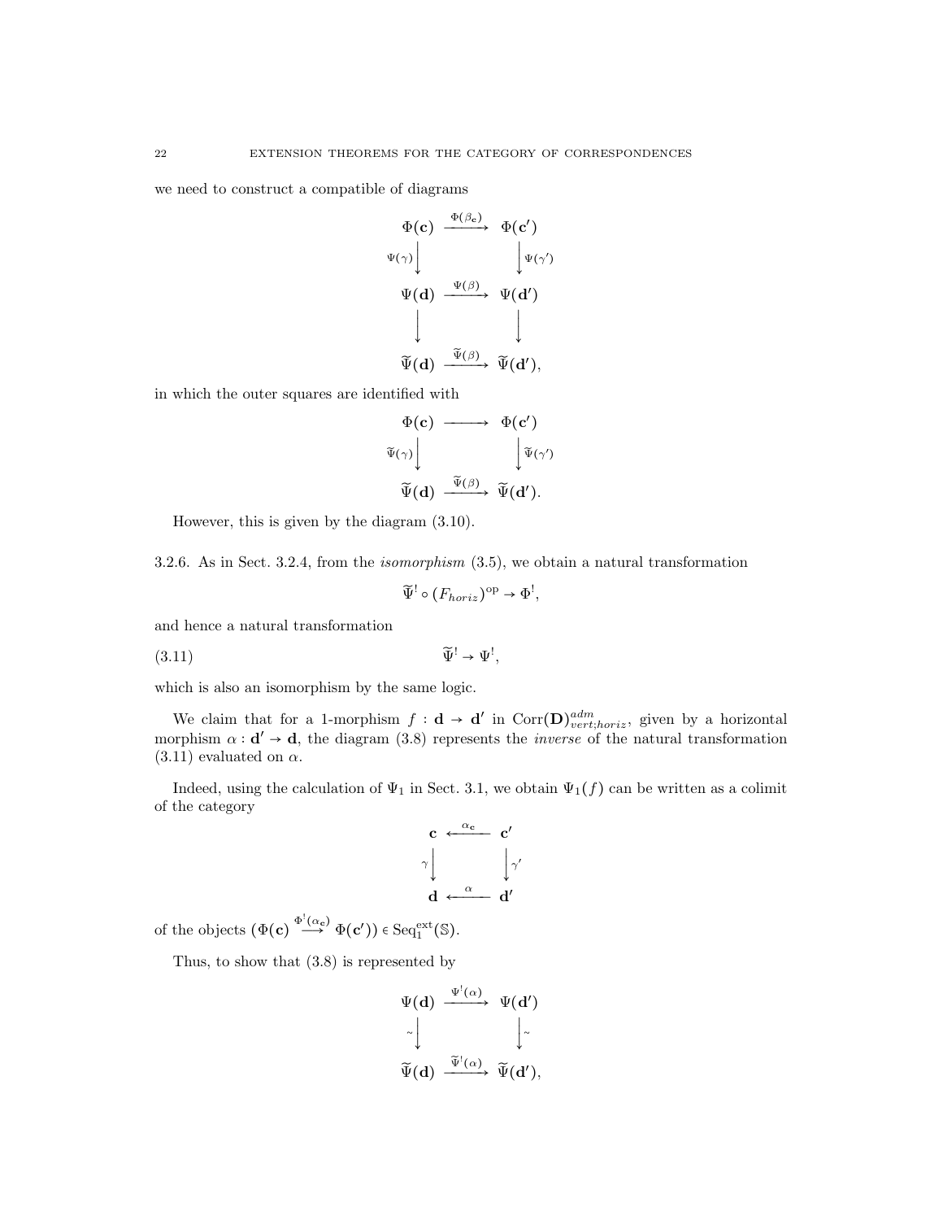we need to construct a compatible of diagrams

$$\begin{array}{ccc}
\Phi(\mathbf{c}) & \xrightarrow{\Phi(\beta_{\mathbf{c}})} & \Phi(\mathbf{c}') \\
{\scriptstyle \Psi(\gamma)}\downarrow & & \downarrow{\scriptstyle \Psi(\gamma')} \\
\Psi(\mathbf{d}) & \xrightarrow{\Psi(\beta)} & \Psi(\mathbf{d}') \\
\downarrow & & \downarrow \\
\widetilde{\Psi}(\mathbf{d}) & \xrightarrow{\widetilde{\Psi}(\beta)} & \widetilde{\Psi}(\mathbf{d}'),
\end{array}$$

in which the outer squares are identified with

$$\begin{array}{ccc}
\Phi(\mathbf{c}) & \longrightarrow & \Phi(\mathbf{c}') \\
{\scriptstyle \widetilde{\Psi}(\gamma)}\downarrow & & \downarrow{\scriptstyle \widetilde{\Psi}(\gamma')} \\
\widetilde{\Psi}(\mathbf{d}) & \xrightarrow{\widetilde{\Psi}(\beta)} & \widetilde{\Psi}(\mathbf{d}').
\end{array}$$

However, this is given by the diagram (3.10).

3.2.6. As in Sect. 3.2.4, from the *isomorphism* (3.5), we obtain a natural transformation

$$\widetilde{\Psi}^! \circ (F_{horiz})^{\mathrm{op}} \to \Phi^!,$$

and hence a natural transformation

$$\widetilde{\Psi}^! \to \Psi^!, \tag{3.11}$$

which is also an isomorphism by the same logic.

We claim that for a 1-morphism $f : \mathbf{d} \to \mathbf{d}'$ in $\mathrm{Corr}(\mathbf{D})^{adm}_{vert;horiz}$, given by a horizontal morphism $\alpha : \mathbf{d}' \to \mathbf{d}$, the diagram (3.8) represents the *inverse* of the natural transformation (3.11) evaluated on $\alpha$.

Indeed, using the calculation of $\Psi_1$ in Sect. 3.1, we obtain $\Psi_1(f)$ can be written as a colimit of the category

$$\begin{array}{ccc}
\mathbf{c} & \xleftarrow{\alpha_{\mathbf{c}}} & \mathbf{c}' \\
{\scriptstyle \gamma}\downarrow & & \downarrow{\scriptstyle \gamma'} \\
\mathbf{d} & \xleftarrow{\alpha} & \mathbf{d}'
\end{array}$$

of the objects $(\Phi(\mathbf{c}) \overset{\Phi^!(\alpha_{\mathbf{c}})}{\longrightarrow} \Phi(\mathbf{c}')) \in \mathrm{Seq}_1^{\mathrm{ext}}(\mathbb{S})$.

Thus, to show that (3.8) is represented by

$$\begin{array}{ccc}
\Psi(\mathbf{d}) & \xrightarrow{\Psi^!(\alpha)} & \Psi(\mathbf{d}') \\
{\scriptstyle \sim}\downarrow & & \downarrow{\scriptstyle \sim} \\
\widetilde{\Psi}(\mathbf{d}) & \xrightarrow{\widetilde{\Psi}^!(\alpha)} & \widetilde{\Psi}(\mathbf{d}'),
\end{array}$$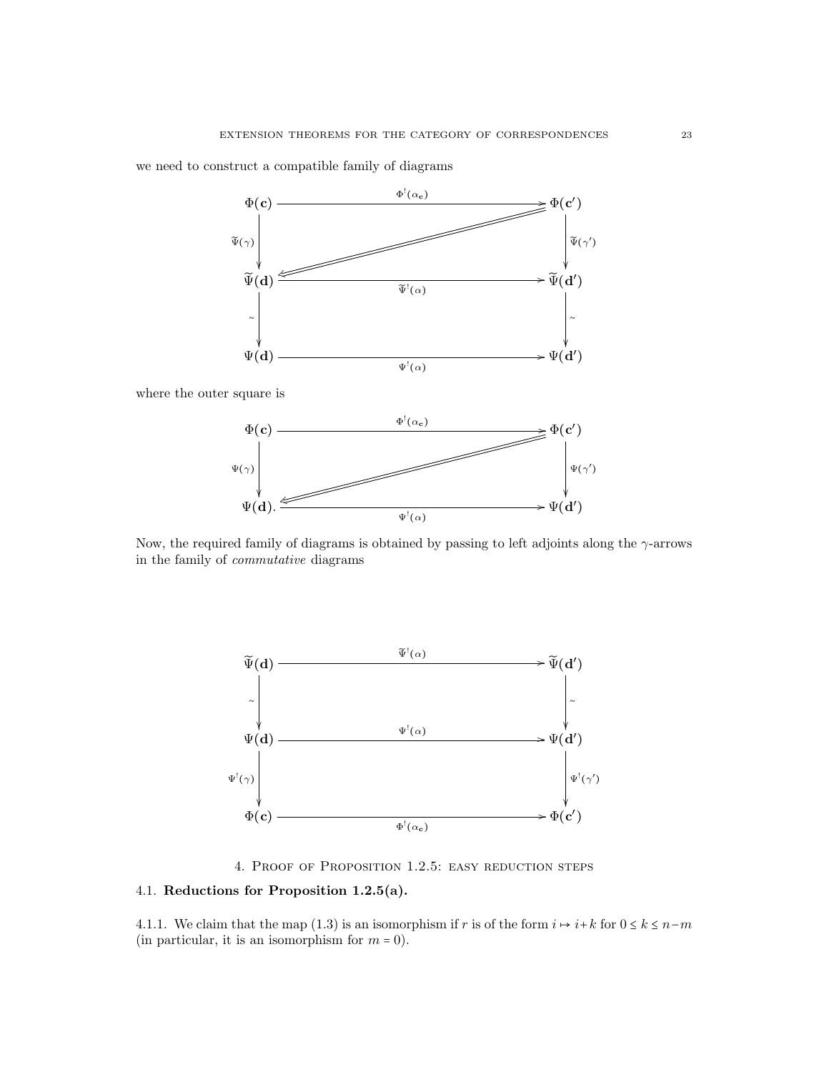we need to construct a compatible family of diagrams

$$
\begin{array}{ccc}
\Phi(\mathbf{c}) & \xrightarrow{\Phi^!(\alpha_{\mathbf{c}})} & \Phi(\mathbf{c}') \\
\downarrow{\scriptstyle \widetilde{\Psi}(\gamma)} & \swarrow\!\!\swarrow & \downarrow{\scriptstyle \widetilde{\Psi}(\gamma')} \\
\widetilde{\Psi}(\mathbf{d}) & \xrightarrow[\widetilde{\Psi}^!(\alpha)]{} & \widetilde{\Psi}(\mathbf{d}') \\
\downarrow{\scriptstyle \sim} & & \downarrow{\scriptstyle \sim} \\
\Psi(\mathbf{d}) & \xrightarrow[\Psi^!(\alpha)]{} & \Psi(\mathbf{d}')
\end{array}
$$

where the outer square is

$$
\begin{array}{ccc}
\Phi(\mathbf{c}) & \xrightarrow{\Phi^!(\alpha_{\mathbf{c}})} & \Phi(\mathbf{c}') \\
\downarrow{\scriptstyle \Psi(\gamma)} & \swarrow\!\!\swarrow & \downarrow{\scriptstyle \Psi(\gamma')} \\
\Psi(\mathbf{d}). & \xrightarrow[\Psi^!(\alpha)]{} & \Psi(\mathbf{d}')
\end{array}
$$

Now, the required family of diagrams is obtained by passing to left adjoints along the $\gamma$-arrows in the family of *commutative* diagrams

$$
\begin{array}{ccc}
\widetilde{\Psi}(\mathbf{d}) & \xrightarrow{\widetilde{\Psi}^!(\alpha)} & \widetilde{\Psi}(\mathbf{d}') \\
\downarrow{\scriptstyle \sim} & & \downarrow{\scriptstyle \sim} \\
\Psi(\mathbf{d}) & \xrightarrow{\Psi^!(\alpha)} & \Psi(\mathbf{d}') \\
\downarrow{\scriptstyle \Psi^!(\gamma)} & & \downarrow{\scriptstyle \Psi^!(\gamma')} \\
\Phi(\mathbf{c}) & \xrightarrow[\Phi^!(\alpha_{\mathbf{c}})]{} & \Phi(\mathbf{c}')
\end{array}
$$

## 4. Proof of Proposition 1.2.5: easy reduction steps

### 4.1. Reductions for Proposition 1.2.5(a).

4.1.1. We claim that the map (1.3) is an isomorphism if $r$ is of the form $i \mapsto i + k$ for $0 \le k \le n - m$ (in particular, it is an isomorphism for $m = 0$).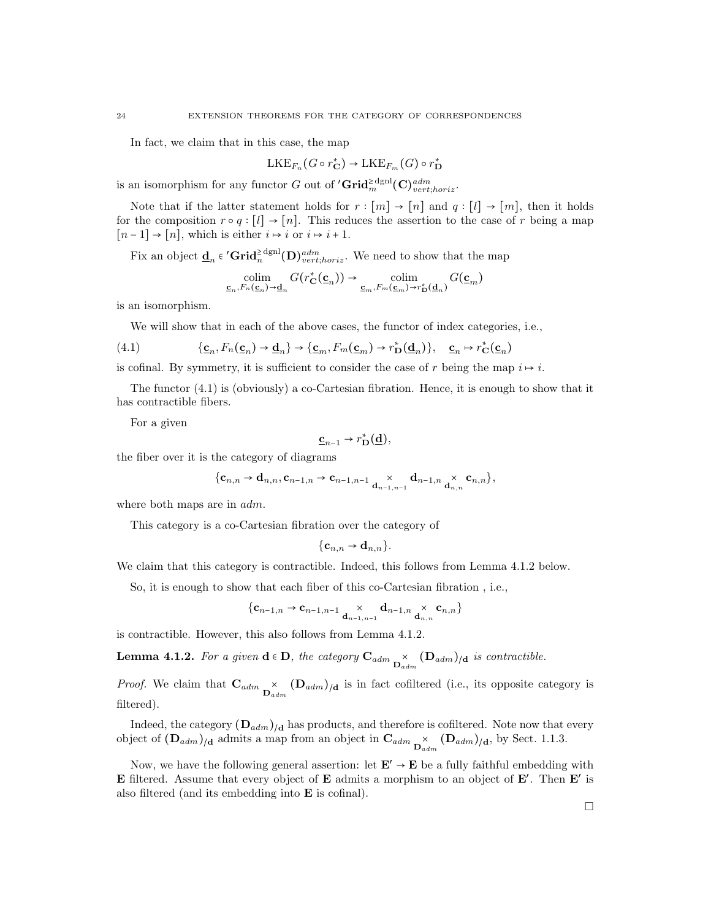In fact, we claim that in this case, the map

$$\mathrm{LKE}_{F_n}(G \circ r^*_{\mathbf{C}}) \to \mathrm{LKE}_{F_m}(G) \circ r^*_{\mathbf{D}}$$

is an isomorphism for any functor $G$ out of $'\mathbf{Grid}^{\geq \mathrm{dgnl}}_m(\mathbf{C})^{adm}_{vert;horiz}$.

Note that if the latter statement holds for $r : [m] \to [n]$ and $q : [l] \to [m]$, then it holds for the composition $r \circ q : [l] \to [n]$. This reduces the assertion to the case of $r$ being a map $[n-1] \to [n]$, which is either $i \mapsto i$ or $i \mapsto i+1$.

Fix an object $\underline{\mathbf{d}}_n \in {}'\mathbf{Grid}^{\geq \mathrm{dgnl}}_n(\mathbf{D})^{adm}_{vert;horiz}$. We need to show that the map

$$\underset{\underline{\mathbf{c}}_n, F_n(\underline{\mathbf{c}}_n) \to \underline{\mathbf{d}}_n}{\mathrm{colim}} G(r^*_{\mathbf{C}}(\underline{\mathbf{c}}_n)) \to \underset{\underline{\mathbf{c}}_m, F_m(\underline{\mathbf{c}}_m) \to r^*_{\mathbf{D}}(\underline{\mathbf{d}}_n)}{\mathrm{colim}} G(\underline{\mathbf{c}}_m)$$

is an isomorphism.

We will show that in each of the above cases, the functor of index categories, i.e.,

$$\{\underline{\mathbf{c}}_n, F_n(\underline{\mathbf{c}}_n) \to \underline{\mathbf{d}}_n\} \to \{\underline{\mathbf{c}}_m, F_m(\underline{\mathbf{c}}_m) \to r^*_{\mathbf{D}}(\underline{\mathbf{d}}_n)\}, \quad \underline{\mathbf{c}}_n \mapsto r^*_{\mathbf{C}}(\underline{\mathbf{c}}_n) \tag{4.1}$$

is cofinal. By symmetry, it is sufficient to consider the case of $r$ being the map $i \mapsto i$.

The functor (4.1) is (obviously) a co-Cartesian fibration. Hence, it is enough to show that it has contractible fibers.

For a given

$$\underline{\mathbf{c}}_{n-1} \to r^*_{\mathbf{D}}(\underline{\mathbf{d}}),$$

the fiber over it is the category of diagrams

$$\{\mathbf{c}_{n,n} \to \mathbf{d}_{n,n}, \mathbf{c}_{n-1,n} \to \mathbf{c}_{n-1,n-1} \underset{\mathbf{d}_{n-1,n-1}}{\times} \mathbf{d}_{n-1,n} \underset{\mathbf{d}_{n,n}}{\times} \mathbf{c}_{n,n}\},$$

where both maps are in $adm$.

This category is a co-Cartesian fibration over the category of

$$\{\mathbf{c}_{n,n} \to \mathbf{d}_{n,n}\}.$$

We claim that this category is contractible. Indeed, this follows from Lemma 4.1.2 below.

So, it is enough to show that each fiber of this co-Cartesian fibration , i.e.,

$$\{\mathbf{c}_{n-1,n} \to \mathbf{c}_{n-1,n-1} \underset{\mathbf{d}_{n-1,n-1}}{\times} \mathbf{d}_{n-1,n} \underset{\mathbf{d}_{n,n}}{\times} \mathbf{c}_{n,n}\}$$

is contractible. However, this also follows from Lemma 4.1.2.

**Lemma 4.1.2.** *For a given* $\mathbf{d} \in \mathbf{D}$*, the category* $\mathbf{C}_{adm} \underset{\mathbf{D}_{adm}}{\times} (\mathbf{D}_{adm})_{/\mathbf{d}}$ *is contractible.*

*Proof.* We claim that $\mathbf{C}_{adm} \underset{\mathbf{D}_{adm}}{\times} (\mathbf{D}_{adm})_{/\mathbf{d}}$ is in fact cofiltered (i.e., its opposite category is filtered).

Indeed, the category $(\mathbf{D}_{adm})_{/\mathbf{d}}$ has products, and therefore is cofiltered. Note now that every object of $(\mathbf{D}_{adm})_{/\mathbf{d}}$ admits a map from an object in $\mathbf{C}_{adm} \underset{\mathbf{D}_{adm}}{\times} (\mathbf{D}_{adm})_{/\mathbf{d}}$, by Sect. 1.1.3.

Now, we have the following general assertion: let $\mathbf{E}' \to \mathbf{E}$ be a fully faithful embedding with $\mathbf{E}$ filtered. Assume that every object of $\mathbf{E}$ admits a morphism to an object of $\mathbf{E}'$. Then $\mathbf{E}'$ is also filtered (and its embedding into $\mathbf{E}$ is cofinal).

□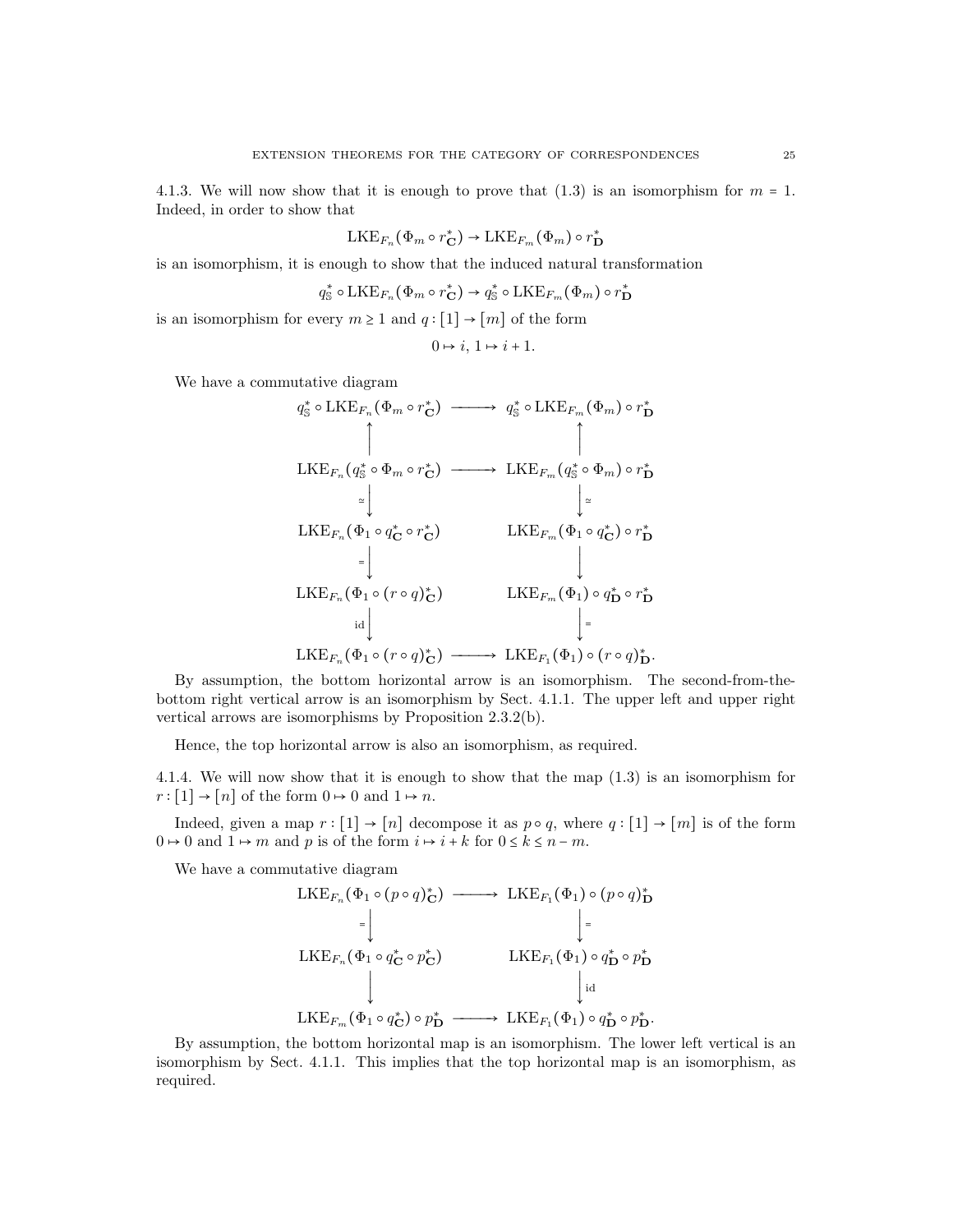4.1.3. We will now show that it is enough to prove that (1.3) is an isomorphism for $m = 1$. Indeed, in order to show that

$$\mathrm{LKE}_{F_n}(\Phi_m \circ r^*_{\mathbf{C}}) \to \mathrm{LKE}_{F_m}(\Phi_m) \circ r^*_{\mathbf{D}}$$

is an isomorphism, it is enough to show that the induced natural transformation

$$q^*_{\mathbb{S}} \circ \mathrm{LKE}_{F_n}(\Phi_m \circ r^*_{\mathbf{C}}) \to q^*_{\mathbb{S}} \circ \mathrm{LKE}_{F_m}(\Phi_m) \circ r^*_{\mathbf{D}}$$

is an isomorphism for every $m \geq 1$ and $q : [1] \to [m]$ of the form

$$0 \mapsto i,\ 1 \mapsto i+1.$$

We have a commutative diagram

$$\begin{array}{ccc}
q^*_{\mathbb{S}} \circ \mathrm{LKE}_{F_n}(\Phi_m \circ r^*_{\mathbf{C}}) & \longrightarrow & q^*_{\mathbb{S}} \circ \mathrm{LKE}_{F_m}(\Phi_m) \circ r^*_{\mathbf{D}} \\
\uparrow & & \uparrow \\
\mathrm{LKE}_{F_n}(q^*_{\mathbb{S}} \circ \Phi_m \circ r^*_{\mathbf{C}}) & \longrightarrow & \mathrm{LKE}_{F_m}(q^*_{\mathbb{S}} \circ \Phi_m) \circ r^*_{\mathbf{D}} \\
\simeq \downarrow & & \downarrow \simeq \\
\mathrm{LKE}_{F_n}(\Phi_1 \circ q^*_{\mathbf{C}} \circ r^*_{\mathbf{C}}) & & \mathrm{LKE}_{F_m}(\Phi_1 \circ q^*_{\mathbf{C}}) \circ r^*_{\mathbf{D}} \\
= \downarrow & & \downarrow \\
\mathrm{LKE}_{F_n}(\Phi_1 \circ (r \circ q)^*_{\mathbf{C}}) & & \mathrm{LKE}_{F_m}(\Phi_1) \circ q^*_{\mathbf{D}} \circ r^*_{\mathbf{D}} \\
\mathrm{id} \downarrow & & \downarrow = \\
\mathrm{LKE}_{F_n}(\Phi_1 \circ (r \circ q)^*_{\mathbf{C}}) & \longrightarrow & \mathrm{LKE}_{F_1}(\Phi_1) \circ (r \circ q)^*_{\mathbf{D}}.
\end{array}$$

By assumption, the bottom horizontal arrow is an isomorphism. The second-from-the-bottom right vertical arrow is an isomorphism by Sect. 4.1.1. The upper left and upper right vertical arrows are isomorphisms by Proposition 2.3.2(b).

Hence, the top horizontal arrow is also an isomorphism, as required.

4.1.4. We will now show that it is enough to show that the map (1.3) is an isomorphism for $r : [1] \to [n]$ of the form $0 \mapsto 0$ and $1 \mapsto n$.

Indeed, given a map $r : [1] \to [n]$ decompose it as $p \circ q$, where $q : [1] \to [m]$ is of the form $0 \mapsto 0$ and $1 \mapsto m$ and $p$ is of the form $i \mapsto i + k$ for $0 \leq k \leq n - m$.

We have a commutative diagram

$$\begin{array}{ccc}
\mathrm{LKE}_{F_n}(\Phi_1 \circ (p \circ q)^*_{\mathbf{C}}) & \longrightarrow & \mathrm{LKE}_{F_1}(\Phi_1) \circ (p \circ q)^*_{\mathbf{D}} \\
= \downarrow & & \downarrow = \\
\mathrm{LKE}_{F_n}(\Phi_1 \circ q^*_{\mathbf{C}} \circ p^*_{\mathbf{C}}) & & \mathrm{LKE}_{F_1}(\Phi_1) \circ q^*_{\mathbf{D}} \circ p^*_{\mathbf{D}} \\
\downarrow & & \downarrow \mathrm{id} \\
\mathrm{LKE}_{F_m}(\Phi_1 \circ q^*_{\mathbf{C}}) \circ p^*_{\mathbf{D}} & \longrightarrow & \mathrm{LKE}_{F_1}(\Phi_1) \circ q^*_{\mathbf{D}} \circ p^*_{\mathbf{D}}.
\end{array}$$

By assumption, the bottom horizontal map is an isomorphism. The lower left vertical is an isomorphism by Sect. 4.1.1. This implies that the top horizontal map is an isomorphism, as required.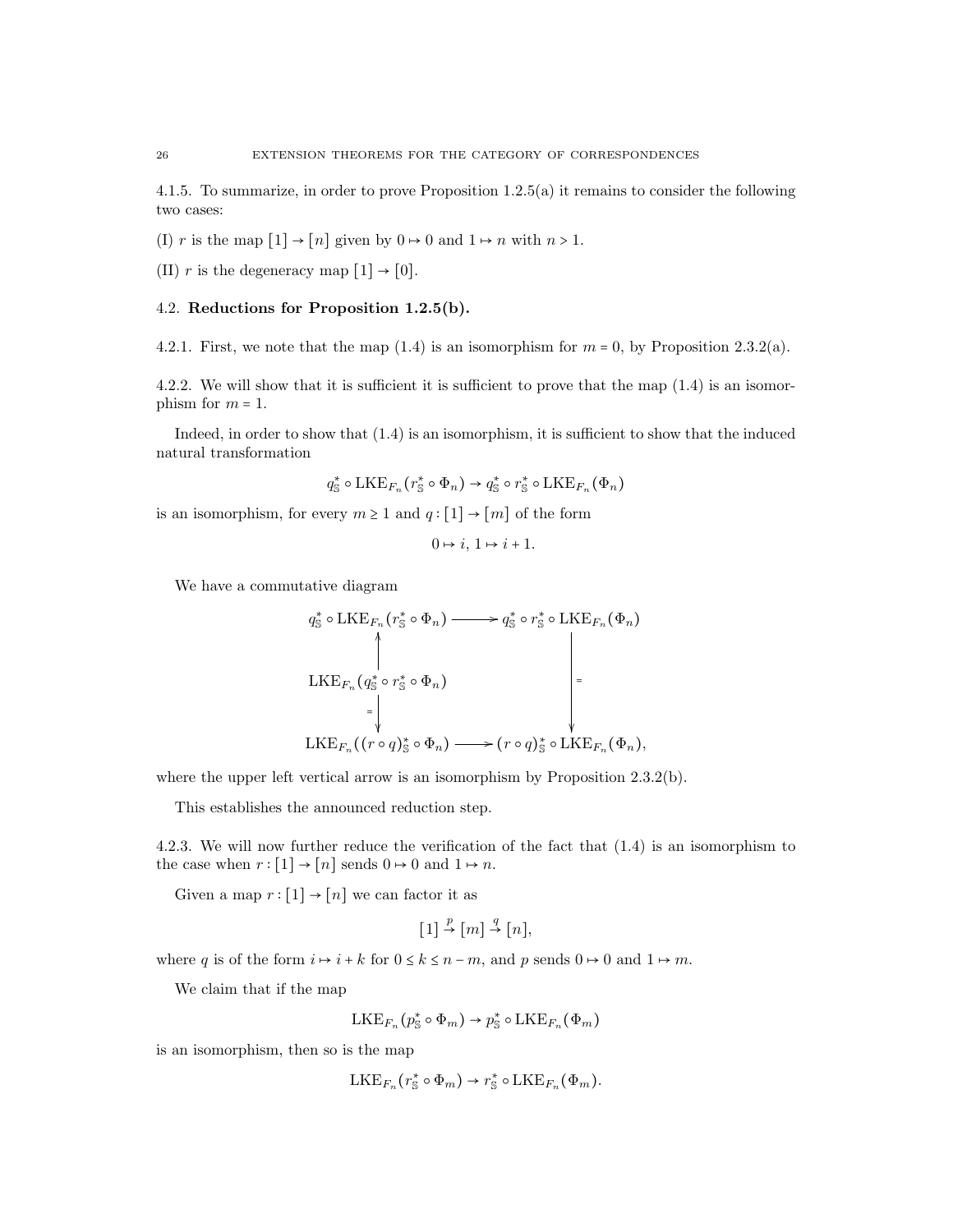4.1.5. To summarize, in order to prove Proposition 1.2.5(a) it remains to consider the following two cases:

(I) $r$ is the map $[1] \to [n]$ given by $0 \mapsto 0$ and $1 \mapsto n$ with $n > 1$.

(II) $r$ is the degeneracy map $[1] \to [0]$.

### 4.2. Reductions for Proposition 1.2.5(b).

4.2.1. First, we note that the map (1.4) is an isomorphism for $m = 0$, by Proposition 2.3.2(a).

4.2.2. We will show that it is sufficient it is sufficient to prove that the map (1.4) is an isomorphism for $m = 1$.

Indeed, in order to show that (1.4) is an isomorphism, it is sufficient to show that the induced natural transformation

$$q^*_{\mathbb{S}} \circ \mathrm{LKE}_{F_n}(r^*_{\mathbb{S}} \circ \Phi_n) \to q^*_{\mathbb{S}} \circ r^*_{\mathbb{S}} \circ \mathrm{LKE}_{F_n}(\Phi_n)$$

is an isomorphism, for every $m \geq 1$ and $q : [1] \to [m]$ of the form

$$0 \mapsto i,\ 1 \mapsto i+1.$$

We have a commutative diagram

$$\begin{array}{ccc}
q^*_{\mathbb{S}} \circ \mathrm{LKE}_{F_n}(r^*_{\mathbb{S}} \circ \Phi_n) & \longrightarrow & q^*_{\mathbb{S}} \circ r^*_{\mathbb{S}} \circ \mathrm{LKE}_{F_n}(\Phi_n) \\
\uparrow & & \\
\mathrm{LKE}_{F_n}(q^*_{\mathbb{S}} \circ r^*_{\mathbb{S}} \circ \Phi_n) & & \Big\downarrow = \\
\Big\downarrow = & & \\
\mathrm{LKE}_{F_n}((r \circ q)^*_{\mathbb{S}} \circ \Phi_n) & \longrightarrow & (r \circ q)^*_{\mathbb{S}} \circ \mathrm{LKE}_{F_n}(\Phi_n),
\end{array}$$

where the upper left vertical arrow is an isomorphism by Proposition 2.3.2(b).

This establishes the announced reduction step.

4.2.3. We will now further reduce the verification of the fact that (1.4) is an isomorphism to the case when $r : [1] \to [n]$ sends $0 \mapsto 0$ and $1 \mapsto n$.

Given a map $r : [1] \to [n]$ we can factor it as

$$[1] \overset{p}{\to} [m] \overset{q}{\to} [n],$$

where $q$ is of the form $i \mapsto i + k$ for $0 \leq k \leq n - m$, and $p$ sends $0 \mapsto 0$ and $1 \mapsto m$.

We claim that if the map

$$\mathrm{LKE}_{F_n}(p^*_{\mathbb{S}} \circ \Phi_m) \to p^*_{\mathbb{S}} \circ \mathrm{LKE}_{F_n}(\Phi_m)$$

is an isomorphism, then so is the map

$$\mathrm{LKE}_{F_n}(r^*_{\mathbb{S}} \circ \Phi_m) \to r^*_{\mathbb{S}} \circ \mathrm{LKE}_{F_n}(\Phi_m).$$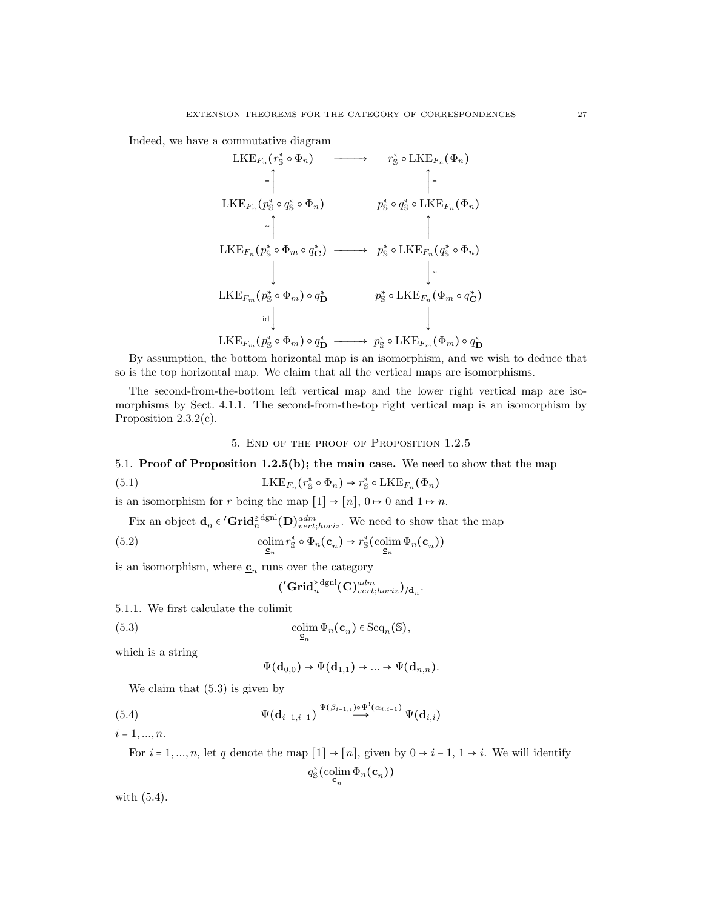Indeed, we have a commutative diagram

$$
\begin{array}{ccc}
\mathrm{LKE}_{F_n}(r_{\mathbb{S}}^* \circ \Phi_n) & \longrightarrow & r_{\mathbb{S}}^* \circ \mathrm{LKE}_{F_n}(\Phi_n) \\
{\scriptstyle =}\uparrow & & \uparrow{\scriptstyle =} \\
\mathrm{LKE}_{F_n}(p_{\mathbb{S}}^* \circ q_{\mathbb{S}}^* \circ \Phi_n) & & p_{\mathbb{S}}^* \circ q_{\mathbb{S}}^* \circ \mathrm{LKE}_{F_n}(\Phi_n) \\
{\scriptstyle \sim}\uparrow & & \uparrow \\
\mathrm{LKE}_{F_n}(p_{\mathbb{S}}^* \circ \Phi_m \circ q_{\mathbf{C}}^*) & \longrightarrow & p_{\mathbb{S}}^* \circ \mathrm{LKE}_{F_n}(q_{\mathbb{S}}^* \circ \Phi_n) \\
\downarrow & & \downarrow{\scriptstyle \sim} \\
\mathrm{LKE}_{F_m}(p_{\mathbb{S}}^* \circ \Phi_m) \circ q_{\mathbf{D}}^* & & p_{\mathbb{S}}^* \circ \mathrm{LKE}_{F_n}(\Phi_m \circ q_{\mathbf{C}}^*) \\
{\scriptstyle \mathrm{id}}\downarrow & & \downarrow \\
\mathrm{LKE}_{F_m}(p_{\mathbb{S}}^* \circ \Phi_m) \circ q_{\mathbf{D}}^* & \longrightarrow & p_{\mathbb{S}}^* \circ \mathrm{LKE}_{F_m}(\Phi_m) \circ q_{\mathbf{D}}^*
\end{array}
$$

By assumption, the bottom horizontal map is an isomorphism, and we wish to deduce that so is the top horizontal map. We claim that all the vertical maps are isomorphisms.

The second-from-the-bottom left vertical map and the lower right vertical map are isomorphisms by Sect. 4.1.1. The second-from-the-top right vertical map is an isomorphism by Proposition 2.3.2(c).

## 5. End of the proof of Proposition 1.2.5

**5.1. Proof of Proposition 1.2.5(b); the main case.** We need to show that the map

$$\mathrm{LKE}_{F_n}(r_{\mathbb{S}}^* \circ \Phi_n) \to r_{\mathbb{S}}^* \circ \mathrm{LKE}_{F_n}(\Phi_n) \tag{5.1}$$

is an isomorphism for $r$ being the map $[1] \to [n]$, $0 \mapsto 0$ and $1 \mapsto n$.

Fix an object $\underline{\mathbf{d}}_n \in {}'\mathbf{Grid}_n^{\geq \mathrm{dgnl}}(\mathbf{D})_{vert;horiz}^{adm}$. We need to show that the map

$$\operatorname*{colim}_{\underline{\mathbf{c}}_n} r_{\mathbb{S}}^* \circ \Phi_n(\underline{\mathbf{c}}_n) \to r_{\mathbb{S}}^*(\operatorname*{colim}_{\underline{\mathbf{c}}_n} \Phi_n(\underline{\mathbf{c}}_n)) \tag{5.2}$$

is an isomorphism, where $\underline{\mathbf{c}}_n$ runs over the category

$$({}'\mathbf{Grid}_n^{\geq \mathrm{dgnl}}(\mathbf{C})_{vert;horiz}^{adm})_{/\underline{\mathbf{d}}_n}.$$

5.1.1. We first calculate the colimit

$$\operatorname*{colim}_{\underline{\mathbf{c}}_n} \Phi_n(\underline{\mathbf{c}}_n) \in \mathrm{Seq}_n(\mathbb{S}), \tag{5.3}$$

which is a string

$$\Psi(\mathbf{d}_{0,0}) \to \Psi(\mathbf{d}_{1,1}) \to \ldots \to \Psi(\mathbf{d}_{n,n}).$$

We claim that (5.3) is given by

$$\Psi(\mathbf{d}_{i-1,i-1}) \overset{\Psi(\beta_{i-1,i}) \circ \Psi^!(\alpha_{i,i-1})}{\longrightarrow} \Psi(\mathbf{d}_{i,i}) \tag{5.4}$$

$i = 1, \ldots, n$.

For $i = 1, \ldots, n$, let $q$ denote the map $[1] \to [n]$, given by $0 \mapsto i-1$, $1 \mapsto i$. We will identify

$$q_{\mathbb{S}}^*(\operatorname*{colim}_{\underline{\mathbf{c}}_n} \Phi_n(\underline{\mathbf{c}}_n))$$

with (5.4).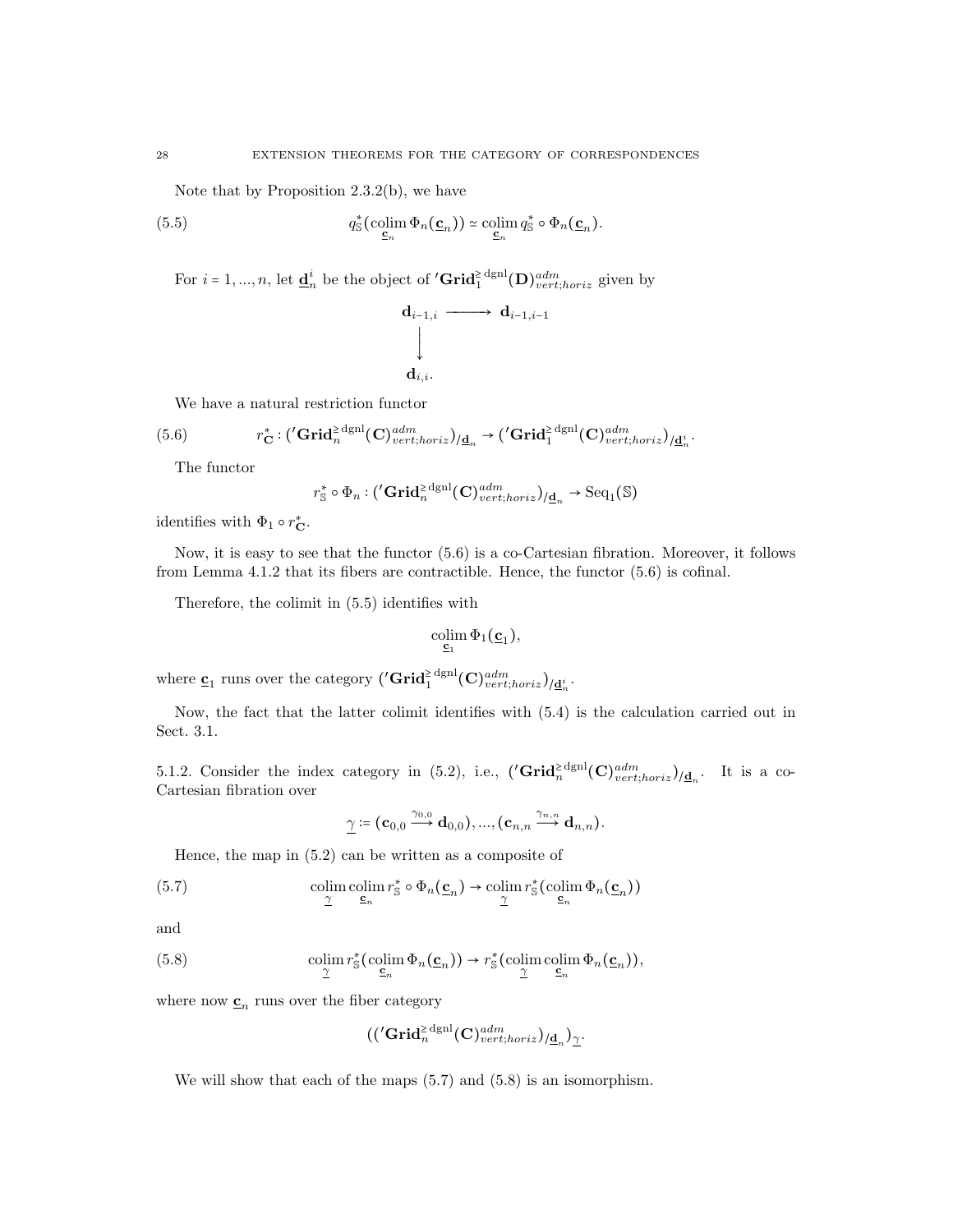Note that by Proposition 2.3.2(b), we have

$$q_{\mathbb{S}}^*(\underset{\underline{\mathbf{c}}_n}{\operatorname{colim}} \Phi_n(\underline{\mathbf{c}}_n)) \simeq \underset{\underline{\mathbf{c}}_n}{\operatorname{colim}}\, q_{\mathbb{S}}^* \circ \Phi_n(\underline{\mathbf{c}}_n). \tag{5.5}$$

For $i = 1, ..., n$, let $\underline{\mathbf{d}}_n^i$ be the object of $'\mathbf{Grid}_1^{\geq \mathrm{dgnl}}(\mathbf{D})_{vert;horiz}^{adm}$ given by

$$\begin{array}{ccc} \mathbf{d}_{i-1,i} & \longrightarrow & \mathbf{d}_{i-1,i-1} \\ \big\downarrow & & \\ \mathbf{d}_{i,i}. & & \end{array}$$

We have a natural restriction functor

$$r_{\mathbf{C}}^* : ('\mathbf{Grid}_n^{\geq \mathrm{dgnl}}(\mathbf{C})_{vert;horiz}^{adm})_{/\underline{\mathbf{d}}_n} \to ('\mathbf{Grid}_1^{\geq \mathrm{dgnl}}(\mathbf{C})_{vert;horiz}^{adm})_{/\underline{\mathbf{d}}_n^i}. \tag{5.6}$$

The functor

$$r_{\mathbb{S}}^* \circ \Phi_n : ('\mathbf{Grid}_n^{\geq \mathrm{dgnl}}(\mathbf{C})_{vert;horiz}^{adm})_{/\underline{\mathbf{d}}_n} \to \mathrm{Seq}_1(\mathbb{S})$$

identifies with $\Phi_1 \circ r_{\mathbf{C}}^*$.

Now, it is easy to see that the functor (5.6) is a co-Cartesian fibration. Moreover, it follows from Lemma 4.1.2 that its fibers are contractible. Hence, the functor (5.6) is cofinal.

Therefore, the colimit in (5.5) identifies with

$$\underset{\underline{\mathbf{c}}_1}{\operatorname{colim}} \Phi_1(\underline{\mathbf{c}}_1),$$

where $\underline{\mathbf{c}}_1$ runs over the category $('\mathbf{Grid}_1^{\geq \mathrm{dgnl}}(\mathbf{C})_{vert;horiz}^{adm})_{/\underline{\mathbf{d}}_n^i}$.

Now, the fact that the latter colimit identifies with (5.4) is the calculation carried out in Sect. 3.1.

5.1.2. Consider the index category in (5.2), i.e., $('\mathbf{Grid}_n^{\geq \mathrm{dgnl}}(\mathbf{C})_{vert;horiz}^{adm})_{/\underline{\mathbf{d}}_n}$. It is a co-Cartesian fibration over

$$\underline{\gamma} := (\mathbf{c}_{0,0} \xrightarrow{\gamma_{0,0}} \mathbf{d}_{0,0}), ..., (\mathbf{c}_{n,n} \xrightarrow{\gamma_{n,n}} \mathbf{d}_{n,n}).$$

Hence, the map in (5.2) can be written as a composite of

$$\underset{\underline{\gamma}}{\operatorname{colim}}\, \underset{\underline{\mathbf{c}}_n}{\operatorname{colim}}\, r_{\mathbb{S}}^* \circ \Phi_n(\underline{\mathbf{c}}_n) \to \underset{\underline{\gamma}}{\operatorname{colim}}\, r_{\mathbb{S}}^*(\underset{\underline{\mathbf{c}}_n}{\operatorname{colim}} \Phi_n(\underline{\mathbf{c}}_n)) \tag{5.7}$$

and

$$\underset{\underline{\gamma}}{\operatorname{colim}}\, r_{\mathbb{S}}^*(\underset{\underline{\mathbf{c}}_n}{\operatorname{colim}} \Phi_n(\underline{\mathbf{c}}_n)) \to r_{\mathbb{S}}^*(\underset{\underline{\gamma}}{\operatorname{colim}}\, \underset{\underline{\mathbf{c}}_n}{\operatorname{colim}} \Phi_n(\underline{\mathbf{c}}_n)), \tag{5.8}$$

where now $\underline{\mathbf{c}}_n$ runs over the fiber category

$$(('\mathbf{Grid}_n^{\geq \mathrm{dgnl}}(\mathbf{C})_{vert;horiz}^{adm})_{/\underline{\mathbf{d}}_n})_{\underline{\gamma}}.$$

We will show that each of the maps (5.7) and (5.8) is an isomorphism.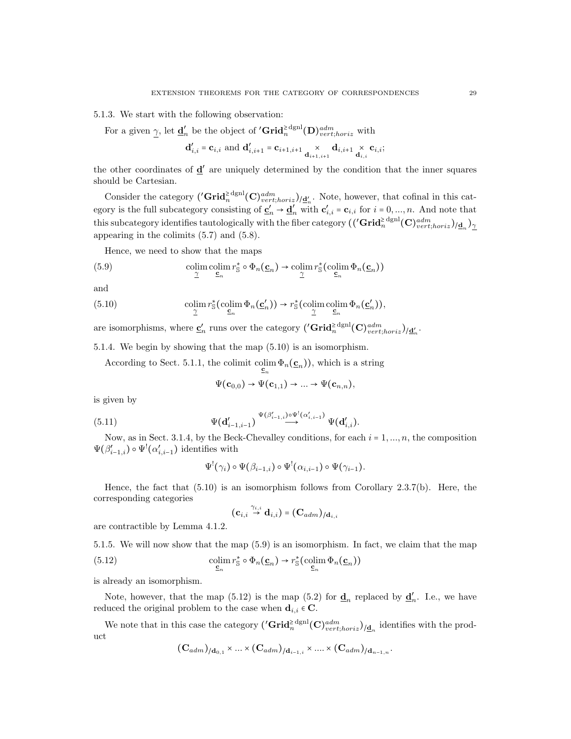5.1.3. We start with the following observation:

For a given $\underline{\gamma}$, let $\underline{\mathbf{d}}'_n$ be the object of $'\mathbf{Grid}_n^{\geq \mathrm{dgnl}}(\mathbf{D})^{adm}_{vert;horiz}$ with

$$\mathbf{d}'_{i,i} = \mathbf{c}_{i,i} \text{ and } \mathbf{d}'_{i,i+1} = \mathbf{c}_{i+1,i+1} \underset{\mathbf{d}_{i+1,i+1}}{\times} \mathbf{d}_{i,i+1} \underset{\mathbf{d}_{i,i}}{\times} \mathbf{c}_{i,i};$$

the other coordinates of $\underline{\mathbf{d}}'$ are uniquely determined by the condition that the inner squares should be Cartesian.

Consider the category $('\mathbf{Grid}_n^{\geq \mathrm{dgnl}}(\mathbf{C})^{adm}_{vert;horiz})_{/\underline{\mathbf{d}}'_n}$. Note, however, that cofinal in this category is the full subcategory consisting of $\underline{\mathbf{c}}'_n \to \underline{\mathbf{d}}'_n$ with $\mathbf{c}'_{i,i} = \mathbf{c}_{i,i}$ for $i = 0, ..., n$. And note that this subcategory identifies tautologically with the fiber category $(('\mathbf{Grid}_n^{\geq \mathrm{dgnl}}(\mathbf{C})^{adm}_{vert;horiz})_{/\underline{\mathbf{d}}_n})_{\underline{\gamma}}$ appearing in the colimits (5.7) and (5.8).

Hence, we need to show that the maps

$$\underset{\underline{\gamma}}{\mathrm{colim}}\, \underset{\underline{\mathbf{c}}_n}{\mathrm{colim}}\, r^*_{\mathbb{S}} \circ \Phi_n(\underline{\mathbf{c}}_n) \to \underset{\underline{\gamma}}{\mathrm{colim}}\, r^*_{\mathbb{S}}(\underset{\underline{\mathbf{c}}_n}{\mathrm{colim}}\, \Phi_n(\underline{\mathbf{c}}_n)) \tag{5.9}$$

and

$$\underset{\underline{\gamma}}{\mathrm{colim}}\, r^*_{\mathbb{S}}(\underset{\underline{\mathbf{c}}_n}{\mathrm{colim}}\, \Phi_n(\underline{\mathbf{c}}'_n)) \to r^*_{\mathbb{S}}(\underset{\underline{\gamma}}{\mathrm{colim}}\, \underset{\underline{\mathbf{c}}_n}{\mathrm{colim}}\, \Phi_n(\underline{\mathbf{c}}'_n)), \tag{5.10}$$

are isomorphisms, where $\underline{\mathbf{c}}'_n$ runs over the category $('\mathbf{Grid}_n^{\geq \mathrm{dgnl}}(\mathbf{C})^{adm}_{vert;horiz})_{/\underline{\mathbf{d}}'_n}$.

5.1.4. We begin by showing that the map (5.10) is an isomorphism.

According to Sect. 5.1.1, the colimit $\underset{\underline{\mathbf{c}}_n}{\mathrm{colim}}\, \Phi_n(\underline{\mathbf{c}}_n))$, which is a string

$$\Psi(\mathbf{c}_{0,0}) \to \Psi(\mathbf{c}_{1,1}) \to ... \to \Psi(\mathbf{c}_{n,n}),$$

is given by

$$\Psi(\mathbf{d}'_{i-1,i-1}) \overset{\Psi(\beta'_{i-1,i}) \circ \Psi^!(\alpha'_{i,i-1})}{\longrightarrow} \Psi(\mathbf{d}'_{i,i}). \tag{5.11}$$

Now, as in Sect. 3.1.4, by the Beck-Chevalley conditions, for each $i = 1, ..., n$, the composition $\Psi(\beta'_{i-1,i}) \circ \Psi^!(\alpha'_{i,i-1})$ identifies with

$$\Psi^!(\gamma_i) \circ \Psi(\beta_{i-1,i}) \circ \Psi^!(\alpha_{i,i-1}) \circ \Psi(\gamma_{i-1}).$$

Hence, the fact that (5.10) is an isomorphism follows from Corollary 2.3.7(b). Here, the corresponding categories

$$(\mathbf{c}_{i,i} \overset{\gamma_{i,i}}{\to} \mathbf{d}_{i,i}) = (\mathbf{C}_{adm})_{/\mathbf{d}_{i,i}}$$

are contractible by Lemma 4.1.2.

5.1.5. We will now show that the map (5.9) is an isomorphism. In fact, we claim that the map

$$\underset{\underline{\mathbf{c}}_n}{\mathrm{colim}}\, r^*_{\mathbb{S}} \circ \Phi_n(\underline{\mathbf{c}}_n) \to r^*_{\mathbb{S}}(\underset{\underline{\mathbf{c}}_n}{\mathrm{colim}}\, \Phi_n(\underline{\mathbf{c}}_n)) \tag{5.12}$$

is already an isomorphism.

Note, however, that the map (5.12) is the map (5.2) for $\underline{\mathbf{d}}_n$ replaced by $\underline{\mathbf{d}}'_n$. I.e., we have reduced the original problem to the case when $\mathbf{d}_{i,i} \in \mathbf{C}$.

We note that in this case the category $('\mathbf{Grid}_n^{\geq \mathrm{dgnl}}(\mathbf{C})^{adm}_{vert;horiz})_{/\underline{\mathbf{d}}_n}$ identifies with the product

$$(\mathbf{C}_{adm})_{/\mathbf{d}_{0,1}} \times ... \times (\mathbf{C}_{adm})_{/\mathbf{d}_{i-1,i}} \times .... \times (\mathbf{C}_{adm})_{/\mathbf{d}_{n-1,n}}.$$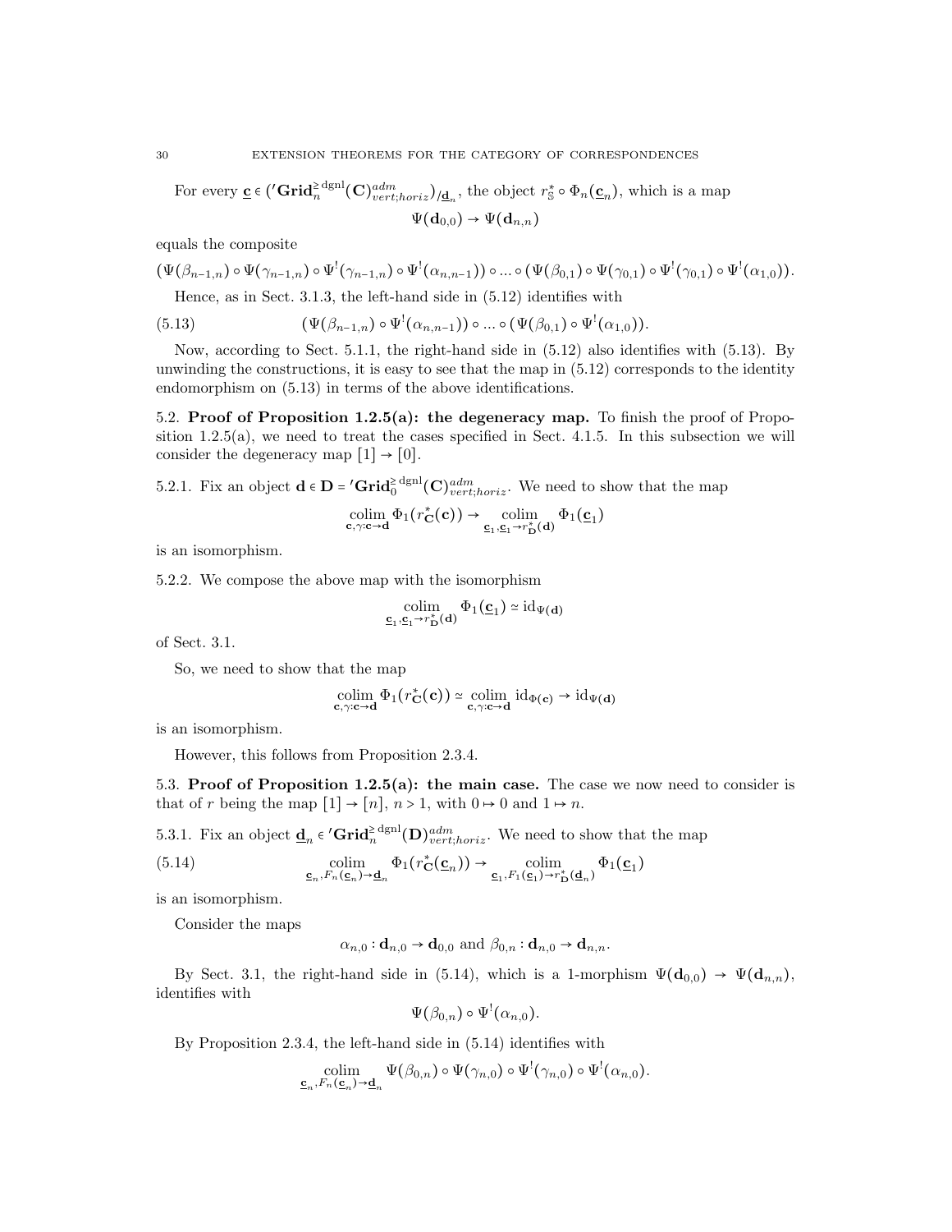For every $\underline{\mathbf{c}} \in ({}'\mathbf{Grid}_n^{\geq \mathrm{dgnl}}(\mathbf{C})^{adm}_{vert;horiz})_{/\underline{\mathbf{d}}_n}$, the object $r^*_{\mathbb{S}} \circ \Phi_n(\underline{\mathbf{c}}_n)$, which is a map

$$\Psi(\mathbf{d}_{0,0}) \to \Psi(\mathbf{d}_{n,n})$$

equals the composite

$$(\Psi(\beta_{n-1,n}) \circ \Psi(\gamma_{n-1,n}) \circ \Psi^!(\gamma_{n-1,n}) \circ \Psi^!(\alpha_{n,n-1})) \circ ... \circ (\Psi(\beta_{0,1}) \circ \Psi(\gamma_{0,1}) \circ \Psi^!(\gamma_{0,1}) \circ \Psi^!(\alpha_{1,0})).$$

Hence, as in Sect. 3.1.3, the left-hand side in (5.12) identifies with

$$(\Psi(\beta_{n-1,n}) \circ \Psi^!(\alpha_{n,n-1})) \circ ... \circ (\Psi(\beta_{0,1}) \circ \Psi^!(\alpha_{1,0})). \tag{5.13}$$

Now, according to Sect. 5.1.1, the right-hand side in (5.12) also identifies with (5.13). By unwinding the constructions, it is easy to see that the map in (5.12) corresponds to the identity endomorphism on (5.13) in terms of the above identifications.

## 5.2. Proof of Proposition 1.2.5(a): the degeneracy map.

To finish the proof of Proposition 1.2.5(a), we need to treat the cases specified in Sect. 4.1.5. In this subsection we will consider the degeneracy map $[1] \to [0]$.

5.2.1. Fix an object $\mathbf{d} \in \mathbf{D} = {}'\mathbf{Grid}_0^{\geq \mathrm{dgnl}}(\mathbf{C})^{adm}_{vert;horiz}$. We need to show that the map

$$\underset{\mathbf{c},\gamma:\mathbf{c}\to\mathbf{d}}{\mathrm{colim}}\, \Phi_1(r^*_{\mathbf{C}}(\mathbf{c})) \to \underset{\underline{\mathbf{c}}_1,\underline{\mathbf{c}}_1 \to r^*_{\mathbf{D}}(\mathbf{d})}{\mathrm{colim}}\, \Phi_1(\underline{\mathbf{c}}_1)$$

is an isomorphism.

5.2.2. We compose the above map with the isomorphism

$$\underset{\underline{\mathbf{c}}_1,\underline{\mathbf{c}}_1 \to r^*_{\mathbf{D}}(\mathbf{d})}{\mathrm{colim}}\, \Phi_1(\underline{\mathbf{c}}_1) \simeq \mathrm{id}_{\Psi(\mathbf{d})}$$

of Sect. 3.1.

So, we need to show that the map

$$\underset{\mathbf{c},\gamma:\mathbf{c}\to\mathbf{d}}{\mathrm{colim}}\, \Phi_1(r^*_{\mathbf{C}}(\mathbf{c})) \simeq \underset{\mathbf{c},\gamma:\mathbf{c}\to\mathbf{d}}{\mathrm{colim}}\, \mathrm{id}_{\Phi(\mathbf{c})} \to \mathrm{id}_{\Psi(\mathbf{d})}$$

is an isomorphism.

However, this follows from Proposition 2.3.4.

## 5.3. Proof of Proposition 1.2.5(a): the main case.

The case we now need to consider is that of $r$ being the map $[1] \to [n]$, $n > 1$, with $0 \mapsto 0$ and $1 \mapsto n$.

5.3.1. Fix an object $\underline{\mathbf{d}}_n \in {}'\mathbf{Grid}_n^{\geq \mathrm{dgnl}}(\mathbf{D})^{adm}_{vert;horiz}$. We need to show that the map

$$\underset{\underline{\mathbf{c}}_n, F_n(\underline{\mathbf{c}}_n) \to \underline{\mathbf{d}}_n}{\mathrm{colim}}\, \Phi_1(r^*_{\mathbf{C}}(\underline{\mathbf{c}}_n)) \to \underset{\underline{\mathbf{c}}_1, F_1(\underline{\mathbf{c}}_1) \to r^*_{\mathbf{D}}(\underline{\mathbf{d}}_n)}{\mathrm{colim}}\, \Phi_1(\underline{\mathbf{c}}_1) \tag{5.14}$$

is an isomorphism.

Consider the maps

$$\alpha_{n,0} : \mathbf{d}_{n,0} \to \mathbf{d}_{0,0} \text{ and } \beta_{0,n} : \mathbf{d}_{n,0} \to \mathbf{d}_{n,n}.$$

By Sect. 3.1, the right-hand side in (5.14), which is a 1-morphism $\Psi(\mathbf{d}_{0,0}) \to \Psi(\mathbf{d}_{n,n})$, identifies with

$$\Psi(\beta_{0,n}) \circ \Psi^!(\alpha_{n,0}).$$

By Proposition 2.3.4, the left-hand side in (5.14) identifies with

$$\underset{\underline{\mathbf{c}}_n, F_n(\underline{\mathbf{c}}_n) \to \underline{\mathbf{d}}_n}{\mathrm{colim}}\, \Psi(\beta_{0,n}) \circ \Psi(\gamma_{n,0}) \circ \Psi^!(\gamma_{n,0}) \circ \Psi^!(\alpha_{n,0}).$$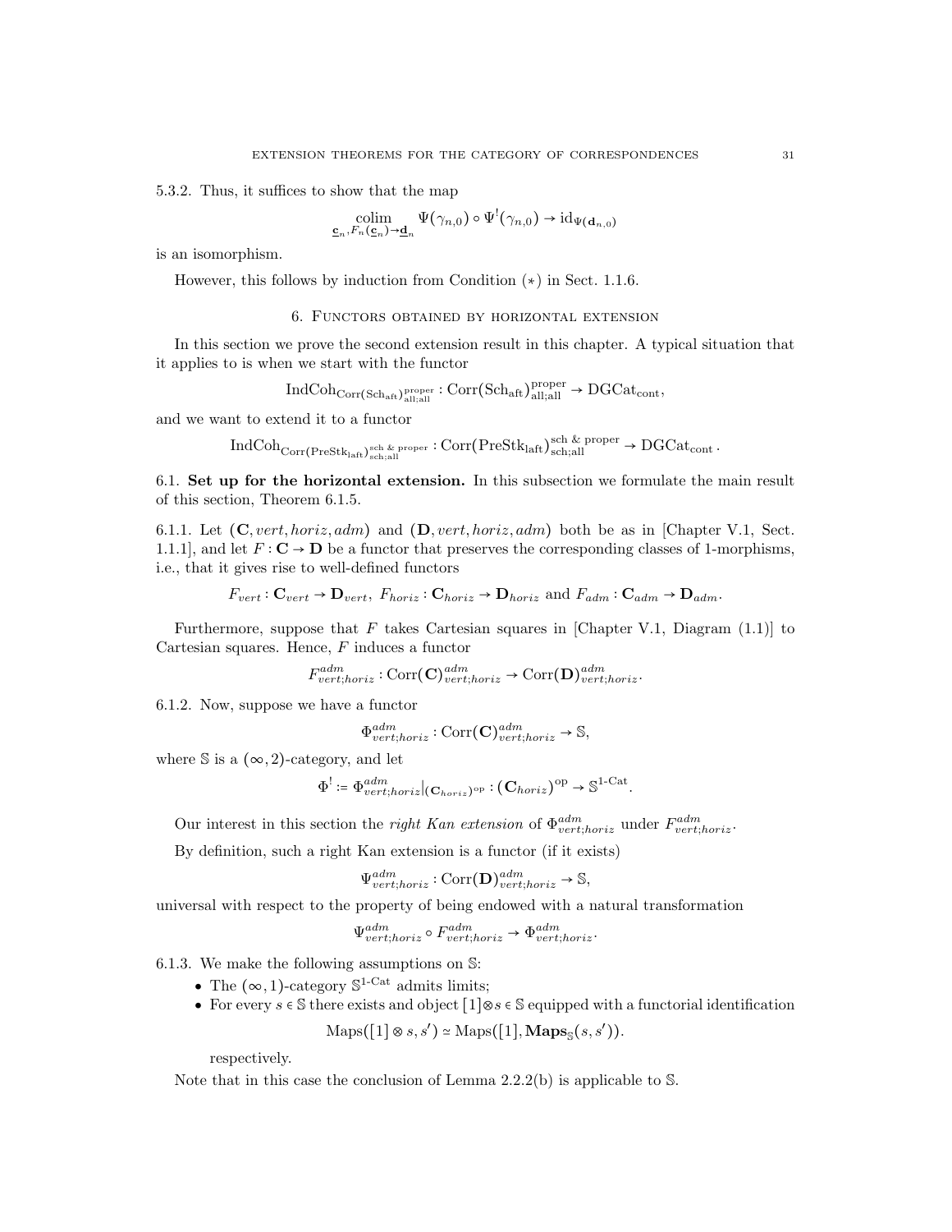5.3.2. Thus, it suffices to show that the map

$$\underset{\underline{\mathbf{c}}_n, F_n(\underline{\mathbf{c}}_n)\to\underline{\mathbf{d}}_n}{\operatorname{colim}} \Psi(\gamma_{n,0}) \circ \Psi^!(\gamma_{n,0}) \to \mathrm{id}_{\Psi(\mathbf{d}_{n,0})}$$

is an isomorphism.

However, this follows by induction from Condition $(*)$ in Sect. 1.1.6.

## 6. Functors obtained by horizontal extension

In this section we prove the second extension result in this chapter. A typical situation that it applies to is when we start with the functor

$$\mathrm{IndCoh}_{\mathrm{Corr}(\mathrm{Sch}_{\mathrm{aft}})^{\mathrm{proper}}_{\mathrm{all;all}}} : \mathrm{Corr}(\mathrm{Sch}_{\mathrm{aft}})^{\mathrm{proper}}_{\mathrm{all;all}} \to \mathrm{DGCat}_{\mathrm{cont}},$$

and we want to extend it to a functor

$$\mathrm{IndCoh}_{\mathrm{Corr}(\mathrm{PreStk}_{\mathrm{laft}})^{\mathrm{sch\ \&\ proper}}_{\mathrm{sch;all}}} : \mathrm{Corr}(\mathrm{PreStk}_{\mathrm{laft}})^{\mathrm{sch\ \&\ proper}}_{\mathrm{sch;all}} \to \mathrm{DGCat}_{\mathrm{cont}}.$$

6.1. **Set up for the horizontal extension.** In this subsection we formulate the main result of this section, Theorem 6.1.5.

6.1.1. Let $(\mathbf{C}, vert, horiz, adm)$ and $(\mathbf{D}, vert, horiz, adm)$ both be as in [Chapter V.1, Sect. 1.1.1], and let $F : \mathbf{C} \to \mathbf{D}$ be a functor that preserves the corresponding classes of 1-morphisms, i.e., that it gives rise to well-defined functors

$$F_{vert} : \mathbf{C}_{vert} \to \mathbf{D}_{vert},\ F_{horiz} : \mathbf{C}_{horiz} \to \mathbf{D}_{horiz} \text{ and } F_{adm} : \mathbf{C}_{adm} \to \mathbf{D}_{adm}.$$

Furthermore, suppose that $F$ takes Cartesian squares in [Chapter V.1, Diagram (1.1)] to Cartesian squares. Hence, $F$ induces a functor

$$F^{adm}_{vert;horiz} : \mathrm{Corr}(\mathbf{C})^{adm}_{vert;horiz} \to \mathrm{Corr}(\mathbf{D})^{adm}_{vert;horiz}.$$

6.1.2. Now, suppose we have a functor

$$\Phi^{adm}_{vert;horiz} : \mathrm{Corr}(\mathbf{C})^{adm}_{vert;horiz} \to \mathbb{S},$$

where $\mathbb{S}$ is a $(\infty, 2)$-category, and let

$$\Phi^! := \Phi^{adm}_{vert;horiz}|_{(\mathbf{C}_{horiz})^{\mathrm{op}}} : (\mathbf{C}_{horiz})^{\mathrm{op}} \to \mathbb{S}^{1\text{-Cat}}.$$

Our interest in this section the *right Kan extension* of $\Phi^{adm}_{vert;horiz}$ under $F^{adm}_{vert;horiz}$.

By definition, such a right Kan extension is a functor (if it exists)

$$\Psi^{adm}_{vert;horiz} : \mathrm{Corr}(\mathbf{D})^{adm}_{vert;horiz} \to \mathbb{S},$$

universal with respect to the property of being endowed with a natural transformation

$$\Psi^{adm}_{vert;horiz} \circ F^{adm}_{vert;horiz} \to \Phi^{adm}_{vert;horiz}.$$

6.1.3. We make the following assumptions on $\mathbb{S}$:

- The $(\infty, 1)$-category $\mathbb{S}^{1\text{-Cat}}$ admits limits;
- For every $s \in \mathbb{S}$ there exists and object $[1] \otimes s \in \mathbb{S}$ equipped with a functorial identification

$$\mathrm{Maps}([1] \otimes s, s') \simeq \mathrm{Maps}([1], \mathbf{Maps}_{\mathbb{S}}(s, s')).$$

  respectively.

Note that in this case the conclusion of Lemma 2.2.2(b) is applicable to $\mathbb{S}$.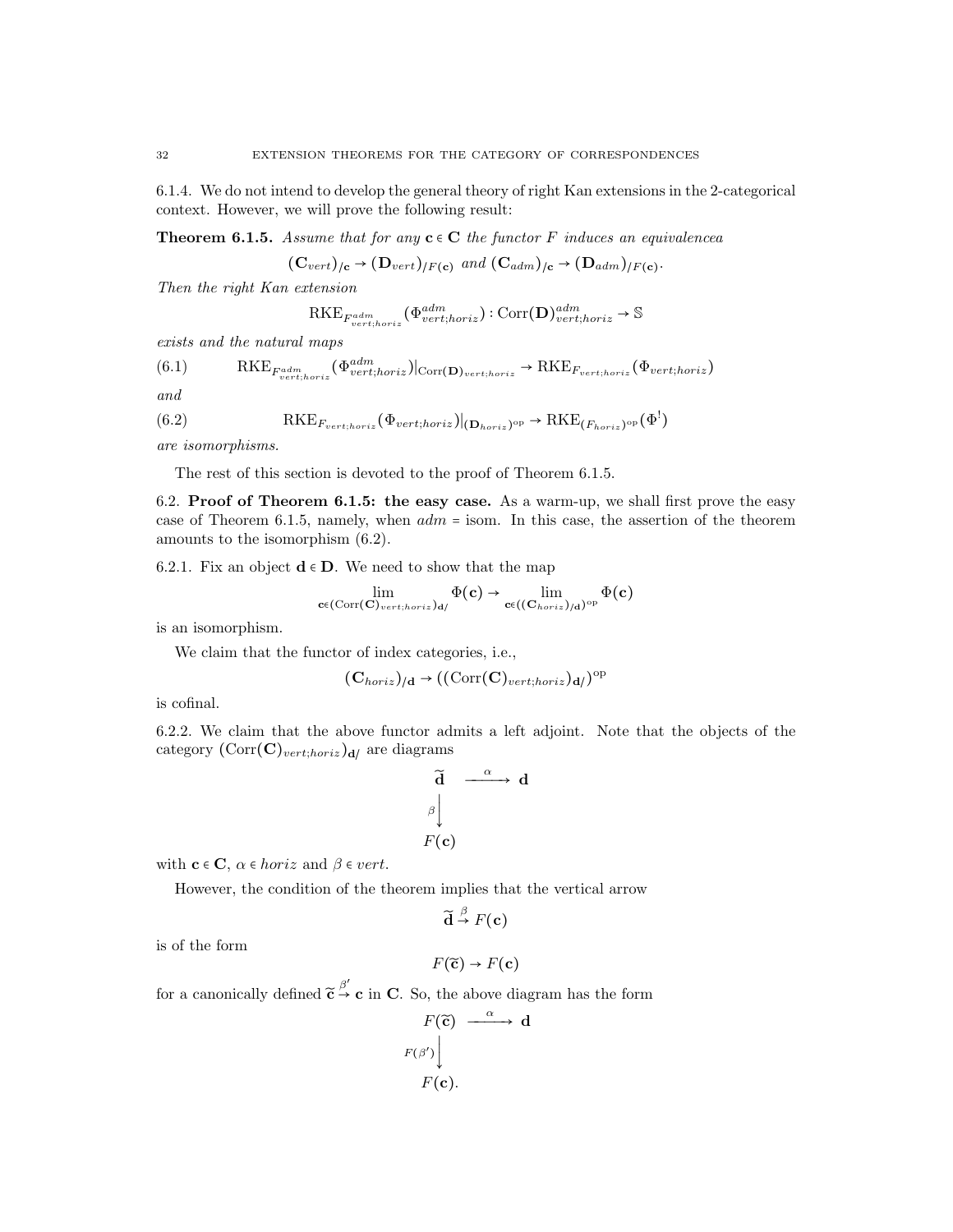6.1.4. We do not intend to develop the general theory of right Kan extensions in the 2-categorical context. However, we will prove the following result:

**Theorem 6.1.5.** *Assume that for any $\mathbf{c} \in \mathbf{C}$ the functor $F$ induces an equivalencea*

$$(\mathbf{C}_{vert})_{/\mathbf{c}} \to (\mathbf{D}_{vert})_{/F(\mathbf{c})} \text{ and } (\mathbf{C}_{adm})_{/\mathbf{c}} \to (\mathbf{D}_{adm})_{/F(\mathbf{c})}.$$

*Then the right Kan extension*

$$\mathrm{RKE}_{F^{adm}_{vert;horiz}}(\Phi^{adm}_{vert;horiz}) : \mathrm{Corr}(\mathbf{D})^{adm}_{vert;horiz} \to \mathbb{S}$$

*exists and the natural maps*

$$\mathrm{RKE}_{F^{adm}_{vert;horiz}}(\Phi^{adm}_{vert;horiz})|_{\mathrm{Corr}(\mathbf{D})_{vert;horiz}} \to \mathrm{RKE}_{F_{vert;horiz}}(\Phi_{vert;horiz}) \tag{6.1}$$

*and*

$$\mathrm{RKE}_{F_{vert;horiz}}(\Phi_{vert;horiz})|_{(\mathbf{D}_{horiz})^{\mathrm{op}}} \to \mathrm{RKE}_{(F_{horiz})^{\mathrm{op}}}(\Phi^!) \tag{6.2}$$

*are isomorphisms.*

The rest of this section is devoted to the proof of Theorem 6.1.5.

6.2. **Proof of Theorem 6.1.5: the easy case.** As a warm-up, we shall first prove the easy case of Theorem 6.1.5, namely, when $adm$ = isom. In this case, the assertion of the theorem amounts to the isomorphism (6.2).

6.2.1. Fix an object $\mathbf{d} \in \mathbf{D}$. We need to show that the map

$$\lim_{\mathbf{c} \in (\mathrm{Corr}(\mathbf{C})_{vert;horiz})_{\mathbf{d}/}} \Phi(\mathbf{c}) \to \lim_{\mathbf{c} \in ((\mathbf{C}_{horiz})_{/\mathbf{d}})^{\mathrm{op}}} \Phi(\mathbf{c})$$

is an isomorphism.

We claim that the functor of index categories, i.e.,

$$(\mathbf{C}_{horiz})_{/\mathbf{d}} \to ((\mathrm{Corr}(\mathbf{C})_{vert;horiz})_{\mathbf{d}/})^{\mathrm{op}}$$

is cofinal.

6.2.2. We claim that the above functor admits a left adjoint. Note that the objects of the category $(\mathrm{Corr}(\mathbf{C})_{vert;horiz})_{\mathbf{d}/}$ are diagrams

$$\begin{array}{ccc} \widetilde{\mathbf{d}} & \xrightarrow{\alpha} & \mathbf{d} \\ {\scriptstyle\beta}\downarrow & & \\ F(\mathbf{c}) & & \end{array}$$

with $\mathbf{c} \in \mathbf{C}$, $\alpha \in horiz$ and $\beta \in vert$.

However, the condition of the theorem implies that the vertical arrow

$$\widetilde{\mathbf{d}} \overset{\beta}{\to} F(\mathbf{c})$$

is of the form

$$F(\widetilde{\mathbf{c}}) \to F(\mathbf{c})$$

for a canonically defined $\widetilde{\mathbf{c}} \overset{\beta'}{\to} \mathbf{c}$ in $\mathbf{C}$. So, the above diagram has the form

$$\begin{array}{ccc} F(\widetilde{\mathbf{c}}) & \xrightarrow{\alpha} & \mathbf{d} \\ {\scriptstyle F(\beta')}\downarrow & & \\ F(\mathbf{c}). & & \end{array}$$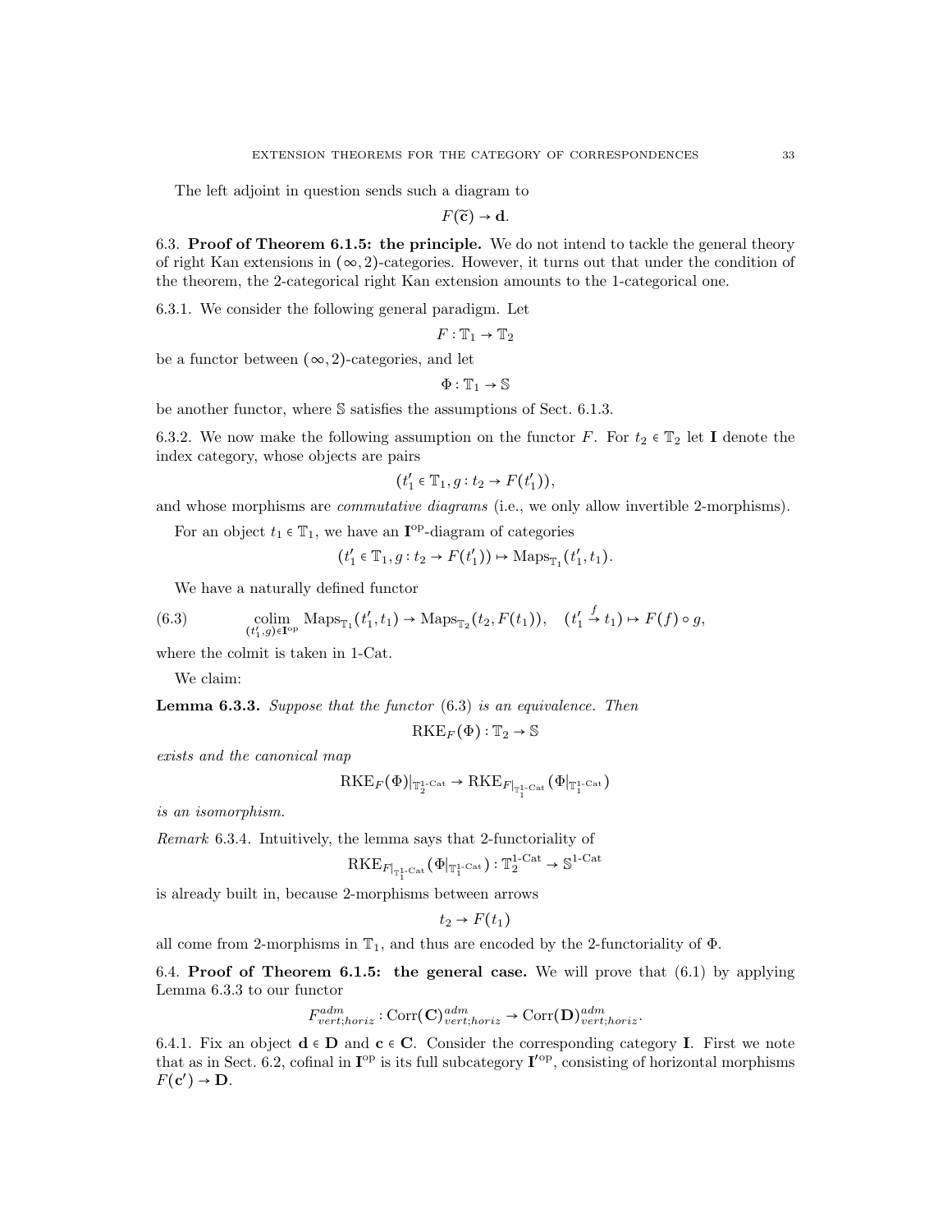The left adjoint in question sends such a diagram to

$$F(\widetilde{\mathbf{c}}) \to \mathbf{d}.$$

### 6.3. **Proof of Theorem 6.1.5: the principle.**

We do not intend to tackle the general theory of right Kan extensions in $(\infty, 2)$-categories. However, it turns out that under the condition of the theorem, the 2-categorical right Kan extension amounts to the 1-categorical one.

6.3.1. We consider the following general paradigm. Let

$$F : \mathbb{T}_1 \to \mathbb{T}_2$$

be a functor between $(\infty, 2)$-categories, and let

$$\Phi : \mathbb{T}_1 \to \mathbb{S}$$

be another functor, where $\mathbb{S}$ satisfies the assumptions of Sect. 6.1.3.

6.3.2. We now make the following assumption on the functor $F$. For $t_2 \in \mathbb{T}_2$ let $\mathbf{I}$ denote the index category, whose objects are pairs

$$(t_1' \in \mathbb{T}_1, g : t_2 \to F(t_1')),$$

and whose morphisms are *commutative diagrams* (i.e., we only allow invertible 2-morphisms).

For an object $t_1 \in \mathbb{T}_1$, we have an $\mathbf{I}^{\mathrm{op}}$-diagram of categories

$$(t_1' \in \mathbb{T}_1, g : t_2 \to F(t_1')) \mapsto \mathrm{Maps}_{\mathbb{T}_1}(t_1', t_1).$$

We have a naturally defined functor

$$\underset{(t_1', g) \in \mathbf{I}^{\mathrm{op}}}{\mathrm{colim}} \; \mathrm{Maps}_{\mathbb{T}_1}(t_1', t_1) \to \mathrm{Maps}_{\mathbb{T}_2}(t_2, F(t_1)), \quad (t_1' \overset{f}{\to} t_1) \mapsto F(f) \circ g, \tag{6.3}$$

where the colmit is taken in 1-Cat.

We claim:

**Lemma 6.3.3.** *Suppose that the functor* (6.3) *is an equivalence. Then*

$$\mathrm{RKE}_F(\Phi) : \mathbb{T}_2 \to \mathbb{S}$$

*exists and the canonical map*

$$\mathrm{RKE}_F(\Phi)|_{\mathbb{T}_2^{1\text{-Cat}}} \to \mathrm{RKE}_{F|_{\mathbb{T}_1^{1\text{-Cat}}}}(\Phi|_{\mathbb{T}_1^{1\text{-Cat}}})$$

*is an isomorphism.*

*Remark* 6.3.4. Intuitively, the lemma says that 2-functoriality of

$$\mathrm{RKE}_{F|_{\mathbb{T}_1^{1\text{-Cat}}}}(\Phi|_{\mathbb{T}_1^{1\text{-Cat}}}) : \mathbb{T}_2^{1\text{-Cat}} \to \mathbb{S}^{1\text{-Cat}}$$

is already built in, because 2-morphisms between arrows

$$t_2 \to F(t_1)$$

all come from 2-morphisms in $\mathbb{T}_1$, and thus are encoded by the 2-functoriality of $\Phi$.

### 6.4. **Proof of Theorem 6.1.5: the general case.**

We will prove that (6.1) by applying Lemma 6.3.3 to our functor

$$F^{adm}_{vert;horiz} : \mathrm{Corr}(\mathbf{C})^{adm}_{vert;horiz} \to \mathrm{Corr}(\mathbf{D})^{adm}_{vert;horiz}.$$

6.4.1. Fix an object $\mathbf{d} \in \mathbf{D}$ and $\mathbf{c} \in \mathbf{C}$. Consider the corresponding category $\mathbf{I}$. First we note that as in Sect. 6.2, cofinal in $\mathbf{I}^{\mathrm{op}}$ is its full subcategory $\mathbf{I}'^{\mathrm{op}}$, consisting of horizontal morphisms $F(\mathbf{c}') \to \mathbf{D}$.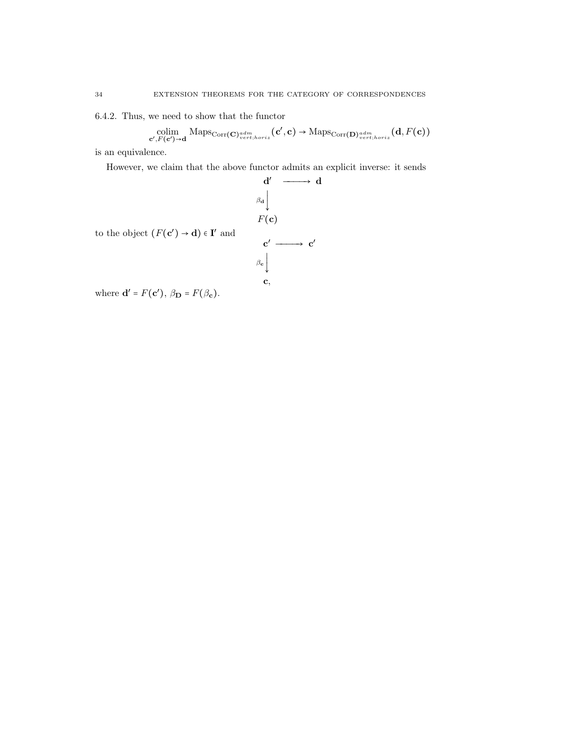6.4.2. Thus, we need to show that the functor

$$\underset{\mathbf{c}', F(\mathbf{c}') \to \mathbf{d}}{\operatorname{colim}} \operatorname{Maps}_{\operatorname{Corr}(\mathbf{C})^{adm}_{vert;horiz}}(\mathbf{c}', \mathbf{c}) \to \operatorname{Maps}_{\operatorname{Corr}(\mathbf{D})^{adm}_{vert;horiz}}(\mathbf{d}, F(\mathbf{c}))$$

is an equivalence.

However, we claim that the above functor admits an explicit inverse: it sends

$$\begin{array}{ccc} \mathbf{d}' & \longrightarrow & \mathbf{d} \\ {\scriptstyle \beta_{\mathbf{d}}} \downarrow & & \\ F(\mathbf{c}) & & \end{array}$$

to the object $(F(\mathbf{c}') \to \mathbf{d}) \in \mathbf{I}'$ and

$$\begin{array}{ccc} \mathbf{c}' & \longrightarrow & \mathbf{c}' \\ {\scriptstyle \beta_{\mathbf{c}}} \downarrow & & \\ \mathbf{c}, & & \end{array}$$

where $\mathbf{d}' = F(\mathbf{c}')$, $\beta_{\mathbf{D}} = F(\beta_{\mathbf{c}})$.